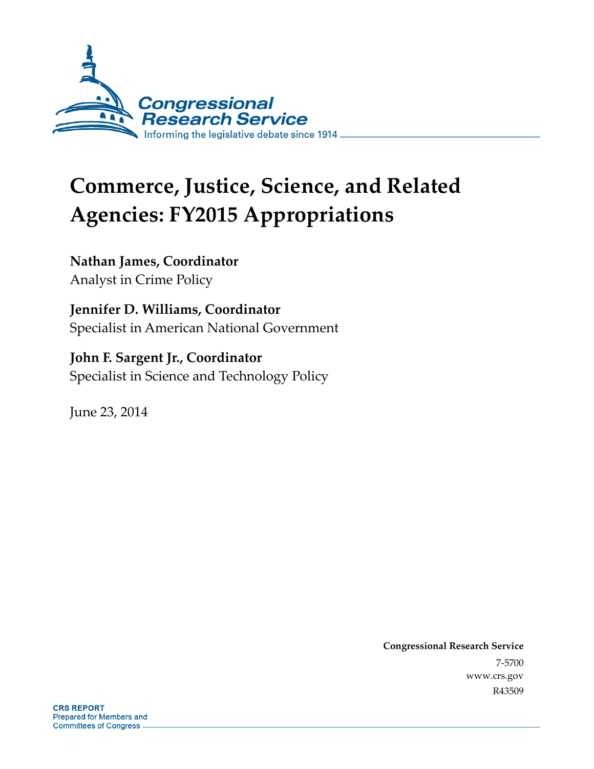Congressional Research Service

Informing the legislative debate since 1914

# Commerce, Justice, Science, and Related Agencies: FY2015 Appropriations

**Nathan James, Coordinator**
Analyst in Crime Policy

**Jennifer D. Williams, Coordinator**
Specialist in American National Government

**John F. Sargent Jr., Coordinator**
Specialist in Science and Technology Policy

June 23, 2014

**Congressional Research Service**
7-5700
www.crs.gov
R43509

**CRS REPORT**
Prepared for Members and
Committees of Congress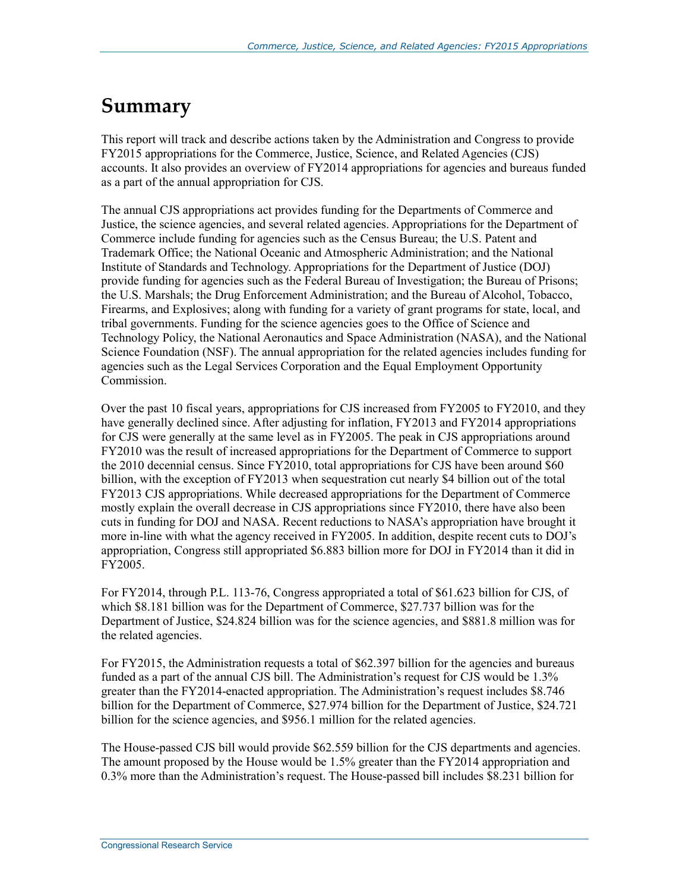# Summary

This report will track and describe actions taken by the Administration and Congress to provide FY2015 appropriations for the Commerce, Justice, Science, and Related Agencies (CJS) accounts. It also provides an overview of FY2014 appropriations for agencies and bureaus funded as a part of the annual appropriation for CJS.

The annual CJS appropriations act provides funding for the Departments of Commerce and Justice, the science agencies, and several related agencies. Appropriations for the Department of Commerce include funding for agencies such as the Census Bureau; the U.S. Patent and Trademark Office; the National Oceanic and Atmospheric Administration; and the National Institute of Standards and Technology. Appropriations for the Department of Justice (DOJ) provide funding for agencies such as the Federal Bureau of Investigation; the Bureau of Prisons; the U.S. Marshals; the Drug Enforcement Administration; and the Bureau of Alcohol, Tobacco, Firearms, and Explosives; along with funding for a variety of grant programs for state, local, and tribal governments. Funding for the science agencies goes to the Office of Science and Technology Policy, the National Aeronautics and Space Administration (NASA), and the National Science Foundation (NSF). The annual appropriation for the related agencies includes funding for agencies such as the Legal Services Corporation and the Equal Employment Opportunity Commission.

Over the past 10 fiscal years, appropriations for CJS increased from FY2005 to FY2010, and they have generally declined since. After adjusting for inflation, FY2013 and FY2014 appropriations for CJS were generally at the same level as in FY2005. The peak in CJS appropriations around FY2010 was the result of increased appropriations for the Department of Commerce to support the 2010 decennial census. Since FY2010, total appropriations for CJS have been around $60 billion, with the exception of FY2013 when sequestration cut nearly $4 billion out of the total FY2013 CJS appropriations. While decreased appropriations for the Department of Commerce mostly explain the overall decrease in CJS appropriations since FY2010, there have also been cuts in funding for DOJ and NASA. Recent reductions to NASA's appropriation have brought it more in-line with what the agency received in FY2005. In addition, despite recent cuts to DOJ's appropriation, Congress still appropriated $6.883 billion more for DOJ in FY2014 than it did in FY2005.

For FY2014, through P.L. 113-76, Congress appropriated a total of $61.623 billion for CJS, of which $8.181 billion was for the Department of Commerce, $27.737 billion was for the Department of Justice, $24.824 billion was for the science agencies, and $881.8 million was for the related agencies.

For FY2015, the Administration requests a total of $62.397 billion for the agencies and bureaus funded as a part of the annual CJS bill. The Administration's request for CJS would be 1.3% greater than the FY2014-enacted appropriation. The Administration's request includes $8.746 billion for the Department of Commerce, $27.974 billion for the Department of Justice, $24.721 billion for the science agencies, and $956.1 million for the related agencies.

The House-passed CJS bill would provide $62.559 billion for the CJS departments and agencies. The amount proposed by the House would be 1.5% greater than the FY2014 appropriation and 0.3% more than the Administration's request. The House-passed bill includes $8.231 billion for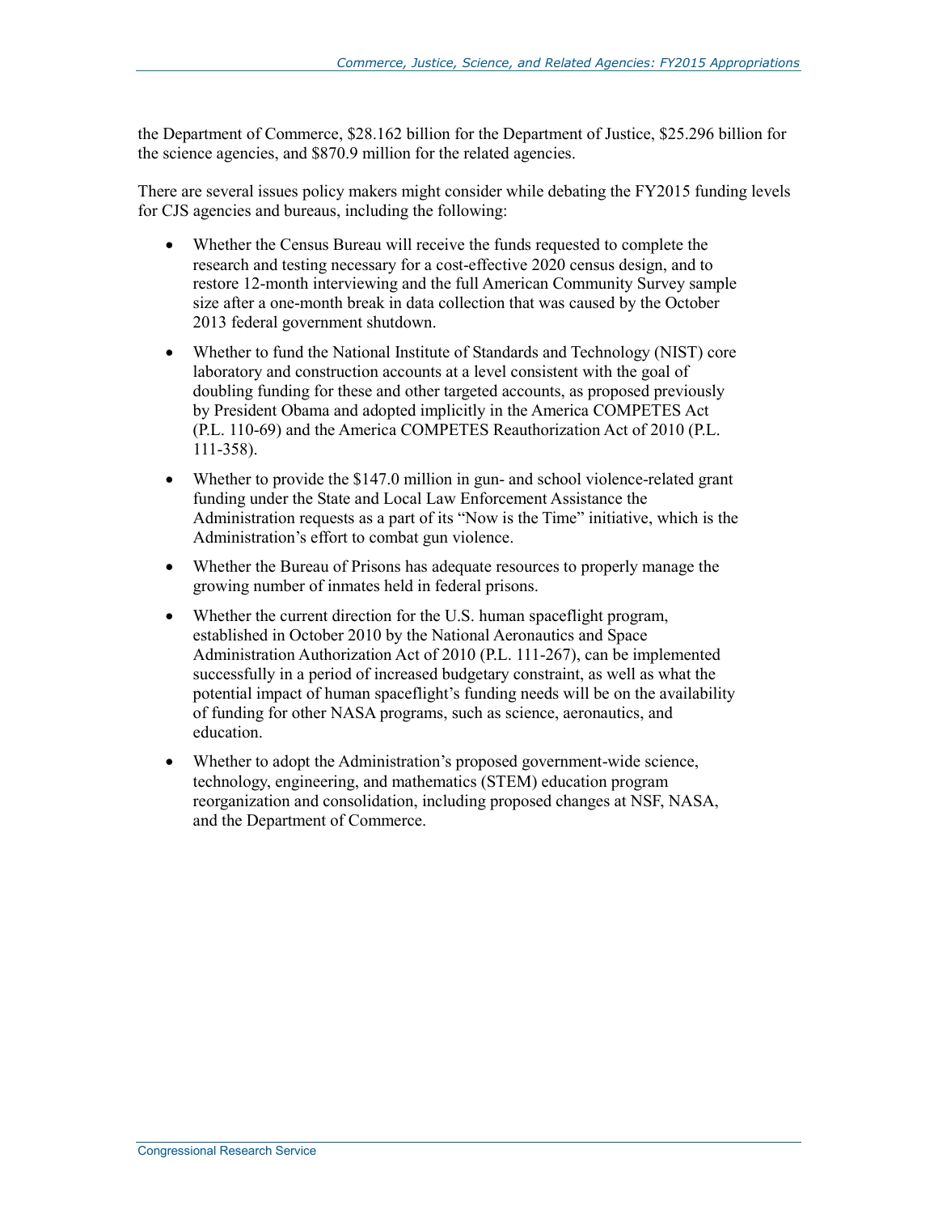the Department of Commerce, $28.162 billion for the Department of Justice, $25.296 billion for the science agencies, and $870.9 million for the related agencies.

There are several issues policy makers might consider while debating the FY2015 funding levels for CJS agencies and bureaus, including the following:

- Whether the Census Bureau will receive the funds requested to complete the research and testing necessary for a cost-effective 2020 census design, and to restore 12-month interviewing and the full American Community Survey sample size after a one-month break in data collection that was caused by the October 2013 federal government shutdown.
- Whether to fund the National Institute of Standards and Technology (NIST) core laboratory and construction accounts at a level consistent with the goal of doubling funding for these and other targeted accounts, as proposed previously by President Obama and adopted implicitly in the America COMPETES Act (P.L. 110-69) and the America COMPETES Reauthorization Act of 2010 (P.L. 111-358).
- Whether to provide the $147.0 million in gun- and school violence-related grant funding under the State and Local Law Enforcement Assistance the Administration requests as a part of its "Now is the Time" initiative, which is the Administration's effort to combat gun violence.
- Whether the Bureau of Prisons has adequate resources to properly manage the growing number of inmates held in federal prisons.
- Whether the current direction for the U.S. human spaceflight program, established in October 2010 by the National Aeronautics and Space Administration Authorization Act of 2010 (P.L. 111-267), can be implemented successfully in a period of increased budgetary constraint, as well as what the potential impact of human spaceflight's funding needs will be on the availability of funding for other NASA programs, such as science, aeronautics, and education.
- Whether to adopt the Administration's proposed government-wide science, technology, engineering, and mathematics (STEM) education program reorganization and consolidation, including proposed changes at NSF, NASA, and the Department of Commerce.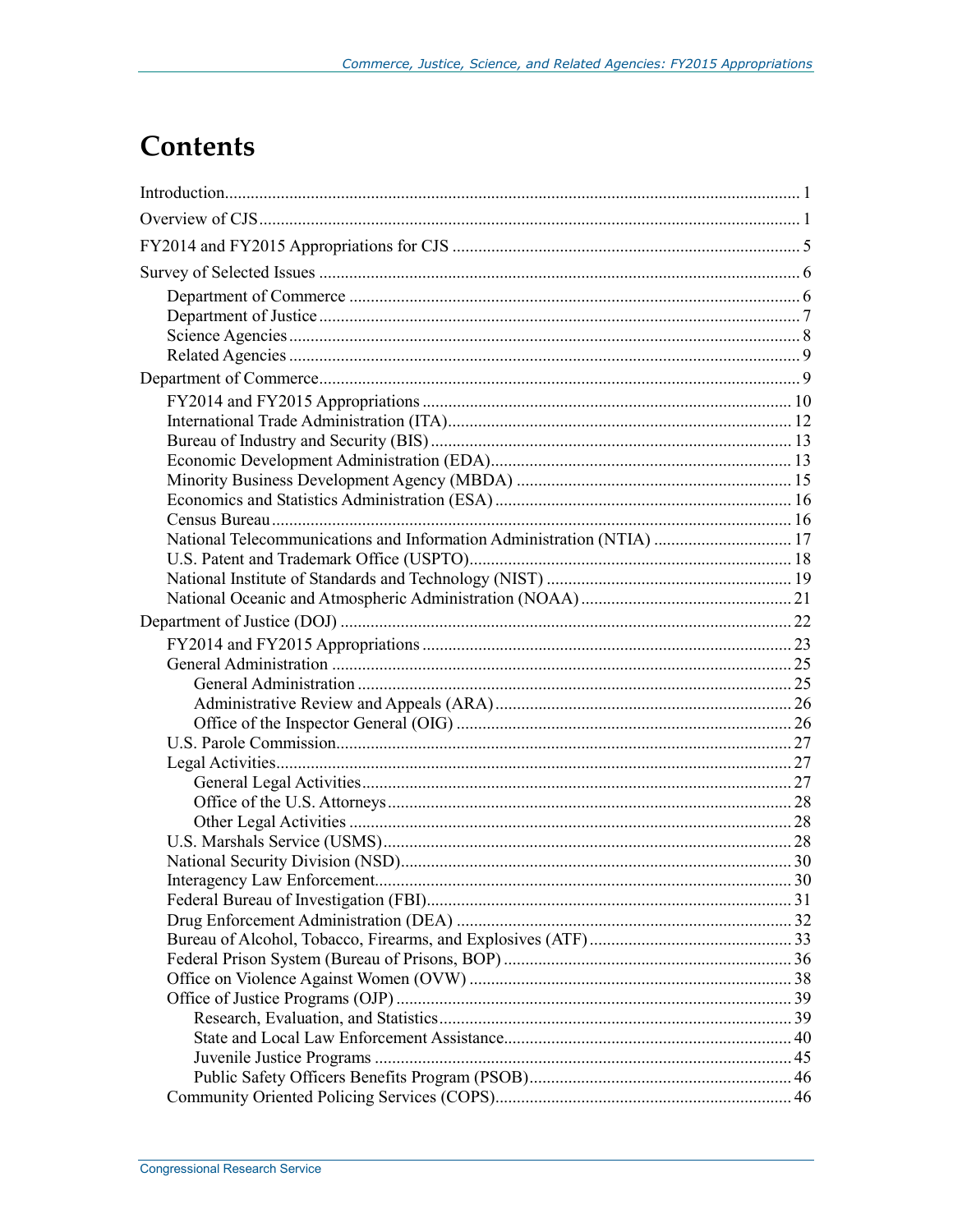# Contents

Introduction....................................................................................................................... 1

Overview of CJS.................................................................................................................. 1

FY2014 and FY2015 Appropriations for CJS ..................................................................... 5

Survey of Selected Issues .................................................................................................... 6

- Department of Commerce ........................................................................................... 6
- Department of Justice .................................................................................................. 7
- Science Agencies ......................................................................................................... 8
- Related Agencies ......................................................................................................... 9

Department of Commerce.................................................................................................... 9

- FY2014 and FY2015 Appropriations ........................................................................ 10
- International Trade Administration (ITA)................................................................. 12
- Bureau of Industry and Security (BIS) ...................................................................... 13
- Economic Development Administration (EDA)........................................................ 13
- Minority Business Development Agency (MBDA) ................................................... 15
- Economics and Statistics Administration (ESA) ....................................................... 16
- Census Bureau ........................................................................................................... 16
- National Telecommunications and Information Administration (NTIA) ................. 17
- U.S. Patent and Trademark Office (USPTO)............................................................. 18
- National Institute of Standards and Technology (NIST) ........................................... 19
- National Oceanic and Atmospheric Administration (NOAA) .................................. 21

Department of Justice (DOJ) ............................................................................................. 22

- FY2014 and FY2015 Appropriations ........................................................................ 23
- General Administration ............................................................................................. 25
    - General Administration ....................................................................................... 25
    - Administrative Review and Appeals (ARA) ....................................................... 26
    - Office of the Inspector General (OIG) ................................................................ 26
- U.S. Parole Commission............................................................................................ 27
- Legal Activities.......................................................................................................... 27
    - General Legal Activities ..................................................................................... 27
    - Office of the U.S. Attorneys................................................................................ 28
    - Other Legal Activities ......................................................................................... 28
- U.S. Marshals Service (USMS).................................................................................. 28
- National Security Division (NSD)............................................................................. 30
- Interagency Law Enforcement................................................................................... 30
- Federal Bureau of Investigation (FBI)....................................................................... 31
- Drug Enforcement Administration (DEA) ................................................................ 32
- Bureau of Alcohol, Tobacco, Firearms, and Explosives (ATF) ................................ 33
- Federal Prison System (Bureau of Prisons, BOP) ..................................................... 36
- Office on Violence Against Women (OVW) ............................................................ 38
- Office of Justice Programs (OJP) .............................................................................. 39
    - Research, Evaluation, and Statistics.................................................................... 39
    - State and Local Law Enforcement Assistance..................................................... 40
    - Juvenile Justice Programs ................................................................................... 45
    - Public Safety Officers Benefits Program (PSOB)............................................... 46
- Community Oriented Policing Services (COPS)....................................................... 46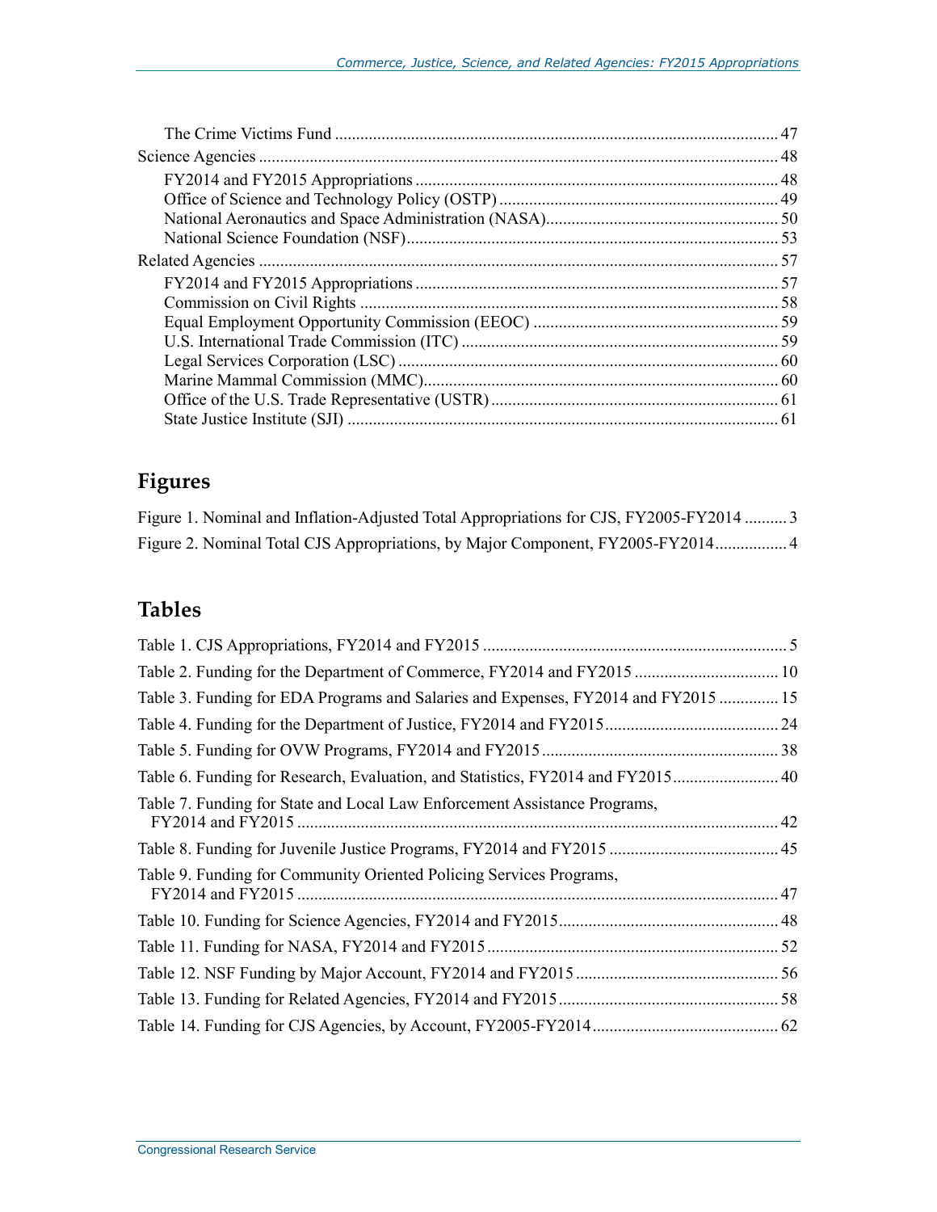The Crime Victims Fund ........................................................................................................ 47

Science Agencies ......................................................................................................................... 48

FY2014 and FY2015 Appropriations ..................................................................................... 48

Office of Science and Technology Policy (OSTP) .................................................................. 49

National Aeronautics and Space Administration (NASA)....................................................... 50

National Science Foundation (NSF)........................................................................................ 53

Related Agencies .......................................................................................................................... 57

FY2014 and FY2015 Appropriations ..................................................................................... 57

Commission on Civil Rights .................................................................................................. 58

Equal Employment Opportunity Commission (EEOC) .......................................................... 59

U.S. International Trade Commission (ITC) .......................................................................... 59

Legal Services Corporation (LSC) ......................................................................................... 60

Marine Mammal Commission (MMC).................................................................................... 60

Office of the U.S. Trade Representative (USTR) .................................................................... 61

State Justice Institute (SJI) ..................................................................................................... 61

## Figures

Figure 1. Nominal and Inflation-Adjusted Total Appropriations for CJS, FY2005-FY2014 .......... 3

Figure 2. Nominal Total CJS Appropriations, by Major Component, FY2005-FY2014................. 4

## Tables

Table 1. CJS Appropriations, FY2014 and FY2015 ........................................................................ 5

Table 2. Funding for the Department of Commerce, FY2014 and FY2015 .................................. 10

Table 3. Funding for EDA Programs and Salaries and Expenses, FY2014 and FY2015 .............. 15

Table 4. Funding for the Department of Justice, FY2014 and FY2015......................................... 24

Table 5. Funding for OVW Programs, FY2014 and FY2015 ........................................................ 38

Table 6. Funding for Research, Evaluation, and Statistics, FY2014 and FY2015......................... 40

Table 7. Funding for State and Local Law Enforcement Assistance Programs, FY2014 and FY2015 .................................................................................................................. 42

Table 8. Funding for Juvenile Justice Programs, FY2014 and FY2015 ........................................ 45

Table 9. Funding for Community Oriented Policing Services Programs, FY2014 and FY2015 .................................................................................................................. 47

Table 10. Funding for Science Agencies, FY2014 and FY2015.................................................... 48

Table 11. Funding for NASA, FY2014 and FY2015 ..................................................................... 52

Table 12. NSF Funding by Major Account, FY2014 and FY2015 ................................................ 56

Table 13. Funding for Related Agencies, FY2014 and FY2015.................................................... 58

Table 14. Funding for CJS Agencies, by Account, FY2005-FY2014............................................ 62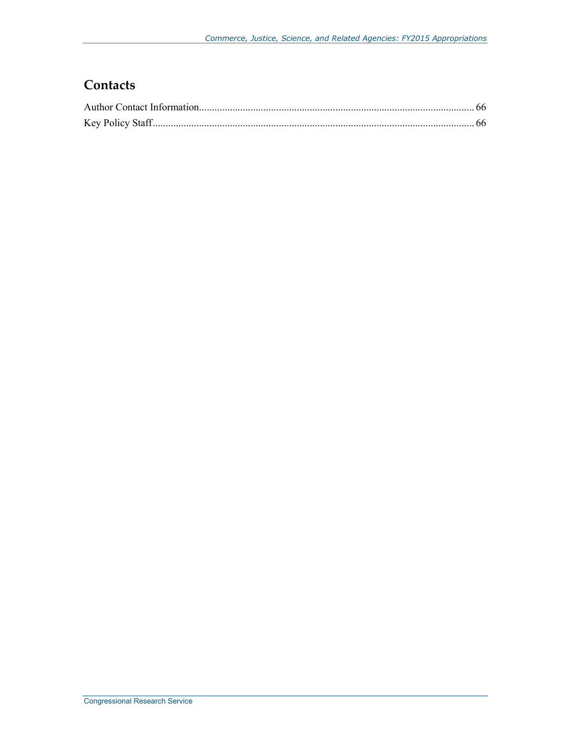## Contacts

Author Contact Information........................................................................................................... 66

Key Policy Staff............................................................................................................................ 66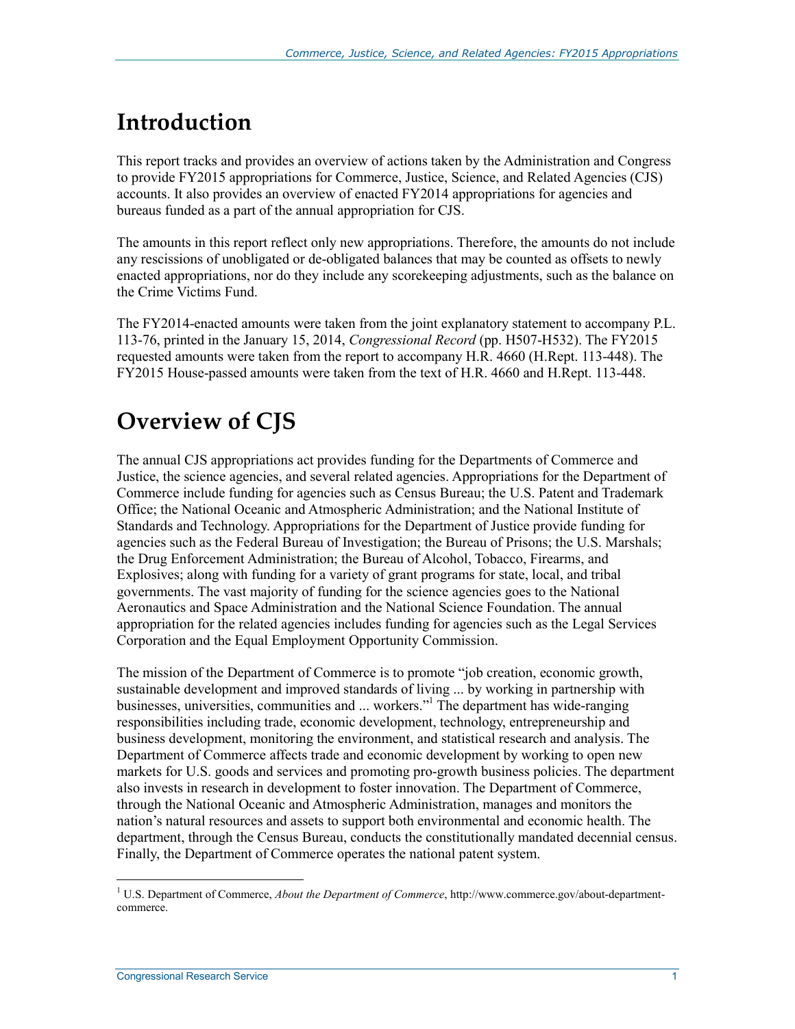# Introduction

This report tracks and provides an overview of actions taken by the Administration and Congress to provide FY2015 appropriations for Commerce, Justice, Science, and Related Agencies (CJS) accounts. It also provides an overview of enacted FY2014 appropriations for agencies and bureaus funded as a part of the annual appropriation for CJS.

The amounts in this report reflect only new appropriations. Therefore, the amounts do not include any rescissions of unobligated or de-obligated balances that may be counted as offsets to newly enacted appropriations, nor do they include any scorekeeping adjustments, such as the balance on the Crime Victims Fund.

The FY2014-enacted amounts were taken from the joint explanatory statement to accompany P.L. 113-76, printed in the January 15, 2014, *Congressional Record* (pp. H507-H532). The FY2015 requested amounts were taken from the report to accompany H.R. 4660 (H.Rept. 113-448). The FY2015 House-passed amounts were taken from the text of H.R. 4660 and H.Rept. 113-448.

# Overview of CJS

The annual CJS appropriations act provides funding for the Departments of Commerce and Justice, the science agencies, and several related agencies. Appropriations for the Department of Commerce include funding for agencies such as Census Bureau; the U.S. Patent and Trademark Office; the National Oceanic and Atmospheric Administration; and the National Institute of Standards and Technology. Appropriations for the Department of Justice provide funding for agencies such as the Federal Bureau of Investigation; the Bureau of Prisons; the U.S. Marshals; the Drug Enforcement Administration; the Bureau of Alcohol, Tobacco, Firearms, and Explosives; along with funding for a variety of grant programs for state, local, and tribal governments. The vast majority of funding for the science agencies goes to the National Aeronautics and Space Administration and the National Science Foundation. The annual appropriation for the related agencies includes funding for agencies such as the Legal Services Corporation and the Equal Employment Opportunity Commission.

The mission of the Department of Commerce is to promote "job creation, economic growth, sustainable development and improved standards of living ... by working in partnership with businesses, universities, communities and ... workers."[1] The department has wide-ranging responsibilities including trade, economic development, technology, entrepreneurship and business development, monitoring the environment, and statistical research and analysis. The Department of Commerce affects trade and economic development by working to open new markets for U.S. goods and services and promoting pro-growth business policies. The department also invests in research in development to foster innovation. The Department of Commerce, through the National Oceanic and Atmospheric Administration, manages and monitors the nation's natural resources and assets to support both environmental and economic health. The department, through the Census Bureau, conducts the constitutionally mandated decennial census. Finally, the Department of Commerce operates the national patent system.

[1] U.S. Department of Commerce, *About the Department of Commerce*, http://www.commerce.gov/about-department-commerce.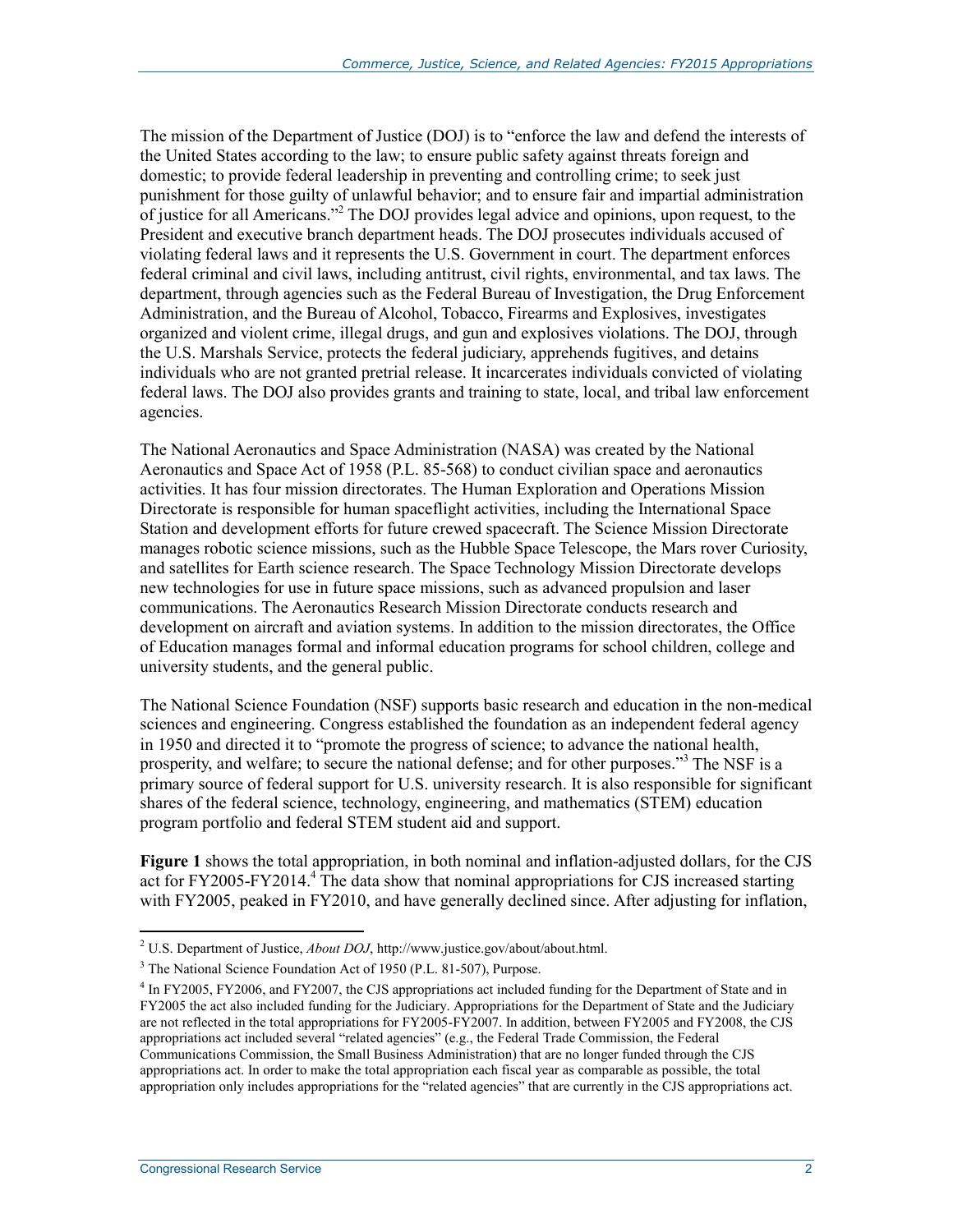The mission of the Department of Justice (DOJ) is to "enforce the law and defend the interests of the United States according to the law; to ensure public safety against threats foreign and domestic; to provide federal leadership in preventing and controlling crime; to seek just punishment for those guilty of unlawful behavior; and to ensure fair and impartial administration of justice for all Americans."[2] The DOJ provides legal advice and opinions, upon request, to the President and executive branch department heads. The DOJ prosecutes individuals accused of violating federal laws and it represents the U.S. Government in court. The department enforces federal criminal and civil laws, including antitrust, civil rights, environmental, and tax laws. The department, through agencies such as the Federal Bureau of Investigation, the Drug Enforcement Administration, and the Bureau of Alcohol, Tobacco, Firearms and Explosives, investigates organized and violent crime, illegal drugs, and gun and explosives violations. The DOJ, through the U.S. Marshals Service, protects the federal judiciary, apprehends fugitives, and detains individuals who are not granted pretrial release. It incarcerates individuals convicted of violating federal laws. The DOJ also provides grants and training to state, local, and tribal law enforcement agencies.

The National Aeronautics and Space Administration (NASA) was created by the National Aeronautics and Space Act of 1958 (P.L. 85-568) to conduct civilian space and aeronautics activities. It has four mission directorates. The Human Exploration and Operations Mission Directorate is responsible for human spaceflight activities, including the International Space Station and development efforts for future crewed spacecraft. The Science Mission Directorate manages robotic science missions, such as the Hubble Space Telescope, the Mars rover Curiosity, and satellites for Earth science research. The Space Technology Mission Directorate develops new technologies for use in future space missions, such as advanced propulsion and laser communications. The Aeronautics Research Mission Directorate conducts research and development on aircraft and aviation systems. In addition to the mission directorates, the Office of Education manages formal and informal education programs for school children, college and university students, and the general public.

The National Science Foundation (NSF) supports basic research and education in the non-medical sciences and engineering. Congress established the foundation as an independent federal agency in 1950 and directed it to "promote the progress of science; to advance the national health, prosperity, and welfare; to secure the national defense; and for other purposes."[3] The NSF is a primary source of federal support for U.S. university research. It is also responsible for significant shares of the federal science, technology, engineering, and mathematics (STEM) education program portfolio and federal STEM student aid and support.

**Figure 1** shows the total appropriation, in both nominal and inflation-adjusted dollars, for the CJS act for FY2005-FY2014.[4] The data show that nominal appropriations for CJS increased starting with FY2005, peaked in FY2010, and have generally declined since. After adjusting for inflation,

[2] U.S. Department of Justice, *About DOJ*, http://www.justice.gov/about/about.html.

[3] The National Science Foundation Act of 1950 (P.L. 81-507), Purpose.

[4] In FY2005, FY2006, and FY2007, the CJS appropriations act included funding for the Department of State and in FY2005 the act also included funding for the Judiciary. Appropriations for the Department of State and the Judiciary are not reflected in the total appropriations for FY2005-FY2007. In addition, between FY2005 and FY2008, the CJS appropriations act included several "related agencies" (e.g., the Federal Trade Commission, the Federal Communications Commission, the Small Business Administration) that are no longer funded through the CJS appropriations act. In order to make the total appropriation each fiscal year as comparable as possible, the total appropriation only includes appropriations for the "related agencies" that are currently in the CJS appropriations act.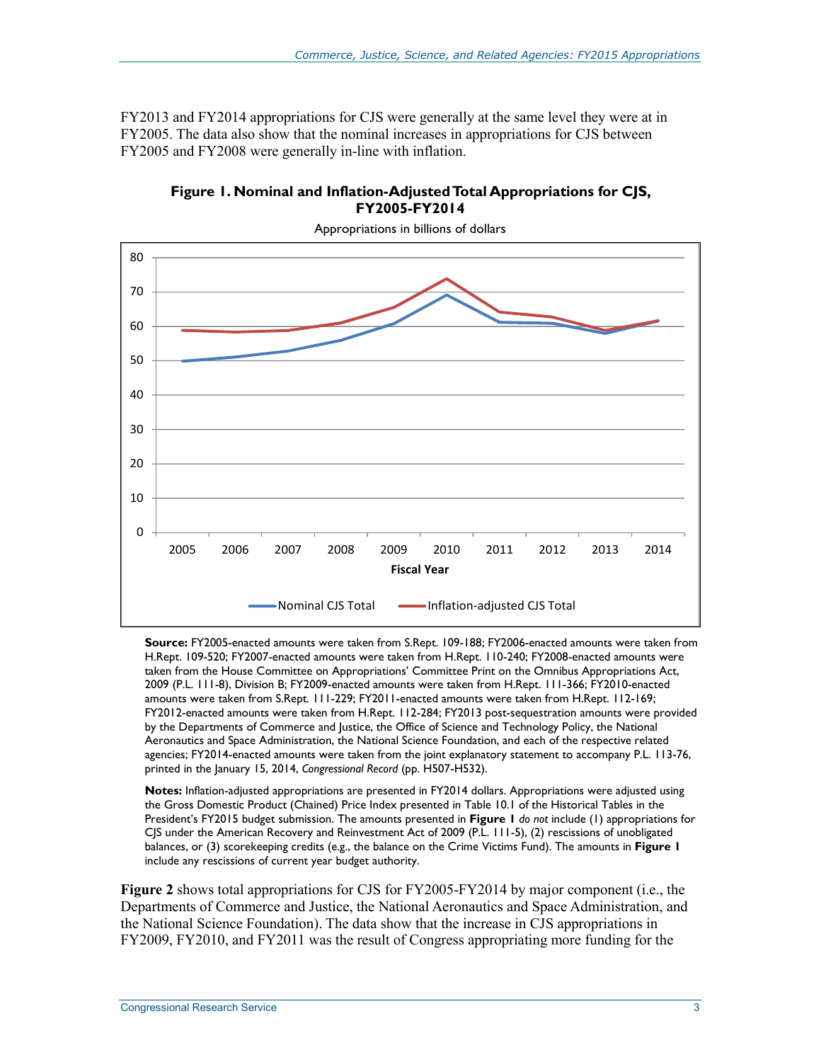FY2013 and FY2014 appropriations for CJS were generally at the same level they were at in FY2005. The data also show that the nominal increases in appropriations for CJS between FY2005 and FY2008 were generally in-line with inflation.

**Figure 1. Nominal and Inflation-Adjusted Total Appropriations for CJS, FY2005-FY2014**

Appropriations in billions of dollars

80
70
60
50
40
30
20
10
0

2005 2006 2007 2008 2009 2010 2011 2012 2013 2014

Fiscal Year

Nominal CJS Total
Inflation-adjusted CJS Total

**Source:** FY2005-enacted amounts were taken from S.Rept. 109-188; FY2006-enacted amounts were taken from H.Rept. 109-520; FY2007-enacted amounts were taken from H.Rept. 110-240; FY2008-enacted amounts were taken from the House Committee on Appropriations' Committee Print on the Omnibus Appropriations Act, 2009 (P.L. 111-8), Division B; FY2009-enacted amounts were taken from H.Rept. 111-366; FY2010-enacted amounts were taken from S.Rept. 111-229; FY2011-enacted amounts were taken from H.Rept. 112-169; FY2012-enacted amounts were taken from H.Rept. 112-284; FY2013 post-sequestration amounts were provided by the Departments of Commerce and Justice, the Office of Science and Technology Policy, the National Aeronautics and Space Administration, the National Science Foundation, and each of the respective related agencies; FY2014-enacted amounts were taken from the joint explanatory statement to accompany P.L. 113-76, printed in the January 15, 2014, *Congressional Record* (pp. H507-H532).

**Notes:** Inflation-adjusted appropriations are presented in FY2014 dollars. Appropriations were adjusted using the Gross Domestic Product (Chained) Price Index presented in Table 10.1 of the Historical Tables in the President's FY2015 budget submission. The amounts presented in **Figure 1** *do not* include (1) appropriations for CJS under the American Recovery and Reinvestment Act of 2009 (P.L. 111-5), (2) rescissions of unobligated balances, or (3) scorekeeping credits (e.g., the balance on the Crime Victims Fund). The amounts in **Figure 1** include any rescissions of current year budget authority.

**Figure 2** shows total appropriations for CJS for FY2005-FY2014 by major component (i.e., the Departments of Commerce and Justice, the National Aeronautics and Space Administration, and the National Science Foundation). The data show that the increase in CJS appropriations in FY2009, FY2010, and FY2011 was the result of Congress appropriating more funding for the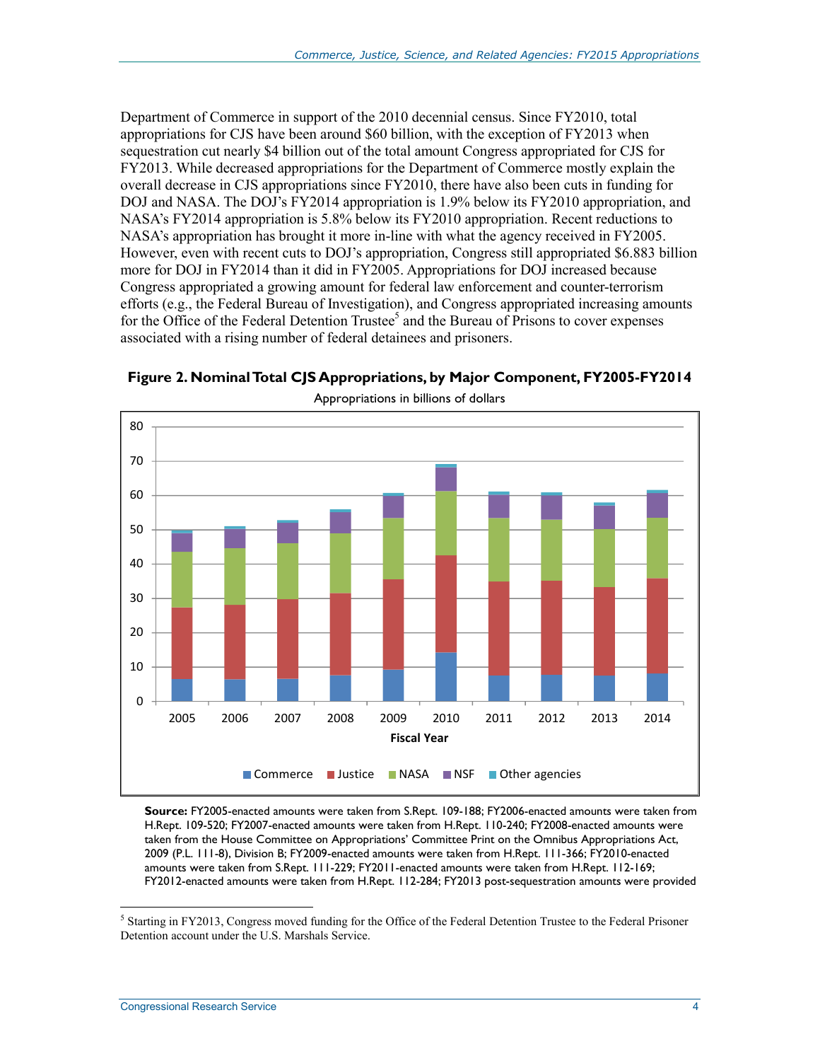Department of Commerce in support of the 2010 decennial census. Since FY2010, total appropriations for CJS have been around $60 billion, with the exception of FY2013 when sequestration cut nearly $4 billion out of the total amount Congress appropriated for CJS for FY2013. While decreased appropriations for the Department of Commerce mostly explain the overall decrease in CJS appropriations since FY2010, there have also been cuts in funding for DOJ and NASA. The DOJ's FY2014 appropriation is 1.9% below its FY2010 appropriation, and NASA's FY2014 appropriation is 5.8% below its FY2010 appropriation. Recent reductions to NASA's appropriation has brought it more in-line with what the agency received in FY2005. However, even with recent cuts to DOJ's appropriation, Congress still appropriated $6.883 billion more for DOJ in FY2014 than it did in FY2005. Appropriations for DOJ increased because Congress appropriated a growing amount for federal law enforcement and counter-terrorism efforts (e.g., the Federal Bureau of Investigation), and Congress appropriated increasing amounts for the Office of the Federal Detention Trustee[5] and the Bureau of Prisons to cover expenses associated with a rising number of federal detainees and prisoners.

**Figure 2. Nominal Total CJS Appropriations, by Major Component, FY2005-FY2014**

Appropriations in billions of dollars

80
70
60
50
40
30
20
10
0

2005 2006 2007 2008 2009 2010 2011 2012 2013 2014

Fiscal Year

Commerce Justice NASA NSF Other agencies

**Source:** FY2005-enacted amounts were taken from S.Rept. 109-188; FY2006-enacted amounts were taken from H.Rept. 109-520; FY2007-enacted amounts were taken from H.Rept. 110-240; FY2008-enacted amounts were taken from the House Committee on Appropriations' Committee Print on the Omnibus Appropriations Act, 2009 (P.L. 111-8), Division B; FY2009-enacted amounts were taken from H.Rept. 111-366; FY2010-enacted amounts were taken from S.Rept. 111-229; FY2011-enacted amounts were taken from H.Rept. 112-169; FY2012-enacted amounts were taken from H.Rept. 112-284; FY2013 post-sequestration amounts were provided

[5] Starting in FY2013, Congress moved funding for the Office of the Federal Detention Trustee to the Federal Prisoner Detention account under the U.S. Marshals Service.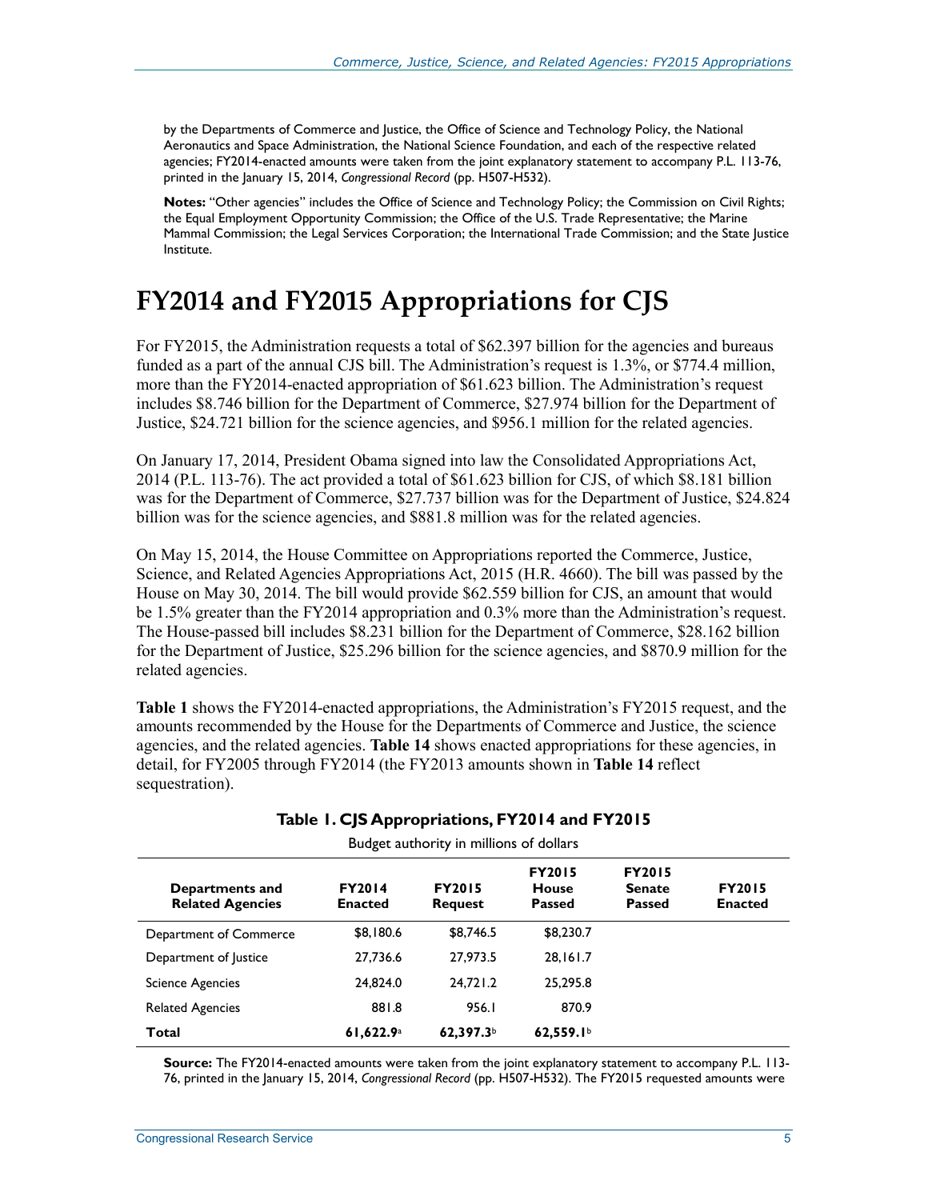by the Departments of Commerce and Justice, the Office of Science and Technology Policy, the National Aeronautics and Space Administration, the National Science Foundation, and each of the respective related agencies; FY2014-enacted amounts were taken from the joint explanatory statement to accompany P.L. 113-76, printed in the January 15, 2014, *Congressional Record* (pp. H507-H532).

**Notes:** "Other agencies" includes the Office of Science and Technology Policy; the Commission on Civil Rights; the Equal Employment Opportunity Commission; the Office of the U.S. Trade Representative; the Marine Mammal Commission; the Legal Services Corporation; the International Trade Commission; and the State Justice Institute.

# FY2014 and FY2015 Appropriations for CJS

For FY2015, the Administration requests a total of $62.397 billion for the agencies and bureaus funded as a part of the annual CJS bill. The Administration's request is 1.3%, or $774.4 million, more than the FY2014-enacted appropriation of $61.623 billion. The Administration's request includes $8.746 billion for the Department of Commerce, $27.974 billion for the Department of Justice, $24.721 billion for the science agencies, and $956.1 million for the related agencies.

On January 17, 2014, President Obama signed into law the Consolidated Appropriations Act, 2014 (P.L. 113-76). The act provided a total of $61.623 billion for CJS, of which $8.181 billion was for the Department of Commerce, $27.737 billion was for the Department of Justice, $24.824 billion was for the science agencies, and $881.8 million was for the related agencies.

On May 15, 2014, the House Committee on Appropriations reported the Commerce, Justice, Science, and Related Agencies Appropriations Act, 2015 (H.R. 4660). The bill was passed by the House on May 30, 2014. The bill would provide $62.559 billion for CJS, an amount that would be 1.5% greater than the FY2014 appropriation and 0.3% more than the Administration's request. The House-passed bill includes $8.231 billion for the Department of Commerce, $28.162 billion for the Department of Justice, $25.296 billion for the science agencies, and $870.9 million for the related agencies.

**Table 1** shows the FY2014-enacted appropriations, the Administration's FY2015 request, and the amounts recommended by the House for the Departments of Commerce and Justice, the science agencies, and the related agencies. **Table 14** shows enacted appropriations for these agencies, in detail, for FY2005 through FY2014 (the FY2013 amounts shown in **Table 14** reflect sequestration).

**Table 1. CJS Appropriations, FY2014 and FY2015**

Budget authority in millions of dollars

| Departments and Related Agencies | FY2014 Enacted | FY2015 Request | FY2015 House Passed | FY2015 Senate Passed | FY2015 Enacted |
|---|---|---|---|---|---|
| Department of Commerce | $8,180.6 | $8,746.5 | $8,230.7 | | |
| Department of Justice | 27,736.6 | 27,973.5 | 28,161.7 | | |
| Science Agencies | 24,824.0 | 24,721.2 | 25,295.8 | | |
| Related Agencies | 881.8 | 956.1 | 870.9 | | |
| **Total** | **61,622.9**[a] | **62,397.3**[b] | **62,559.1**[b] | | |

**Source:** The FY2014-enacted amounts were taken from the joint explanatory statement to accompany P.L. 113-76, printed in the January 15, 2014, *Congressional Record* (pp. H507-H532). The FY2015 requested amounts were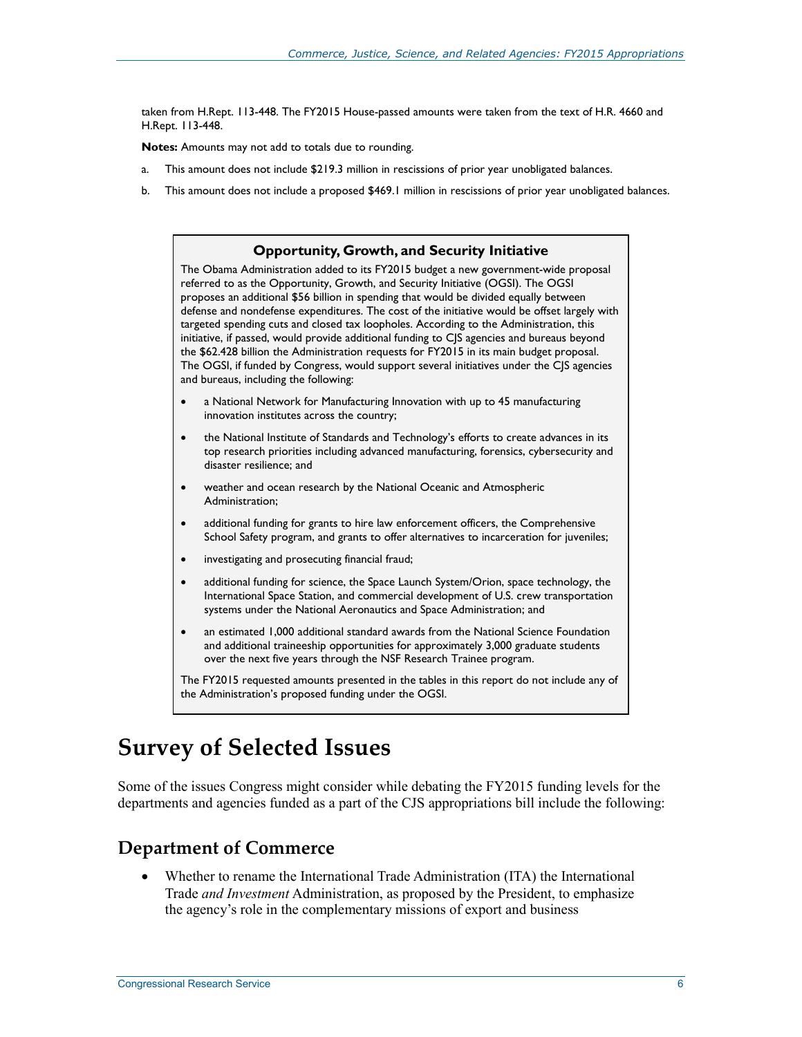taken from H.Rept. 113-448. The FY2015 House-passed amounts were taken from the text of H.R. 4660 and H.Rept. 113-448.

**Notes:** Amounts may not add to totals due to rounding.

a. This amount does not include $219.3 million in rescissions of prior year unobligated balances.

b. This amount does not include a proposed $469.1 million in rescissions of prior year unobligated balances.

**Opportunity, Growth, and Security Initiative**

The Obama Administration added to its FY2015 budget a new government-wide proposal referred to as the Opportunity, Growth, and Security Initiative (OGSI). The OGSI proposes an additional $56 billion in spending that would be divided equally between defense and nondefense expenditures. The cost of the initiative would be offset largely with targeted spending cuts and closed tax loopholes. According to the Administration, this initiative, if passed, would provide additional funding to CJS agencies and bureaus beyond the $62.428 billion the Administration requests for FY2015 in its main budget proposal. The OGSI, if funded by Congress, would support several initiatives under the CJS agencies and bureaus, including the following:

- a National Network for Manufacturing Innovation with up to 45 manufacturing innovation institutes across the country;
- the National Institute of Standards and Technology's efforts to create advances in its top research priorities including advanced manufacturing, forensics, cybersecurity and disaster resilience; and
- weather and ocean research by the National Oceanic and Atmospheric Administration;
- additional funding for grants to hire law enforcement officers, the Comprehensive School Safety program, and grants to offer alternatives to incarceration for juveniles;
- investigating and prosecuting financial fraud;
- additional funding for science, the Space Launch System/Orion, space technology, the International Space Station, and commercial development of U.S. crew transportation systems under the National Aeronautics and Space Administration; and
- an estimated 1,000 additional standard awards from the National Science Foundation and additional traineeship opportunities for approximately 3,000 graduate students over the next five years through the NSF Research Trainee program.

The FY2015 requested amounts presented in the tables in this report do not include any of the Administration's proposed funding under the OGSI.

# Survey of Selected Issues

Some of the issues Congress might consider while debating the FY2015 funding levels for the departments and agencies funded as a part of the CJS appropriations bill include the following:

## Department of Commerce

- Whether to rename the International Trade Administration (ITA) the International Trade *and Investment* Administration, as proposed by the President, to emphasize the agency's role in the complementary missions of export and business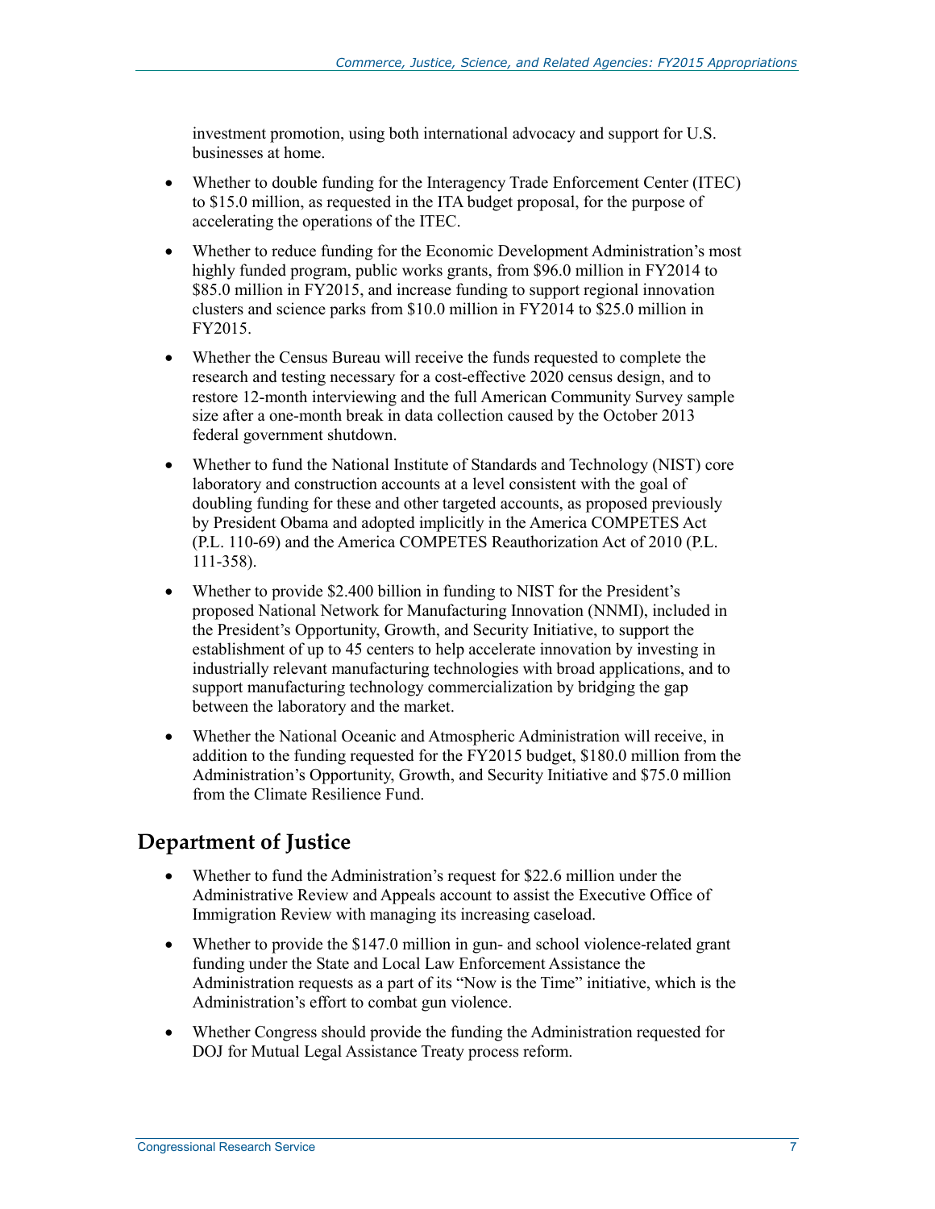investment promotion, using both international advocacy and support for U.S. businesses at home.

- Whether to double funding for the Interagency Trade Enforcement Center (ITEC) to $15.0 million, as requested in the ITA budget proposal, for the purpose of accelerating the operations of the ITEC.
- Whether to reduce funding for the Economic Development Administration's most highly funded program, public works grants, from $96.0 million in FY2014 to $85.0 million in FY2015, and increase funding to support regional innovation clusters and science parks from $10.0 million in FY2014 to $25.0 million in FY2015.
- Whether the Census Bureau will receive the funds requested to complete the research and testing necessary for a cost-effective 2020 census design, and to restore 12-month interviewing and the full American Community Survey sample size after a one-month break in data collection caused by the October 2013 federal government shutdown.
- Whether to fund the National Institute of Standards and Technology (NIST) core laboratory and construction accounts at a level consistent with the goal of doubling funding for these and other targeted accounts, as proposed previously by President Obama and adopted implicitly in the America COMPETES Act (P.L. 110-69) and the America COMPETES Reauthorization Act of 2010 (P.L. 111-358).
- Whether to provide $2.400 billion in funding to NIST for the President's proposed National Network for Manufacturing Innovation (NNMI), included in the President's Opportunity, Growth, and Security Initiative, to support the establishment of up to 45 centers to help accelerate innovation by investing in industrially relevant manufacturing technologies with broad applications, and to support manufacturing technology commercialization by bridging the gap between the laboratory and the market.
- Whether the National Oceanic and Atmospheric Administration will receive, in addition to the funding requested for the FY2015 budget, $180.0 million from the Administration's Opportunity, Growth, and Security Initiative and $75.0 million from the Climate Resilience Fund.

## Department of Justice

- Whether to fund the Administration's request for $22.6 million under the Administrative Review and Appeals account to assist the Executive Office of Immigration Review with managing its increasing caseload.
- Whether to provide the $147.0 million in gun- and school violence-related grant funding under the State and Local Law Enforcement Assistance the Administration requests as a part of its "Now is the Time" initiative, which is the Administration's effort to combat gun violence.
- Whether Congress should provide the funding the Administration requested for DOJ for Mutual Legal Assistance Treaty process reform.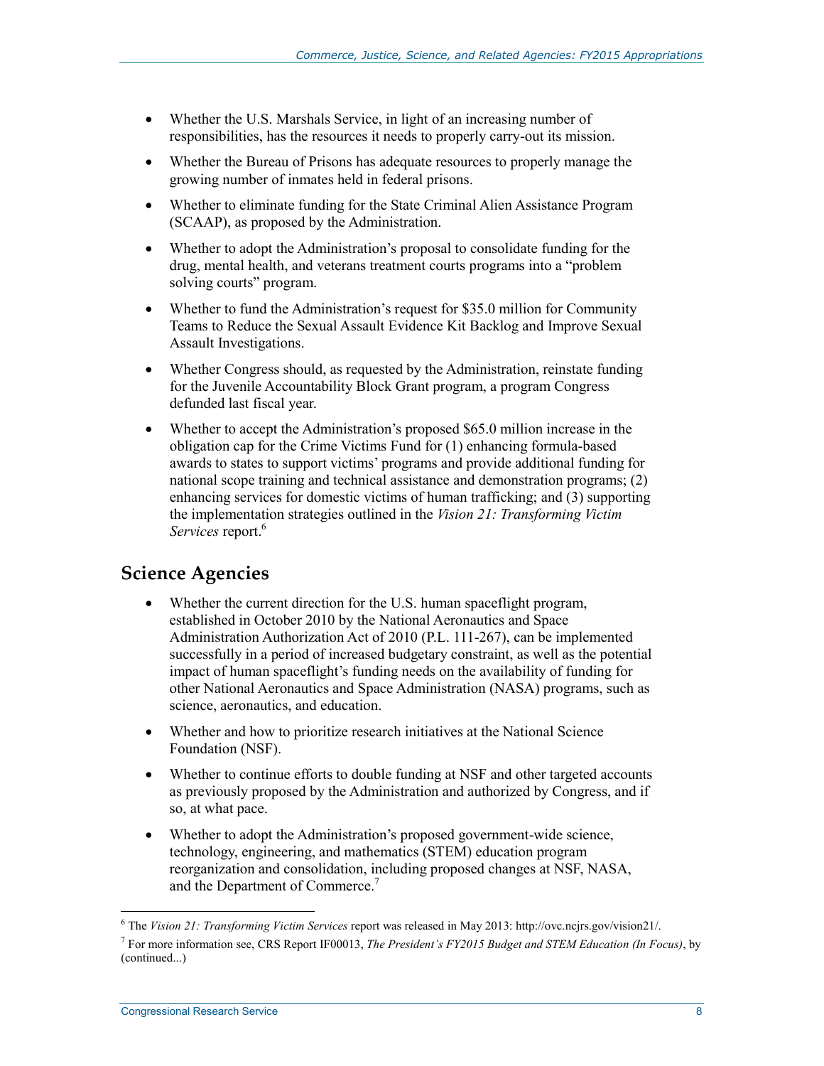- Whether the U.S. Marshals Service, in light of an increasing number of responsibilities, has the resources it needs to properly carry-out its mission.
- Whether the Bureau of Prisons has adequate resources to properly manage the growing number of inmates held in federal prisons.
- Whether to eliminate funding for the State Criminal Alien Assistance Program (SCAAP), as proposed by the Administration.
- Whether to adopt the Administration's proposal to consolidate funding for the drug, mental health, and veterans treatment courts programs into a "problem solving courts" program.
- Whether to fund the Administration's request for $35.0 million for Community Teams to Reduce the Sexual Assault Evidence Kit Backlog and Improve Sexual Assault Investigations.
- Whether Congress should, as requested by the Administration, reinstate funding for the Juvenile Accountability Block Grant program, a program Congress defunded last fiscal year.
- Whether to accept the Administration's proposed $65.0 million increase in the obligation cap for the Crime Victims Fund for (1) enhancing formula-based awards to states to support victims' programs and provide additional funding for national scope training and technical assistance and demonstration programs; (2) enhancing services for domestic victims of human trafficking; and (3) supporting the implementation strategies outlined in the *Vision 21: Transforming Victim Services* report.[6]

## Science Agencies

- Whether the current direction for the U.S. human spaceflight program, established in October 2010 by the National Aeronautics and Space Administration Authorization Act of 2010 (P.L. 111-267), can be implemented successfully in a period of increased budgetary constraint, as well as the potential impact of human spaceflight's funding needs on the availability of funding for other National Aeronautics and Space Administration (NASA) programs, such as science, aeronautics, and education.
- Whether and how to prioritize research initiatives at the National Science Foundation (NSF).
- Whether to continue efforts to double funding at NSF and other targeted accounts as previously proposed by the Administration and authorized by Congress, and if so, at what pace.
- Whether to adopt the Administration's proposed government-wide science, technology, engineering, and mathematics (STEM) education program reorganization and consolidation, including proposed changes at NSF, NASA, and the Department of Commerce.[7]

---

[6] The *Vision 21: Transforming Victim Services* report was released in May 2013: http://ovc.ncjrs.gov/vision21/.

[7] For more information see, CRS Report IF00013, *The President's FY2015 Budget and STEM Education (In Focus)*, by (continued...)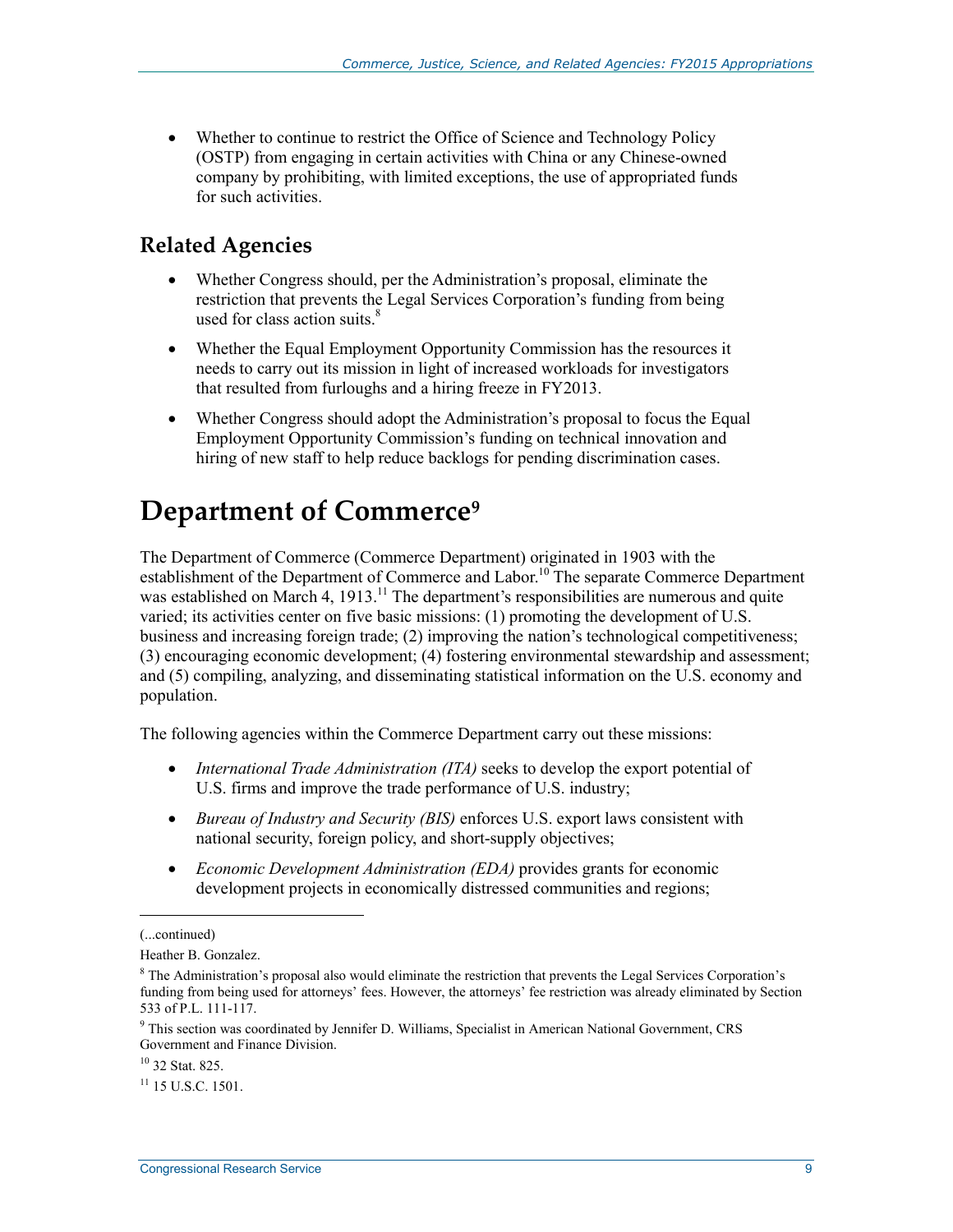- Whether to continue to restrict the Office of Science and Technology Policy (OSTP) from engaging in certain activities with China or any Chinese-owned company by prohibiting, with limited exceptions, the use of appropriated funds for such activities.

## Related Agencies

- Whether Congress should, per the Administration's proposal, eliminate the restriction that prevents the Legal Services Corporation's funding from being used for class action suits.[8]
- Whether the Equal Employment Opportunity Commission has the resources it needs to carry out its mission in light of increased workloads for investigators that resulted from furloughs and a hiring freeze in FY2013.
- Whether Congress should adopt the Administration's proposal to focus the Equal Employment Opportunity Commission's funding on technical innovation and hiring of new staff to help reduce backlogs for pending discrimination cases.

# Department of Commerce[9]

The Department of Commerce (Commerce Department) originated in 1903 with the establishment of the Department of Commerce and Labor.[10] The separate Commerce Department was established on March 4, 1913.[11] The department's responsibilities are numerous and quite varied; its activities center on five basic missions: (1) promoting the development of U.S. business and increasing foreign trade; (2) improving the nation's technological competitiveness; (3) encouraging economic development; (4) fostering environmental stewardship and assessment; and (5) compiling, analyzing, and disseminating statistical information on the U.S. economy and population.

The following agencies within the Commerce Department carry out these missions:

- *International Trade Administration (ITA)* seeks to develop the export potential of U.S. firms and improve the trade performance of U.S. industry;
- *Bureau of Industry and Security (BIS)* enforces U.S. export laws consistent with national security, foreign policy, and short-supply objectives;
- *Economic Development Administration (EDA)* provides grants for economic development projects in economically distressed communities and regions;

(...continued)

Heather B. Gonzalez.

[8] The Administration's proposal also would eliminate the restriction that prevents the Legal Services Corporation's funding from being used for attorneys' fees. However, the attorneys' fee restriction was already eliminated by Section 533 of P.L. 111-117.

[9] This section was coordinated by Jennifer D. Williams, Specialist in American National Government, CRS Government and Finance Division.

[10] 32 Stat. 825.

[11] 15 U.S.C. 1501.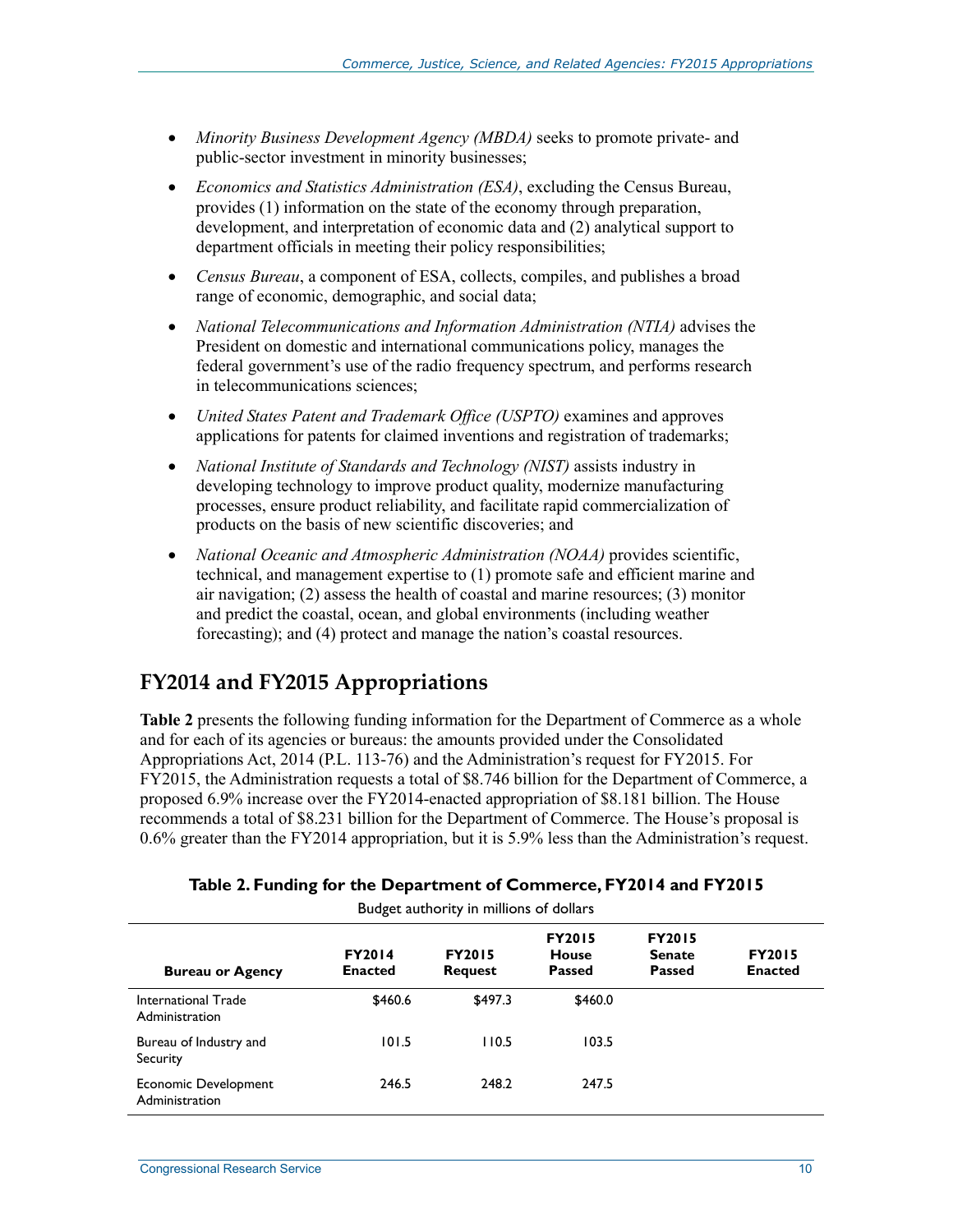- *Minority Business Development Agency (MBDA)* seeks to promote private- and public-sector investment in minority businesses;
- *Economics and Statistics Administration (ESA)*, excluding the Census Bureau, provides (1) information on the state of the economy through preparation, development, and interpretation of economic data and (2) analytical support to department officials in meeting their policy responsibilities;
- *Census Bureau*, a component of ESA, collects, compiles, and publishes a broad range of economic, demographic, and social data;
- *National Telecommunications and Information Administration (NTIA)* advises the President on domestic and international communications policy, manages the federal government's use of the radio frequency spectrum, and performs research in telecommunications sciences;
- *United States Patent and Trademark Office (USPTO)* examines and approves applications for patents for claimed inventions and registration of trademarks;
- *National Institute of Standards and Technology (NIST)* assists industry in developing technology to improve product quality, modernize manufacturing processes, ensure product reliability, and facilitate rapid commercialization of products on the basis of new scientific discoveries; and
- *National Oceanic and Atmospheric Administration (NOAA)* provides scientific, technical, and management expertise to (1) promote safe and efficient marine and air navigation; (2) assess the health of coastal and marine resources; (3) monitor and predict the coastal, ocean, and global environments (including weather forecasting); and (4) protect and manage the nation's coastal resources.

## FY2014 and FY2015 Appropriations

**Table 2** presents the following funding information for the Department of Commerce as a whole and for each of its agencies or bureaus: the amounts provided under the Consolidated Appropriations Act, 2014 (P.L. 113-76) and the Administration's request for FY2015. For FY2015, the Administration requests a total of $8.746 billion for the Department of Commerce, a proposed 6.9% increase over the FY2014-enacted appropriation of $8.181 billion. The House recommends a total of $8.231 billion for the Department of Commerce. The House's proposal is 0.6% greater than the FY2014 appropriation, but it is 5.9% less than the Administration's request.

**Table 2. Funding for the Department of Commerce, FY2014 and FY2015**

Budget authority in millions of dollars

| Bureau or Agency | FY2014 Enacted | FY2015 Request | FY2015 House Passed | FY2015 Senate Passed | FY2015 Enacted |
|---|---|---|---|---|---|
| International Trade Administration | $460.6 | $497.3 | $460.0 | | |
| Bureau of Industry and Security | 101.5 | 110.5 | 103.5 | | |
| Economic Development Administration | 246.5 | 248.2 | 247.5 | | |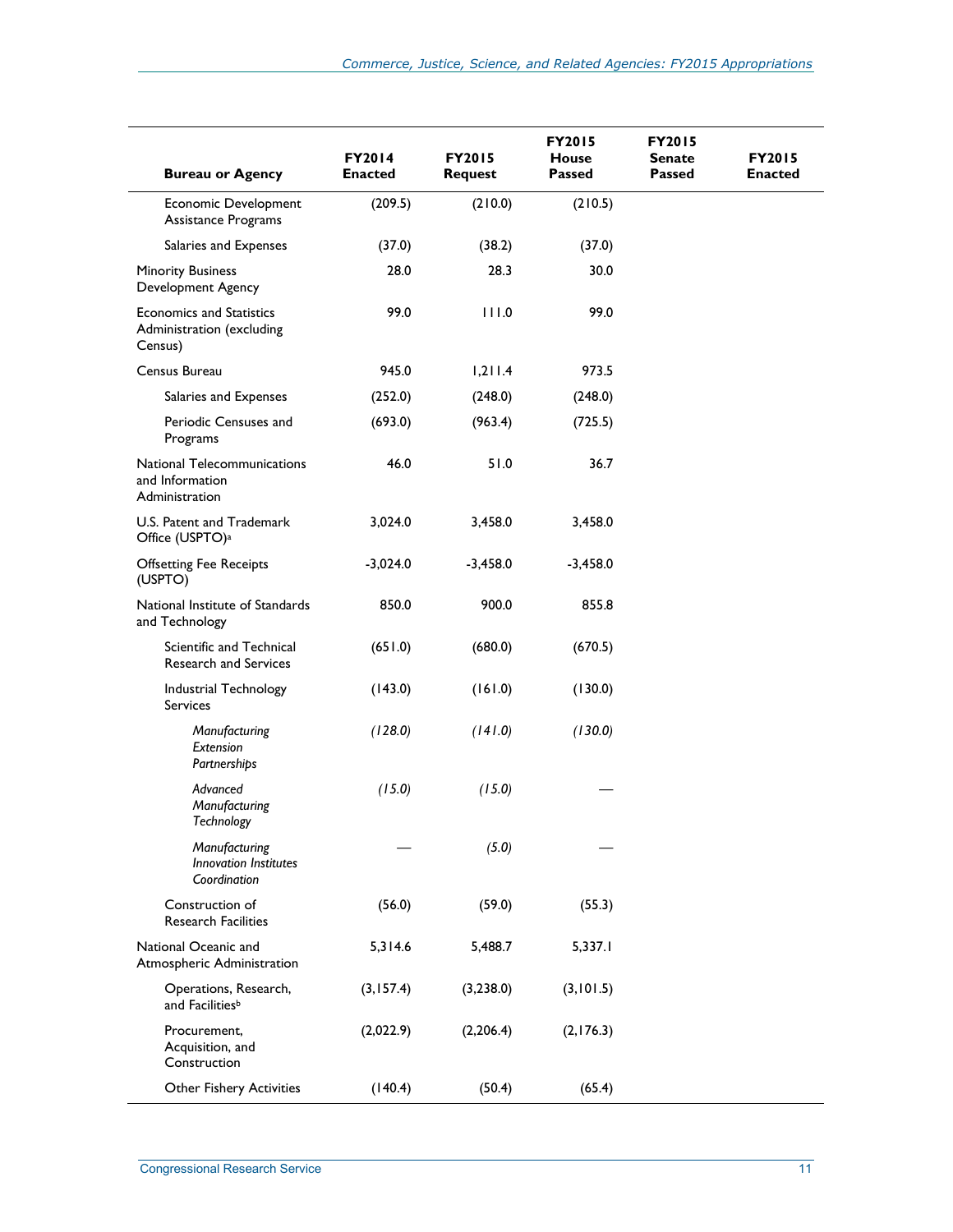| Bureau or Agency | FY2014 Enacted | FY2015 Request | FY2015 House Passed | FY2015 Senate Passed | FY2015 Enacted |
| --- | --- | --- | --- | --- | --- |
| Economic Development Assistance Programs | (209.5) | (210.0) | (210.5) | | |
| Salaries and Expenses | (37.0) | (38.2) | (37.0) | | |
| Minority Business Development Agency | 28.0 | 28.3 | 30.0 | | |
| Economics and Statistics Administration (excluding Census) | 99.0 | 111.0 | 99.0 | | |
| Census Bureau | 945.0 | 1,211.4 | 973.5 | | |
| Salaries and Expenses | (252.0) | (248.0) | (248.0) | | |
| Periodic Censuses and Programs | (693.0) | (963.4) | (725.5) | | |
| National Telecommunications and Information Administration | 46.0 | 51.0 | 36.7 | | |
| U.S. Patent and Trademark Office (USPTO)[a] | 3,024.0 | 3,458.0 | 3,458.0 | | |
| Offsetting Fee Receipts (USPTO) | -3,024.0 | -3,458.0 | -3,458.0 | | |
| National Institute of Standards and Technology | 850.0 | 900.0 | 855.8 | | |
| Scientific and Technical Research and Services | (651.0) | (680.0) | (670.5) | | |
| Industrial Technology Services | (143.0) | (161.0) | (130.0) | | |
| *Manufacturing Extension Partnerships* | *(128.0)* | *(141.0)* | *(130.0)* | | |
| *Advanced Manufacturing Technology* | *(15.0)* | *(15.0)* | — | | |
| *Manufacturing Innovation Institutes Coordination* | — | *(5.0)* | — | | |
| Construction of Research Facilities | (56.0) | (59.0) | (55.3) | | |
| National Oceanic and Atmospheric Administration | 5,314.6 | 5,488.7 | 5,337.1 | | |
| Operations, Research, and Facilities[b] | (3,157.4) | (3,238.0) | (3,101.5) | | |
| Procurement, Acquisition, and Construction | (2,022.9) | (2,206.4) | (2,176.3) | | |
| Other Fishery Activities | (140.4) | (50.4) | (65.4) | | |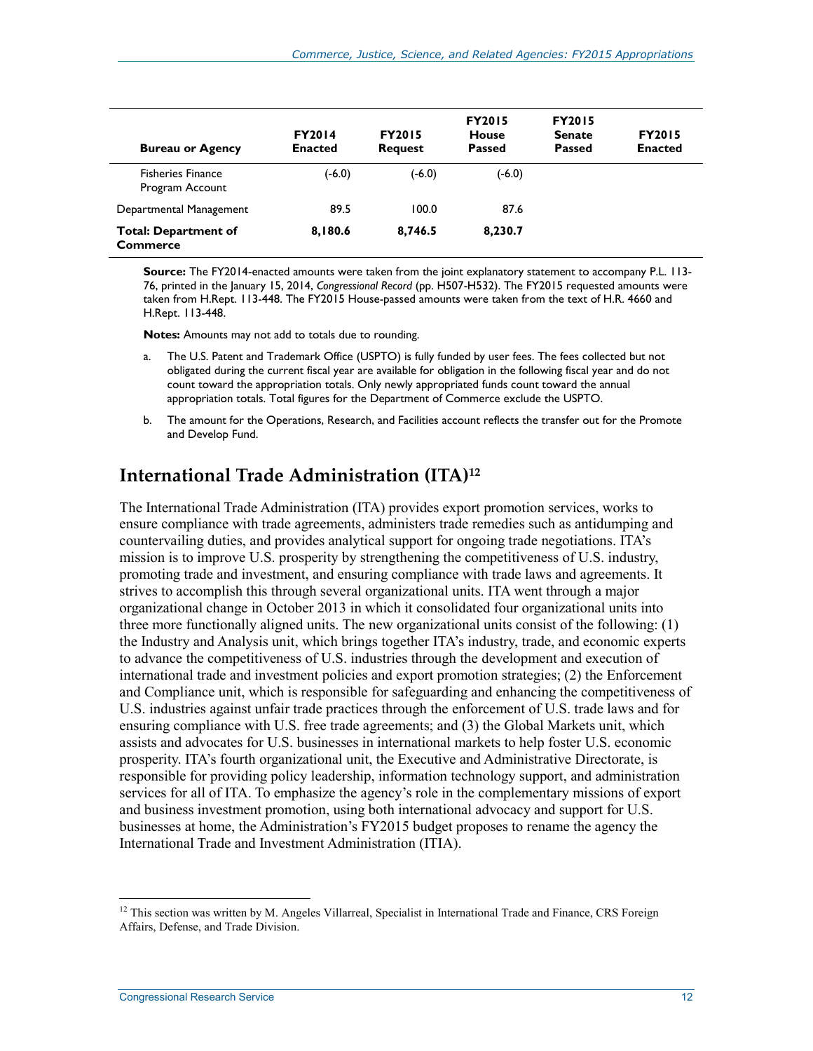| Bureau or Agency | FY2014 Enacted | FY2015 Request | FY2015 House Passed | FY2015 Senate Passed | FY2015 Enacted |
|---|---|---|---|---|---|
| Fisheries Finance Program Account | (-6.0) | (-6.0) | (-6.0) | | |
| Departmental Management | 89.5 | 100.0 | 87.6 | | |
| **Total: Department of Commerce** | **8,180.6** | **8,746.5** | **8,230.7** | | |

**Source:** The FY2014-enacted amounts were taken from the joint explanatory statement to accompany P.L. 113-76, printed in the January 15, 2014, *Congressional Record* (pp. H507-H532). The FY2015 requested amounts were taken from H.Rept. 113-448. The FY2015 House-passed amounts were taken from the text of H.R. 4660 and H.Rept. 113-448.

**Notes:** Amounts may not add to totals due to rounding.

a. The U.S. Patent and Trademark Office (USPTO) is fully funded by user fees. The fees collected but not obligated during the current fiscal year are available for obligation in the following fiscal year and do not count toward the appropriation totals. Only newly appropriated funds count toward the annual appropriation totals. Total figures for the Department of Commerce exclude the USPTO.

b. The amount for the Operations, Research, and Facilities account reflects the transfer out for the Promote and Develop Fund.

## International Trade Administration (ITA)[12]

The International Trade Administration (ITA) provides export promotion services, works to ensure compliance with trade agreements, administers trade remedies such as antidumping and countervailing duties, and provides analytical support for ongoing trade negotiations. ITA's mission is to improve U.S. prosperity by strengthening the competitiveness of U.S. industry, promoting trade and investment, and ensuring compliance with trade laws and agreements. It strives to accomplish this through several organizational units. ITA went through a major organizational change in October 2013 in which it consolidated four organizational units into three more functionally aligned units. The new organizational units consist of the following: (1) the Industry and Analysis unit, which brings together ITA's industry, trade, and economic experts to advance the competitiveness of U.S. industries through the development and execution of international trade and investment policies and export promotion strategies; (2) the Enforcement and Compliance unit, which is responsible for safeguarding and enhancing the competitiveness of U.S. industries against unfair trade practices through the enforcement of U.S. trade laws and for ensuring compliance with U.S. free trade agreements; and (3) the Global Markets unit, which assists and advocates for U.S. businesses in international markets to help foster U.S. economic prosperity. ITA's fourth organizational unit, the Executive and Administrative Directorate, is responsible for providing policy leadership, information technology support, and administration services for all of ITA. To emphasize the agency's role in the complementary missions of export and business investment promotion, using both international advocacy and support for U.S. businesses at home, the Administration's FY2015 budget proposes to rename the agency the International Trade and Investment Administration (ITIA).

[12] This section was written by M. Angeles Villarreal, Specialist in International Trade and Finance, CRS Foreign Affairs, Defense, and Trade Division.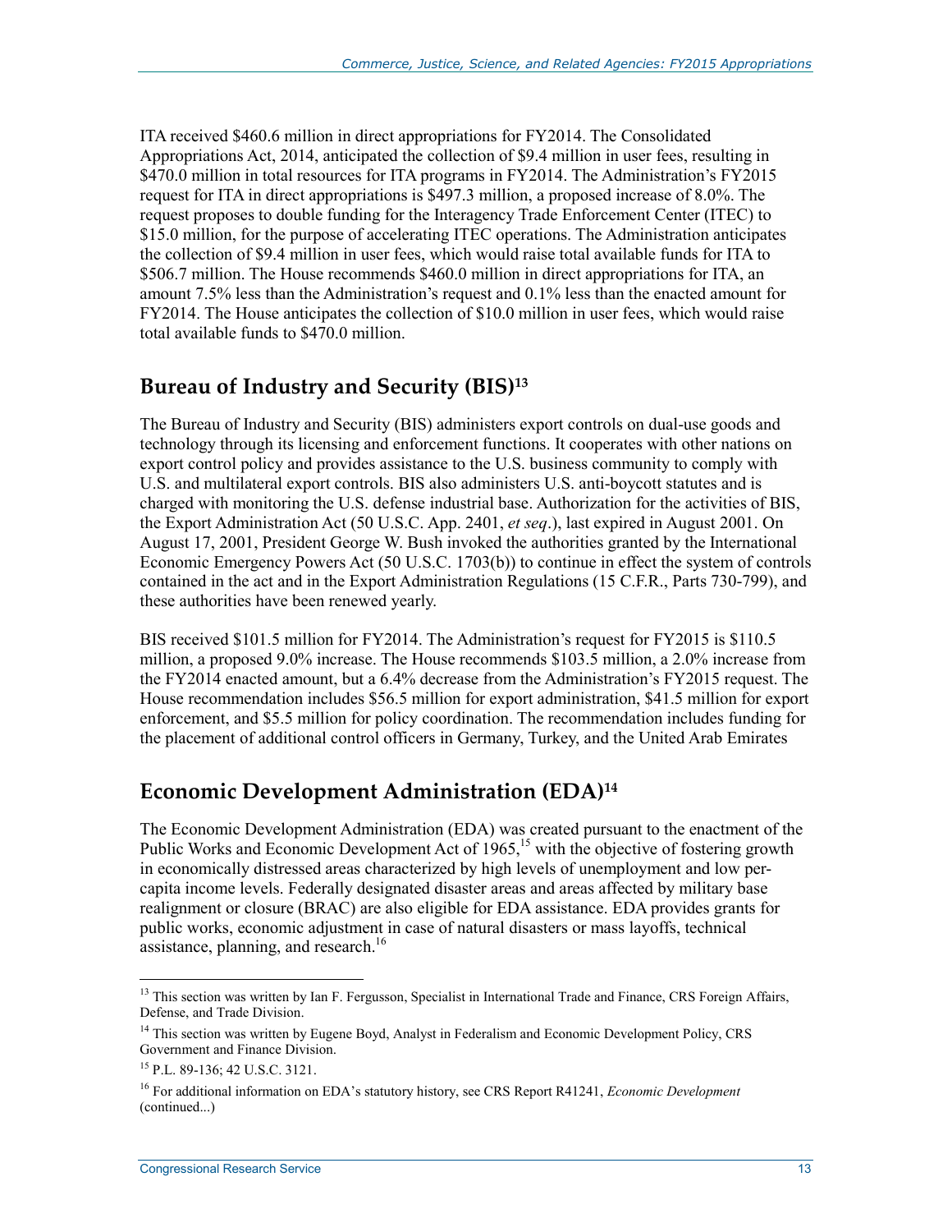ITA received $460.6 million in direct appropriations for FY2014. The Consolidated Appropriations Act, 2014, anticipated the collection of $9.4 million in user fees, resulting in $470.0 million in total resources for ITA programs in FY2014. The Administration's FY2015 request for ITA in direct appropriations is $497.3 million, a proposed increase of 8.0%. The request proposes to double funding for the Interagency Trade Enforcement Center (ITEC) to $15.0 million, for the purpose of accelerating ITEC operations. The Administration anticipates the collection of $9.4 million in user fees, which would raise total available funds for ITA to $506.7 million. The House recommends $460.0 million in direct appropriations for ITA, an amount 7.5% less than the Administration's request and 0.1% less than the enacted amount for FY2014. The House anticipates the collection of $10.0 million in user fees, which would raise total available funds to $470.0 million.

## Bureau of Industry and Security (BIS)[13]

The Bureau of Industry and Security (BIS) administers export controls on dual-use goods and technology through its licensing and enforcement functions. It cooperates with other nations on export control policy and provides assistance to the U.S. business community to comply with U.S. and multilateral export controls. BIS also administers U.S. anti-boycott statutes and is charged with monitoring the U.S. defense industrial base. Authorization for the activities of BIS, the Export Administration Act (50 U.S.C. App. 2401, *et seq*.), last expired in August 2001. On August 17, 2001, President George W. Bush invoked the authorities granted by the International Economic Emergency Powers Act (50 U.S.C. 1703(b)) to continue in effect the system of controls contained in the act and in the Export Administration Regulations (15 C.F.R., Parts 730-799), and these authorities have been renewed yearly.

BIS received $101.5 million for FY2014. The Administration's request for FY2015 is $110.5 million, a proposed 9.0% increase. The House recommends $103.5 million, a 2.0% increase from the FY2014 enacted amount, but a 6.4% decrease from the Administration's FY2015 request. The House recommendation includes $56.5 million for export administration, $41.5 million for export enforcement, and $5.5 million for policy coordination. The recommendation includes funding for the placement of additional control officers in Germany, Turkey, and the United Arab Emirates

## Economic Development Administration (EDA)[14]

The Economic Development Administration (EDA) was created pursuant to the enactment of the Public Works and Economic Development Act of 1965,[15] with the objective of fostering growth in economically distressed areas characterized by high levels of unemployment and low per-capita income levels. Federally designated disaster areas and areas affected by military base realignment or closure (BRAC) are also eligible for EDA assistance. EDA provides grants for public works, economic adjustment in case of natural disasters or mass layoffs, technical assistance, planning, and research.[16]

[13] This section was written by Ian F. Fergusson, Specialist in International Trade and Finance, CRS Foreign Affairs, Defense, and Trade Division.

[14] This section was written by Eugene Boyd, Analyst in Federalism and Economic Development Policy, CRS Government and Finance Division.

[15] P.L. 89-136; 42 U.S.C. 3121.

[16] For additional information on EDA's statutory history, see CRS Report R41241, *Economic Development* (continued...)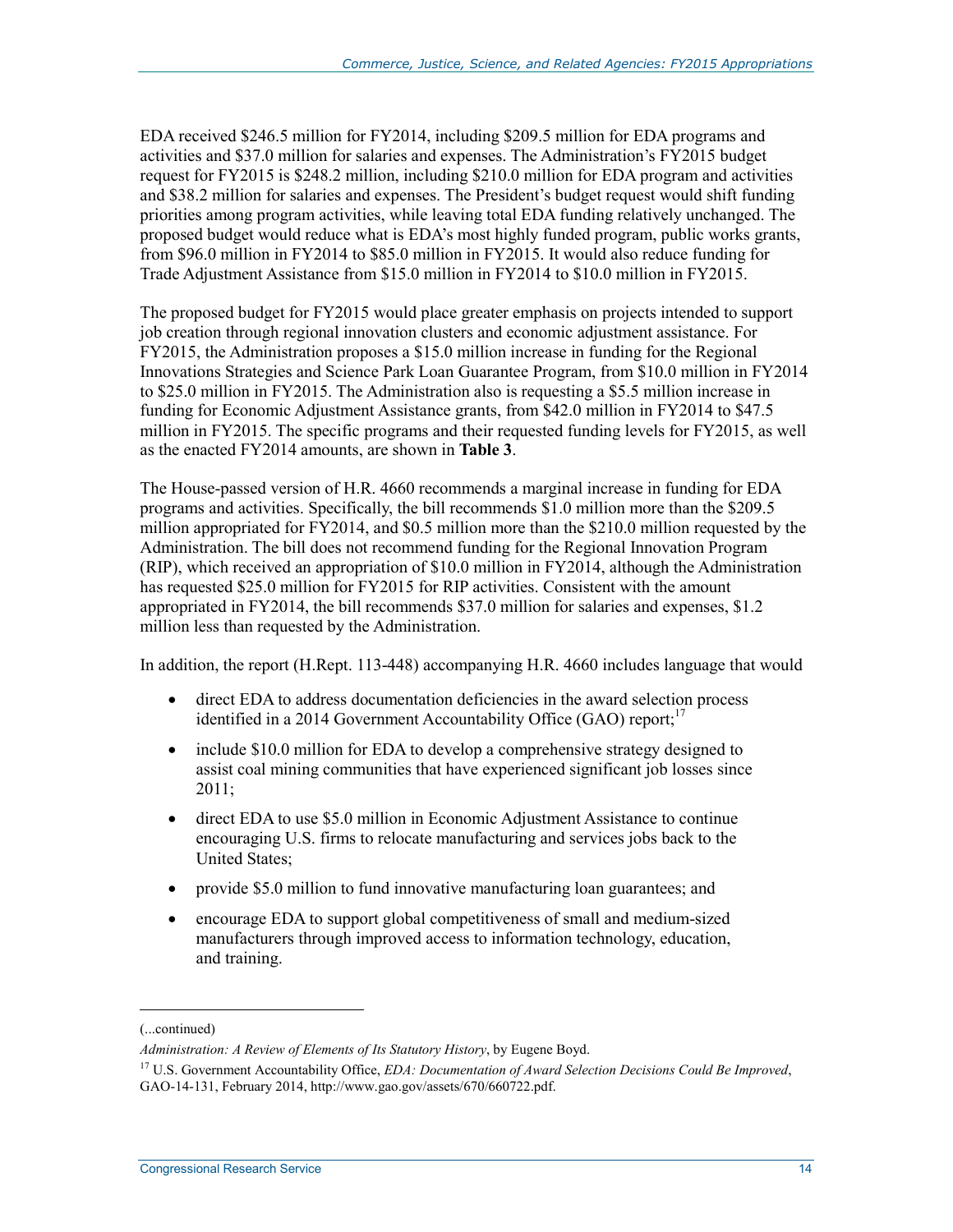EDA received $246.5 million for FY2014, including $209.5 million for EDA programs and activities and $37.0 million for salaries and expenses. The Administration's FY2015 budget request for FY2015 is $248.2 million, including $210.0 million for EDA program and activities and $38.2 million for salaries and expenses. The President's budget request would shift funding priorities among program activities, while leaving total EDA funding relatively unchanged. The proposed budget would reduce what is EDA's most highly funded program, public works grants, from $96.0 million in FY2014 to $85.0 million in FY2015. It would also reduce funding for Trade Adjustment Assistance from $15.0 million in FY2014 to $10.0 million in FY2015.

The proposed budget for FY2015 would place greater emphasis on projects intended to support job creation through regional innovation clusters and economic adjustment assistance. For FY2015, the Administration proposes a $15.0 million increase in funding for the Regional Innovations Strategies and Science Park Loan Guarantee Program, from $10.0 million in FY2014 to $25.0 million in FY2015. The Administration also is requesting a $5.5 million increase in funding for Economic Adjustment Assistance grants, from $42.0 million in FY2014 to $47.5 million in FY2015. The specific programs and their requested funding levels for FY2015, as well as the enacted FY2014 amounts, are shown in **Table 3**.

The House-passed version of H.R. 4660 recommends a marginal increase in funding for EDA programs and activities. Specifically, the bill recommends $1.0 million more than the $209.5 million appropriated for FY2014, and $0.5 million more than the $210.0 million requested by the Administration. The bill does not recommend funding for the Regional Innovation Program (RIP), which received an appropriation of $10.0 million in FY2014, although the Administration has requested $25.0 million for FY2015 for RIP activities. Consistent with the amount appropriated in FY2014, the bill recommends $37.0 million for salaries and expenses, $1.2 million less than requested by the Administration.

In addition, the report (H.Rept. 113-448) accompanying H.R. 4660 includes language that would

- direct EDA to address documentation deficiencies in the award selection process identified in a 2014 Government Accountability Office (GAO) report;[17]
- include $10.0 million for EDA to develop a comprehensive strategy designed to assist coal mining communities that have experienced significant job losses since 2011;
- direct EDA to use $5.0 million in Economic Adjustment Assistance to continue encouraging U.S. firms to relocate manufacturing and services jobs back to the United States;
- provide $5.0 million to fund innovative manufacturing loan guarantees; and
- encourage EDA to support global competitiveness of small and medium-sized manufacturers through improved access to information technology, education, and training.

(...continued)

*Administration: A Review of Elements of Its Statutory History*, by Eugene Boyd.

[17] U.S. Government Accountability Office, *EDA: Documentation of Award Selection Decisions Could Be Improved*, GAO-14-131, February 2014, http://www.gao.gov/assets/670/660722.pdf.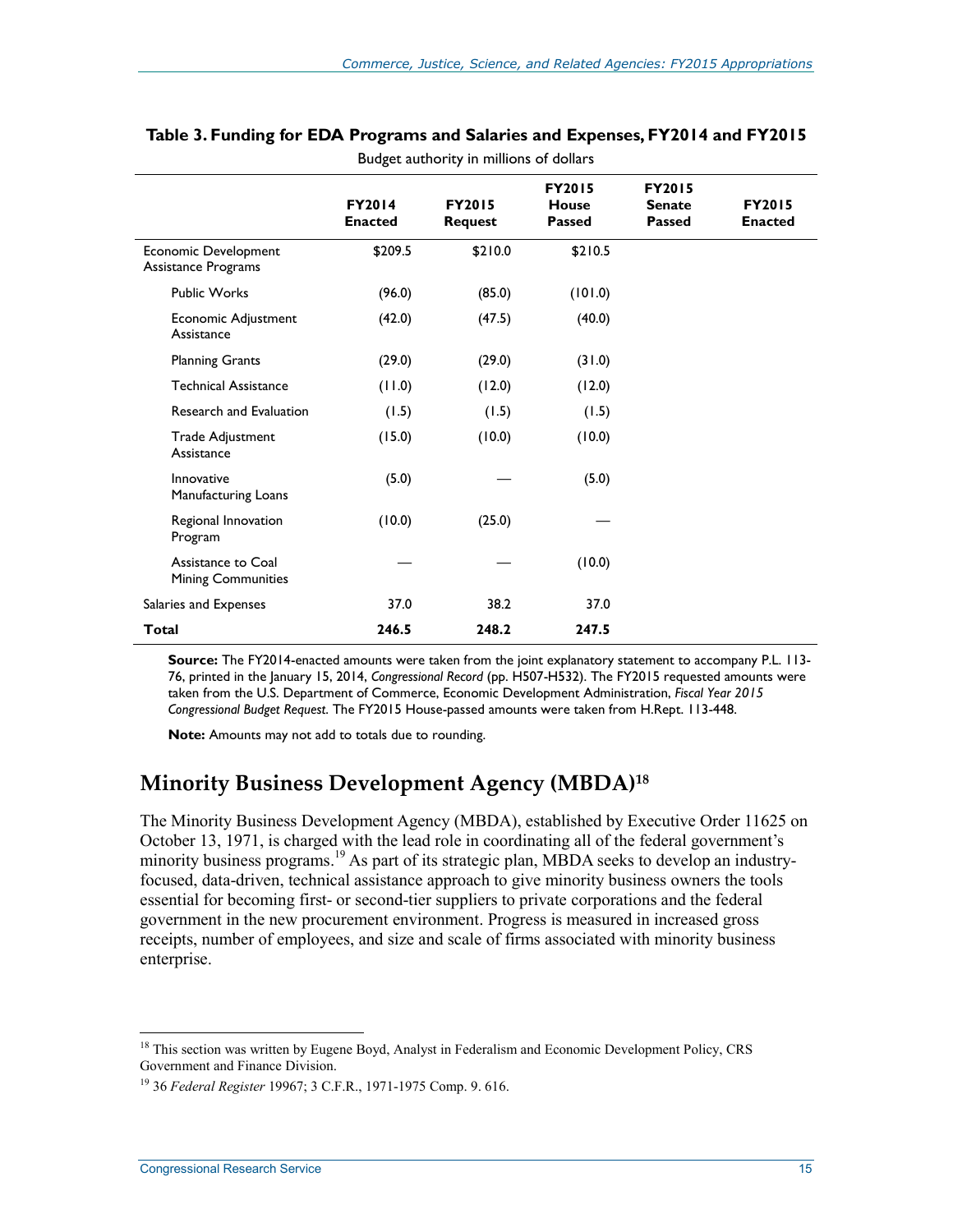**Table 3. Funding for EDA Programs and Salaries and Expenses, FY2014 and FY2015**

Budget authority in millions of dollars

| | FY2014 Enacted | FY2015 Request | FY2015 House Passed | FY2015 Senate Passed | FY2015 Enacted |
|---|---|---|---|---|---|
| Economic Development Assistance Programs | $209.5 | $210.0 | $210.5 | | |
| Public Works | (96.0) | (85.0) | (101.0) | | |
| Economic Adjustment Assistance | (42.0) | (47.5) | (40.0) | | |
| Planning Grants | (29.0) | (29.0) | (31.0) | | |
| Technical Assistance | (11.0) | (12.0) | (12.0) | | |
| Research and Evaluation | (1.5) | (1.5) | (1.5) | | |
| Trade Adjustment Assistance | (15.0) | (10.0) | (10.0) | | |
| Innovative Manufacturing Loans | (5.0) | — | (5.0) | | |
| Regional Innovation Program | (10.0) | (25.0) | — | | |
| Assistance to Coal Mining Communities | — | — | (10.0) | | |
| Salaries and Expenses | 37.0 | 38.2 | 37.0 | | |
| **Total** | **246.5** | **248.2** | **247.5** | | |

**Source:** The FY2014-enacted amounts were taken from the joint explanatory statement to accompany P.L. 113-76, printed in the January 15, 2014, *Congressional Record* (pp. H507-H532). The FY2015 requested amounts were taken from the U.S. Department of Commerce, Economic Development Administration, *Fiscal Year 2015 Congressional Budget Request*. The FY2015 House-passed amounts were taken from H.Rept. 113-448.

**Note:** Amounts may not add to totals due to rounding.

## Minority Business Development Agency (MBDA)[18]

The Minority Business Development Agency (MBDA), established by Executive Order 11625 on October 13, 1971, is charged with the lead role in coordinating all of the federal government's minority business programs.[19] As part of its strategic plan, MBDA seeks to develop an industry-focused, data-driven, technical assistance approach to give minority business owners the tools essential for becoming first- or second-tier suppliers to private corporations and the federal government in the new procurement environment. Progress is measured in increased gross receipts, number of employees, and size and scale of firms associated with minority business enterprise.

---

[18] This section was written by Eugene Boyd, Analyst in Federalism and Economic Development Policy, CRS Government and Finance Division.

[19] 36 *Federal Register* 19967; 3 C.F.R., 1971-1975 Comp. 9. 616.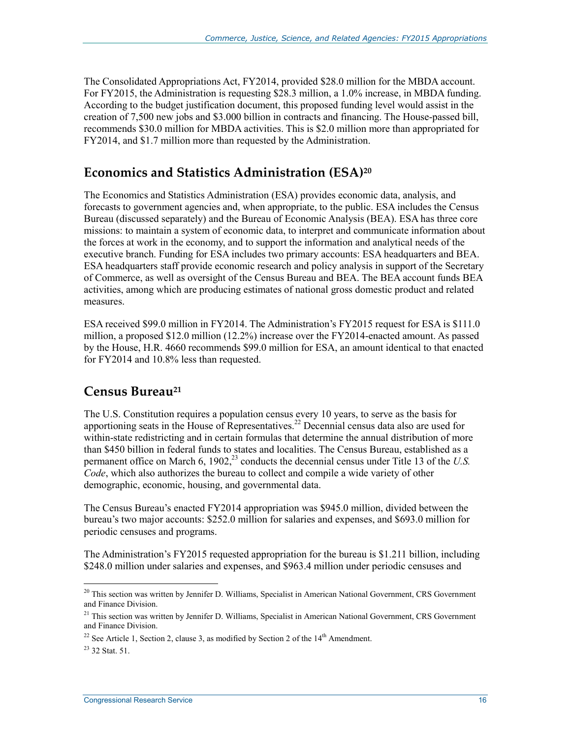The Consolidated Appropriations Act, FY2014, provided $28.0 million for the MBDA account. For FY2015, the Administration is requesting $28.3 million, a 1.0% increase, in MBDA funding. According to the budget justification document, this proposed funding level would assist in the creation of 7,500 new jobs and $3.000 billion in contracts and financing. The House-passed bill, recommends $30.0 million for MBDA activities. This is $2.0 million more than appropriated for FY2014, and $1.7 million more than requested by the Administration.

## Economics and Statistics Administration (ESA)[20]

The Economics and Statistics Administration (ESA) provides economic data, analysis, and forecasts to government agencies and, when appropriate, to the public. ESA includes the Census Bureau (discussed separately) and the Bureau of Economic Analysis (BEA). ESA has three core missions: to maintain a system of economic data, to interpret and communicate information about the forces at work in the economy, and to support the information and analytical needs of the executive branch. Funding for ESA includes two primary accounts: ESA headquarters and BEA. ESA headquarters staff provide economic research and policy analysis in support of the Secretary of Commerce, as well as oversight of the Census Bureau and BEA. The BEA account funds BEA activities, among which are producing estimates of national gross domestic product and related measures.

ESA received $99.0 million in FY2014. The Administration's FY2015 request for ESA is $111.0 million, a proposed $12.0 million (12.2%) increase over the FY2014-enacted amount. As passed by the House, H.R. 4660 recommends $99.0 million for ESA, an amount identical to that enacted for FY2014 and 10.8% less than requested.

## Census Bureau[21]

The U.S. Constitution requires a population census every 10 years, to serve as the basis for apportioning seats in the House of Representatives.[22] Decennial census data also are used for within-state redistricting and in certain formulas that determine the annual distribution of more than $450 billion in federal funds to states and localities. The Census Bureau, established as a permanent office on March 6, 1902,[23] conducts the decennial census under Title 13 of the *U.S. Code*, which also authorizes the bureau to collect and compile a wide variety of other demographic, economic, housing, and governmental data.

The Census Bureau's enacted FY2014 appropriation was $945.0 million, divided between the bureau's two major accounts: $252.0 million for salaries and expenses, and $693.0 million for periodic censuses and programs.

The Administration's FY2015 requested appropriation for the bureau is $1.211 billion, including $248.0 million under salaries and expenses, and $963.4 million under periodic censuses and

---

[20] This section was written by Jennifer D. Williams, Specialist in American National Government, CRS Government and Finance Division.

[21] This section was written by Jennifer D. Williams, Specialist in American National Government, CRS Government and Finance Division.

[22] See Article 1, Section 2, clause 3, as modified by Section 2 of the 14th Amendment.

[23] 32 Stat. 51.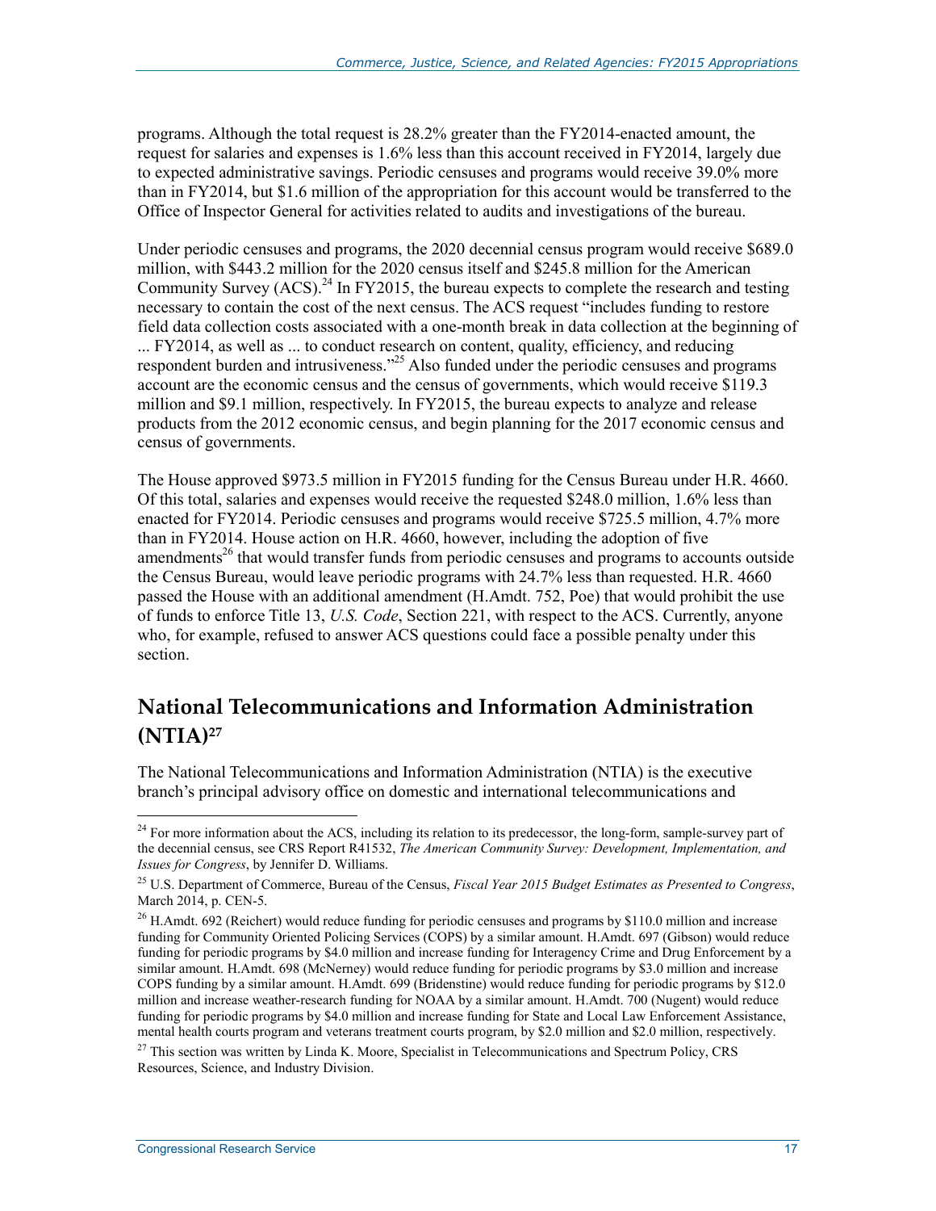programs. Although the total request is 28.2% greater than the FY2014-enacted amount, the request for salaries and expenses is 1.6% less than this account received in FY2014, largely due to expected administrative savings. Periodic censuses and programs would receive 39.0% more than in FY2014, but $1.6 million of the appropriation for this account would be transferred to the Office of Inspector General for activities related to audits and investigations of the bureau.

Under periodic censuses and programs, the 2020 decennial census program would receive $689.0 million, with $443.2 million for the 2020 census itself and $245.8 million for the American Community Survey (ACS).[24] In FY2015, the bureau expects to complete the research and testing necessary to contain the cost of the next census. The ACS request "includes funding to restore field data collection costs associated with a one-month break in data collection at the beginning of ... FY2014, as well as ... to conduct research on content, quality, efficiency, and reducing respondent burden and intrusiveness."[25] Also funded under the periodic censuses and programs account are the economic census and the census of governments, which would receive $119.3 million and $9.1 million, respectively. In FY2015, the bureau expects to analyze and release products from the 2012 economic census, and begin planning for the 2017 economic census and census of governments.

The House approved $973.5 million in FY2015 funding for the Census Bureau under H.R. 4660. Of this total, salaries and expenses would receive the requested $248.0 million, 1.6% less than enacted for FY2014. Periodic censuses and programs would receive $725.5 million, 4.7% more than in FY2014. House action on H.R. 4660, however, including the adoption of five amendments[26] that would transfer funds from periodic censuses and programs to accounts outside the Census Bureau, would leave periodic programs with 24.7% less than requested. H.R. 4660 passed the House with an additional amendment (H.Amdt. 752, Poe) that would prohibit the use of funds to enforce Title 13, *U.S. Code*, Section 221, with respect to the ACS. Currently, anyone who, for example, refused to answer ACS questions could face a possible penalty under this section.

## National Telecommunications and Information Administration (NTIA)[27]

The National Telecommunications and Information Administration (NTIA) is the executive branch's principal advisory office on domestic and international telecommunications and

---

[24] For more information about the ACS, including its relation to its predecessor, the long-form, sample-survey part of the decennial census, see CRS Report R41532, *The American Community Survey: Development, Implementation, and Issues for Congress*, by Jennifer D. Williams.

[25] U.S. Department of Commerce, Bureau of the Census, *Fiscal Year 2015 Budget Estimates as Presented to Congress*, March 2014, p. CEN-5.

[26] H.Amdt. 692 (Reichert) would reduce funding for periodic censuses and programs by $110.0 million and increase funding for Community Oriented Policing Services (COPS) by a similar amount. H.Amdt. 697 (Gibson) would reduce funding for periodic programs by $4.0 million and increase funding for Interagency Crime and Drug Enforcement by a similar amount. H.Amdt. 698 (McNerney) would reduce funding for periodic programs by $3.0 million and increase COPS funding by a similar amount. H.Amdt. 699 (Bridenstine) would reduce funding for periodic programs by $12.0 million and increase weather-research funding for NOAA by a similar amount. H.Amdt. 700 (Nugent) would reduce funding for periodic programs by $4.0 million and increase funding for State and Local Law Enforcement Assistance, mental health courts program and veterans treatment courts program, by $2.0 million and $2.0 million, respectively.

[27] This section was written by Linda K. Moore, Specialist in Telecommunications and Spectrum Policy, CRS Resources, Science, and Industry Division.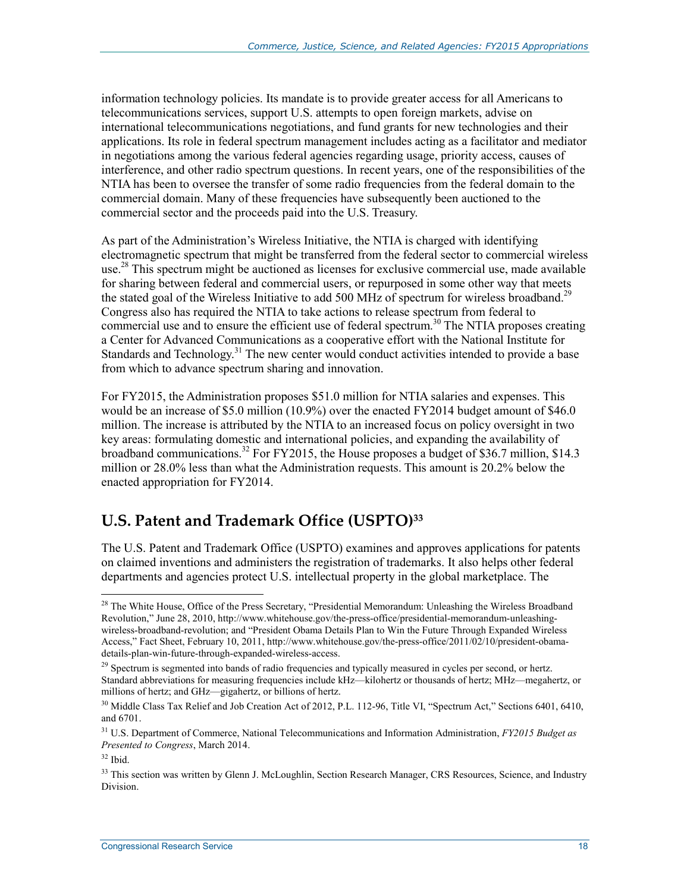information technology policies. Its mandate is to provide greater access for all Americans to telecommunications services, support U.S. attempts to open foreign markets, advise on international telecommunications negotiations, and fund grants for new technologies and their applications. Its role in federal spectrum management includes acting as a facilitator and mediator in negotiations among the various federal agencies regarding usage, priority access, causes of interference, and other radio spectrum questions. In recent years, one of the responsibilities of the NTIA has been to oversee the transfer of some radio frequencies from the federal domain to the commercial domain. Many of these frequencies have subsequently been auctioned to the commercial sector and the proceeds paid into the U.S. Treasury.

As part of the Administration's Wireless Initiative, the NTIA is charged with identifying electromagnetic spectrum that might be transferred from the federal sector to commercial wireless use.[28] This spectrum might be auctioned as licenses for exclusive commercial use, made available for sharing between federal and commercial users, or repurposed in some other way that meets the stated goal of the Wireless Initiative to add 500 MHz of spectrum for wireless broadband.[29] Congress also has required the NTIA to take actions to release spectrum from federal to commercial use and to ensure the efficient use of federal spectrum.[30] The NTIA proposes creating a Center for Advanced Communications as a cooperative effort with the National Institute for Standards and Technology.[31] The new center would conduct activities intended to provide a base from which to advance spectrum sharing and innovation.

For FY2015, the Administration proposes $51.0 million for NTIA salaries and expenses. This would be an increase of $5.0 million (10.9%) over the enacted FY2014 budget amount of $46.0 million. The increase is attributed by the NTIA to an increased focus on policy oversight in two key areas: formulating domestic and international policies, and expanding the availability of broadband communications.[32] For FY2015, the House proposes a budget of $36.7 million, $14.3 million or 28.0% less than what the Administration requests. This amount is 20.2% below the enacted appropriation for FY2014.

## U.S. Patent and Trademark Office (USPTO)[33]

The U.S. Patent and Trademark Office (USPTO) examines and approves applications for patents on claimed inventions and administers the registration of trademarks. It also helps other federal departments and agencies protect U.S. intellectual property in the global marketplace. The

---

[28] The White House, Office of the Press Secretary, "Presidential Memorandum: Unleashing the Wireless Broadband Revolution," June 28, 2010, http://www.whitehouse.gov/the-press-office/presidential-memorandum-unleashing-wireless-broadband-revolution; and "President Obama Details Plan to Win the Future Through Expanded Wireless Access," Fact Sheet, February 10, 2011, http://www.whitehouse.gov/the-press-office/2011/02/10/president-obama-details-plan-win-future-through-expanded-wireless-access.

[29] Spectrum is segmented into bands of radio frequencies and typically measured in cycles per second, or hertz. Standard abbreviations for measuring frequencies include kHz—kilohertz or thousands of hertz; MHz—megahertz, or millions of hertz; and GHz—gigahertz, or billions of hertz.

[30] Middle Class Tax Relief and Job Creation Act of 2012, P.L. 112-96, Title VI, "Spectrum Act," Sections 6401, 6410, and 6701.

[31] U.S. Department of Commerce, National Telecommunications and Information Administration, *FY2015 Budget as Presented to Congress*, March 2014.

[32] Ibid.

[33] This section was written by Glenn J. McLoughlin, Section Research Manager, CRS Resources, Science, and Industry Division.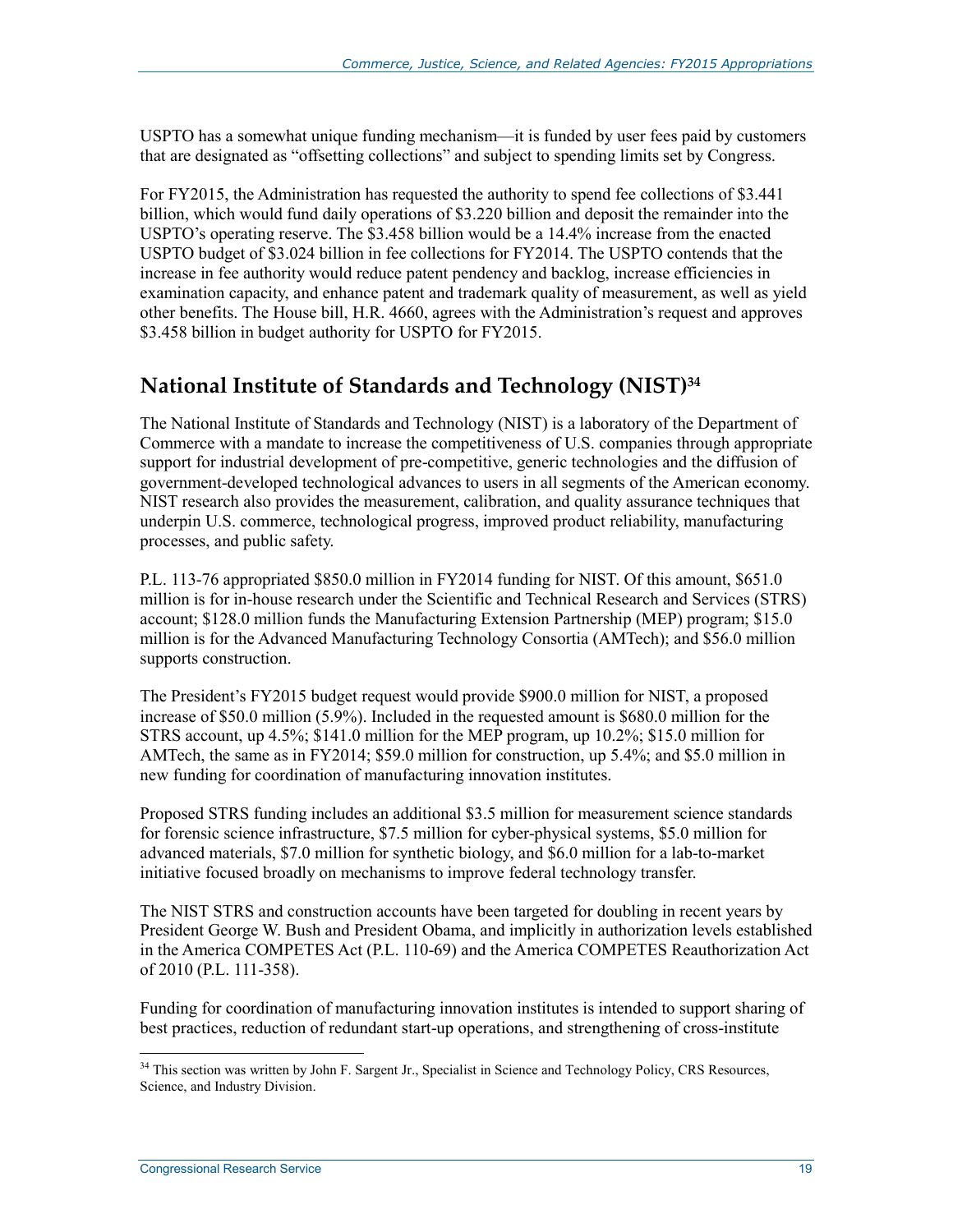USPTO has a somewhat unique funding mechanism—it is funded by user fees paid by customers that are designated as "offsetting collections" and subject to spending limits set by Congress.

For FY2015, the Administration has requested the authority to spend fee collections of $3.441 billion, which would fund daily operations of $3.220 billion and deposit the remainder into the USPTO's operating reserve. The $3.458 billion would be a 14.4% increase from the enacted USPTO budget of $3.024 billion in fee collections for FY2014. The USPTO contends that the increase in fee authority would reduce patent pendency and backlog, increase efficiencies in examination capacity, and enhance patent and trademark quality of measurement, as well as yield other benefits. The House bill, H.R. 4660, agrees with the Administration's request and approves $3.458 billion in budget authority for USPTO for FY2015.

## National Institute of Standards and Technology (NIST)[34]

The National Institute of Standards and Technology (NIST) is a laboratory of the Department of Commerce with a mandate to increase the competitiveness of U.S. companies through appropriate support for industrial development of pre-competitive, generic technologies and the diffusion of government-developed technological advances to users in all segments of the American economy. NIST research also provides the measurement, calibration, and quality assurance techniques that underpin U.S. commerce, technological progress, improved product reliability, manufacturing processes, and public safety.

P.L. 113-76 appropriated $850.0 million in FY2014 funding for NIST. Of this amount, $651.0 million is for in-house research under the Scientific and Technical Research and Services (STRS) account; $128.0 million funds the Manufacturing Extension Partnership (MEP) program; $15.0 million is for the Advanced Manufacturing Technology Consortia (AMTech); and $56.0 million supports construction.

The President's FY2015 budget request would provide $900.0 million for NIST, a proposed increase of $50.0 million (5.9%). Included in the requested amount is $680.0 million for the STRS account, up 4.5%; $141.0 million for the MEP program, up 10.2%; $15.0 million for AMTech, the same as in FY2014; $59.0 million for construction, up 5.4%; and $5.0 million in new funding for coordination of manufacturing innovation institutes.

Proposed STRS funding includes an additional $3.5 million for measurement science standards for forensic science infrastructure, $7.5 million for cyber-physical systems, $5.0 million for advanced materials, $7.0 million for synthetic biology, and $6.0 million for a lab-to-market initiative focused broadly on mechanisms to improve federal technology transfer.

The NIST STRS and construction accounts have been targeted for doubling in recent years by President George W. Bush and President Obama, and implicitly in authorization levels established in the America COMPETES Act (P.L. 110-69) and the America COMPETES Reauthorization Act of 2010 (P.L. 111-358).

Funding for coordination of manufacturing innovation institutes is intended to support sharing of best practices, reduction of redundant start-up operations, and strengthening of cross-institute

[34] This section was written by John F. Sargent Jr., Specialist in Science and Technology Policy, CRS Resources, Science, and Industry Division.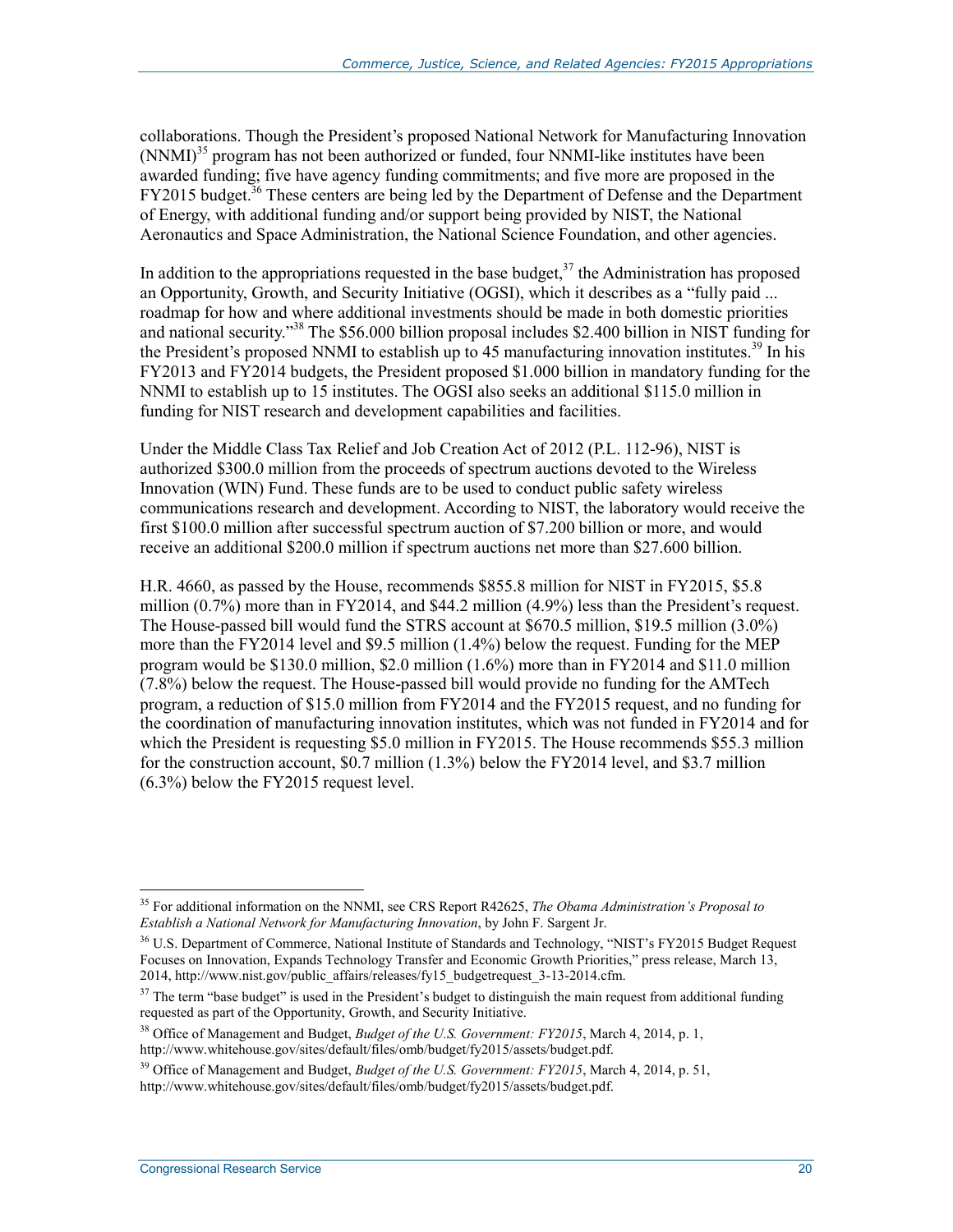collaborations. Though the President's proposed National Network for Manufacturing Innovation (NNMI)[35] program has not been authorized or funded, four NNMI-like institutes have been awarded funding; five have agency funding commitments; and five more are proposed in the FY2015 budget.[36] These centers are being led by the Department of Defense and the Department of Energy, with additional funding and/or support being provided by NIST, the National Aeronautics and Space Administration, the National Science Foundation, and other agencies.

In addition to the appropriations requested in the base budget,[37] the Administration has proposed an Opportunity, Growth, and Security Initiative (OGSI), which it describes as a "fully paid ... roadmap for how and where additional investments should be made in both domestic priorities and national security."[38] The $56.000 billion proposal includes $2.400 billion in NIST funding for the President's proposed NNMI to establish up to 45 manufacturing innovation institutes.[39] In his FY2013 and FY2014 budgets, the President proposed $1.000 billion in mandatory funding for the NNMI to establish up to 15 institutes. The OGSI also seeks an additional $115.0 million in funding for NIST research and development capabilities and facilities.

Under the Middle Class Tax Relief and Job Creation Act of 2012 (P.L. 112-96), NIST is authorized $300.0 million from the proceeds of spectrum auctions devoted to the Wireless Innovation (WIN) Fund. These funds are to be used to conduct public safety wireless communications research and development. According to NIST, the laboratory would receive the first $100.0 million after successful spectrum auction of $7.200 billion or more, and would receive an additional $200.0 million if spectrum auctions net more than $27.600 billion.

H.R. 4660, as passed by the House, recommends $855.8 million for NIST in FY2015, $5.8 million (0.7%) more than in FY2014, and $44.2 million (4.9%) less than the President's request. The House-passed bill would fund the STRS account at $670.5 million, $19.5 million (3.0%) more than the FY2014 level and $9.5 million (1.4%) below the request. Funding for the MEP program would be $130.0 million, $2.0 million (1.6%) more than in FY2014 and $11.0 million (7.8%) below the request. The House-passed bill would provide no funding for the AMTech program, a reduction of $15.0 million from FY2014 and the FY2015 request, and no funding for the coordination of manufacturing innovation institutes, which was not funded in FY2014 and for which the President is requesting $5.0 million in FY2015. The House recommends $55.3 million for the construction account, $0.7 million (1.3%) below the FY2014 level, and $3.7 million (6.3%) below the FY2015 request level.

---

[35] For additional information on the NNMI, see CRS Report R42625, *The Obama Administration's Proposal to Establish a National Network for Manufacturing Innovation*, by John F. Sargent Jr.

[36] U.S. Department of Commerce, National Institute of Standards and Technology, "NIST's FY2015 Budget Request Focuses on Innovation, Expands Technology Transfer and Economic Growth Priorities," press release, March 13, 2014, http://www.nist.gov/public_affairs/releases/fy15_budgetrequest_3-13-2014.cfm.

[37] The term "base budget" is used in the President's budget to distinguish the main request from additional funding requested as part of the Opportunity, Growth, and Security Initiative.

[38] Office of Management and Budget, *Budget of the U.S. Government: FY2015*, March 4, 2014, p. 1, http://www.whitehouse.gov/sites/default/files/omb/budget/fy2015/assets/budget.pdf.

[39] Office of Management and Budget, *Budget of the U.S. Government: FY2015*, March 4, 2014, p. 51, http://www.whitehouse.gov/sites/default/files/omb/budget/fy2015/assets/budget.pdf.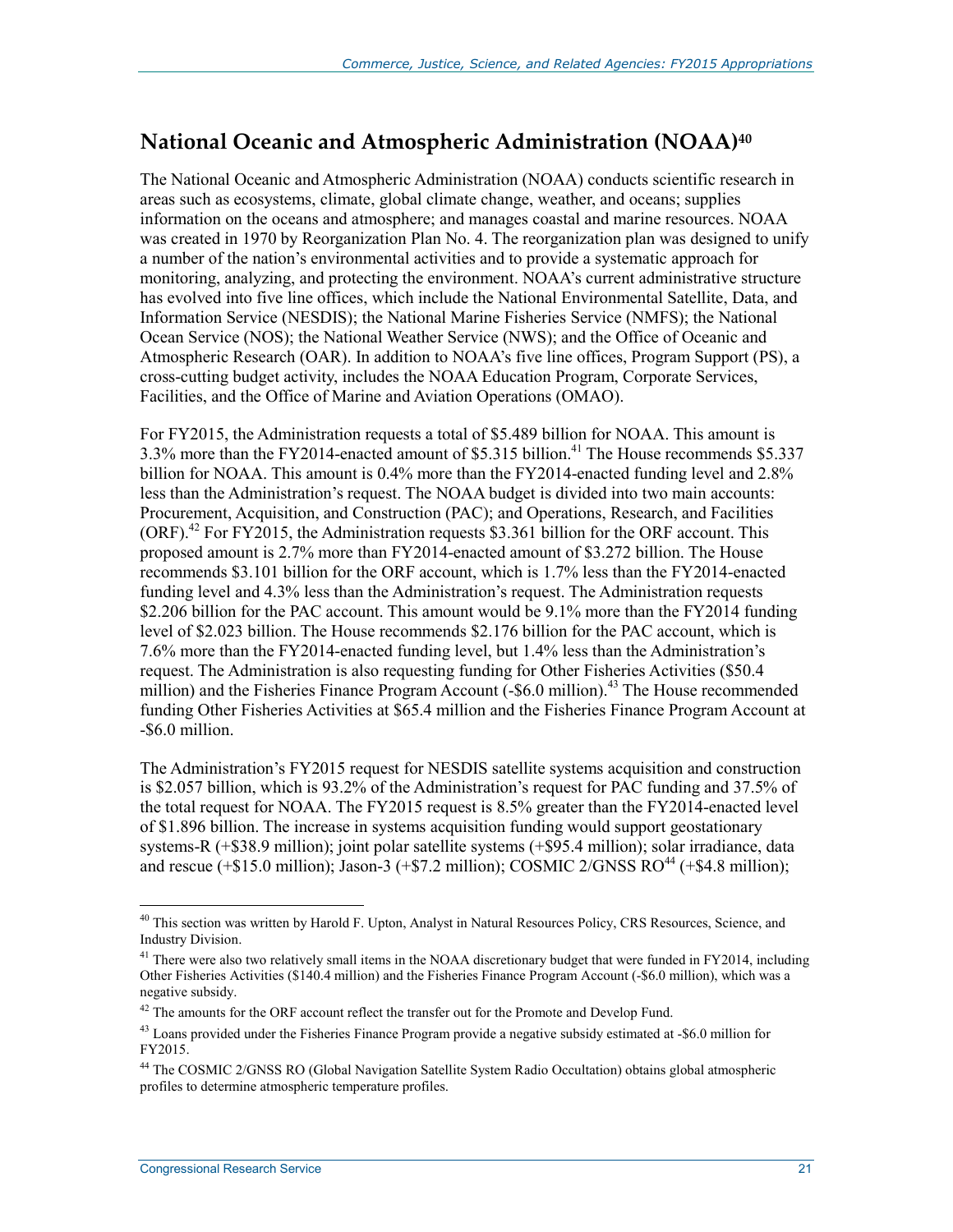## National Oceanic and Atmospheric Administration (NOAA)[40]

The National Oceanic and Atmospheric Administration (NOAA) conducts scientific research in areas such as ecosystems, climate, global climate change, weather, and oceans; supplies information on the oceans and atmosphere; and manages coastal and marine resources. NOAA was created in 1970 by Reorganization Plan No. 4. The reorganization plan was designed to unify a number of the nation's environmental activities and to provide a systematic approach for monitoring, analyzing, and protecting the environment. NOAA's current administrative structure has evolved into five line offices, which include the National Environmental Satellite, Data, and Information Service (NESDIS); the National Marine Fisheries Service (NMFS); the National Ocean Service (NOS); the National Weather Service (NWS); and the Office of Oceanic and Atmospheric Research (OAR). In addition to NOAA's five line offices, Program Support (PS), a cross-cutting budget activity, includes the NOAA Education Program, Corporate Services, Facilities, and the Office of Marine and Aviation Operations (OMAO).

For FY2015, the Administration requests a total of $5.489 billion for NOAA. This amount is 3.3% more than the FY2014-enacted amount of $5.315 billion.[41] The House recommends $5.337 billion for NOAA. This amount is 0.4% more than the FY2014-enacted funding level and 2.8% less than the Administration's request. The NOAA budget is divided into two main accounts: Procurement, Acquisition, and Construction (PAC); and Operations, Research, and Facilities (ORF).[42] For FY2015, the Administration requests $3.361 billion for the ORF account. This proposed amount is 2.7% more than FY2014-enacted amount of $3.272 billion. The House recommends $3.101 billion for the ORF account, which is 1.7% less than the FY2014-enacted funding level and 4.3% less than the Administration's request. The Administration requests $2.206 billion for the PAC account. This amount would be 9.1% more than the FY2014 funding level of $2.023 billion. The House recommends $2.176 billion for the PAC account, which is 7.6% more than the FY2014-enacted funding level, but 1.4% less than the Administration's request. The Administration is also requesting funding for Other Fisheries Activities ($50.4 million) and the Fisheries Finance Program Account (-$6.0 million).[43] The House recommended funding Other Fisheries Activities at $65.4 million and the Fisheries Finance Program Account at -$6.0 million.

The Administration's FY2015 request for NESDIS satellite systems acquisition and construction is $2.057 billion, which is 93.2% of the Administration's request for PAC funding and 37.5% of the total request for NOAA. The FY2015 request is 8.5% greater than the FY2014-enacted level of $1.896 billion. The increase in systems acquisition funding would support geostationary systems-R (+$38.9 million); joint polar satellite systems (+$95.4 million); solar irradiance, data and rescue (+$15.0 million); Jason-3 (+$7.2 million); COSMIC 2/GNSS RO[44] (+$4.8 million);

[40] This section was written by Harold F. Upton, Analyst in Natural Resources Policy, CRS Resources, Science, and Industry Division.

[41] There were also two relatively small items in the NOAA discretionary budget that were funded in FY2014, including Other Fisheries Activities ($140.4 million) and the Fisheries Finance Program Account (-$6.0 million), which was a negative subsidy.

[42] The amounts for the ORF account reflect the transfer out for the Promote and Develop Fund.

[43] Loans provided under the Fisheries Finance Program provide a negative subsidy estimated at -$6.0 million for FY2015.

[44] The COSMIC 2/GNSS RO (Global Navigation Satellite System Radio Occultation) obtains global atmospheric profiles to determine atmospheric temperature profiles.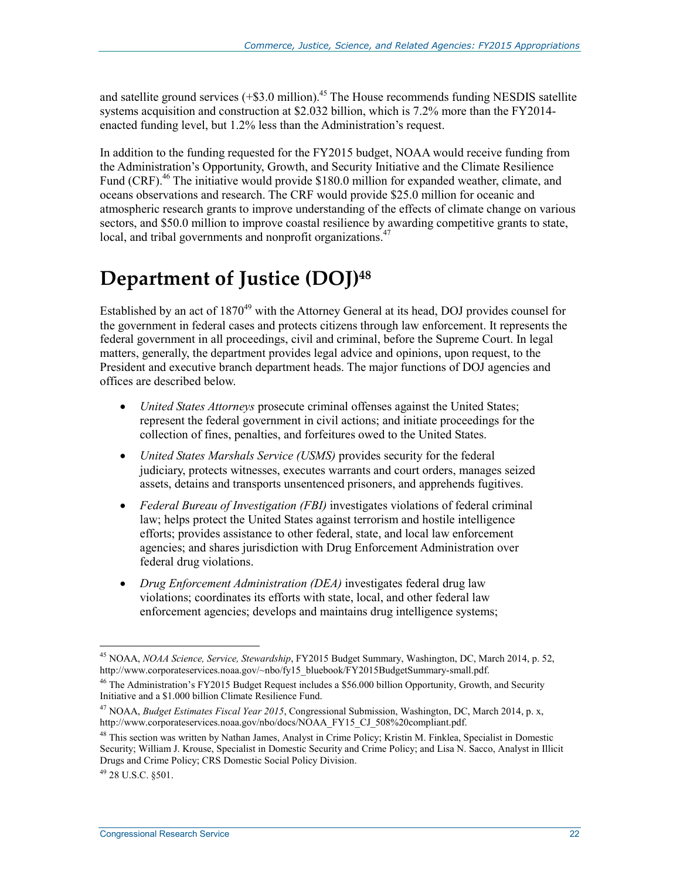and satellite ground services (+\$3.0 million).[45] The House recommends funding NESDIS satellite systems acquisition and construction at \$2.032 billion, which is 7.2% more than the FY2014-enacted funding level, but 1.2% less than the Administration's request.

In addition to the funding requested for the FY2015 budget, NOAA would receive funding from the Administration's Opportunity, Growth, and Security Initiative and the Climate Resilience Fund (CRF).[46] The initiative would provide \$180.0 million for expanded weather, climate, and oceans observations and research. The CRF would provide \$25.0 million for oceanic and atmospheric research grants to improve understanding of the effects of climate change on various sectors, and \$50.0 million to improve coastal resilience by awarding competitive grants to state, local, and tribal governments and nonprofit organizations.[47]

# Department of Justice (DOJ)[48]

Established by an act of 1870[49] with the Attorney General at its head, DOJ provides counsel for the government in federal cases and protects citizens through law enforcement. It represents the federal government in all proceedings, civil and criminal, before the Supreme Court. In legal matters, generally, the department provides legal advice and opinions, upon request, to the President and executive branch department heads. The major functions of DOJ agencies and offices are described below.

- *United States Attorneys* prosecute criminal offenses against the United States; represent the federal government in civil actions; and initiate proceedings for the collection of fines, penalties, and forfeitures owed to the United States.
- *United States Marshals Service (USMS)* provides security for the federal judiciary, protects witnesses, executes warrants and court orders, manages seized assets, detains and transports unsentenced prisoners, and apprehends fugitives.
- *Federal Bureau of Investigation (FBI)* investigates violations of federal criminal law; helps protect the United States against terrorism and hostile intelligence efforts; provides assistance to other federal, state, and local law enforcement agencies; and shares jurisdiction with Drug Enforcement Administration over federal drug violations.
- *Drug Enforcement Administration (DEA)* investigates federal drug law violations; coordinates its efforts with state, local, and other federal law enforcement agencies; develops and maintains drug intelligence systems;

---

[45] NOAA, *NOAA Science, Service, Stewardship*, FY2015 Budget Summary, Washington, DC, March 2014, p. 52, http://www.corporateservices.noaa.gov/~nbo/fy15_bluebook/FY2015BudgetSummary-small.pdf.

[46] The Administration's FY2015 Budget Request includes a \$56.000 billion Opportunity, Growth, and Security Initiative and a \$1.000 billion Climate Resilience Fund.

[47] NOAA, *Budget Estimates Fiscal Year 2015*, Congressional Submission, Washington, DC, March 2014, p. x, http://www.corporateservices.noaa.gov/nbo/docs/NOAA_FY15_CJ_508%20compliant.pdf.

[48] This section was written by Nathan James, Analyst in Crime Policy; Kristin M. Finklea, Specialist in Domestic Security; William J. Krouse, Specialist in Domestic Security and Crime Policy; and Lisa N. Sacco, Analyst in Illicit Drugs and Crime Policy; CRS Domestic Social Policy Division.

[49] 28 U.S.C. §501.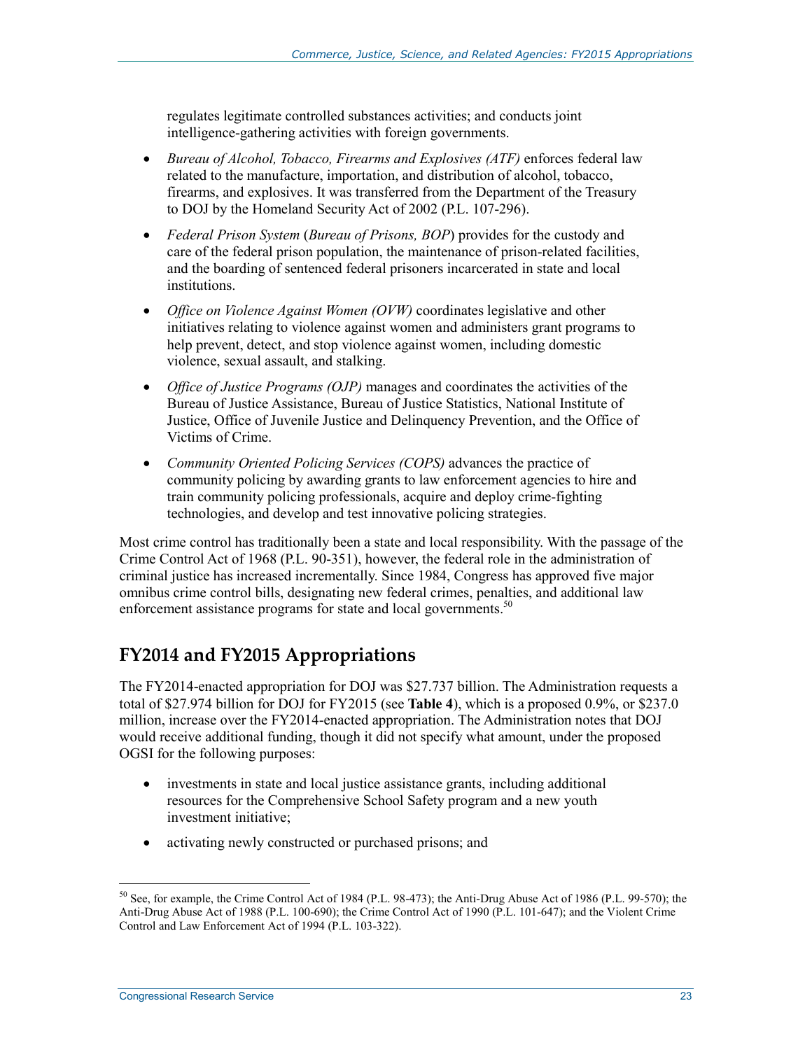regulates legitimate controlled substances activities; and conducts joint intelligence-gathering activities with foreign governments.

- *Bureau of Alcohol, Tobacco, Firearms and Explosives (ATF)* enforces federal law related to the manufacture, importation, and distribution of alcohol, tobacco, firearms, and explosives. It was transferred from the Department of the Treasury to DOJ by the Homeland Security Act of 2002 (P.L. 107-296).
- *Federal Prison System* (*Bureau of Prisons, BOP*) provides for the custody and care of the federal prison population, the maintenance of prison-related facilities, and the boarding of sentenced federal prisoners incarcerated in state and local institutions.
- *Office on Violence Against Women (OVW)* coordinates legislative and other initiatives relating to violence against women and administers grant programs to help prevent, detect, and stop violence against women, including domestic violence, sexual assault, and stalking.
- *Office of Justice Programs (OJP)* manages and coordinates the activities of the Bureau of Justice Assistance, Bureau of Justice Statistics, National Institute of Justice, Office of Juvenile Justice and Delinquency Prevention, and the Office of Victims of Crime.
- *Community Oriented Policing Services (COPS)* advances the practice of community policing by awarding grants to law enforcement agencies to hire and train community policing professionals, acquire and deploy crime-fighting technologies, and develop and test innovative policing strategies.

Most crime control has traditionally been a state and local responsibility. With the passage of the Crime Control Act of 1968 (P.L. 90-351), however, the federal role in the administration of criminal justice has increased incrementally. Since 1984, Congress has approved five major omnibus crime control bills, designating new federal crimes, penalties, and additional law enforcement assistance programs for state and local governments.[50]

## FY2014 and FY2015 Appropriations

The FY2014-enacted appropriation for DOJ was $27.737 billion. The Administration requests a total of $27.974 billion for DOJ for FY2015 (see **Table 4**), which is a proposed 0.9%, or $237.0 million, increase over the FY2014-enacted appropriation. The Administration notes that DOJ would receive additional funding, though it did not specify what amount, under the proposed OGSI for the following purposes:

- investments in state and local justice assistance grants, including additional resources for the Comprehensive School Safety program and a new youth investment initiative;
- activating newly constructed or purchased prisons; and

---

[50] See, for example, the Crime Control Act of 1984 (P.L. 98-473); the Anti-Drug Abuse Act of 1986 (P.L. 99-570); the Anti-Drug Abuse Act of 1988 (P.L. 100-690); the Crime Control Act of 1990 (P.L. 101-647); and the Violent Crime Control and Law Enforcement Act of 1994 (P.L. 103-322).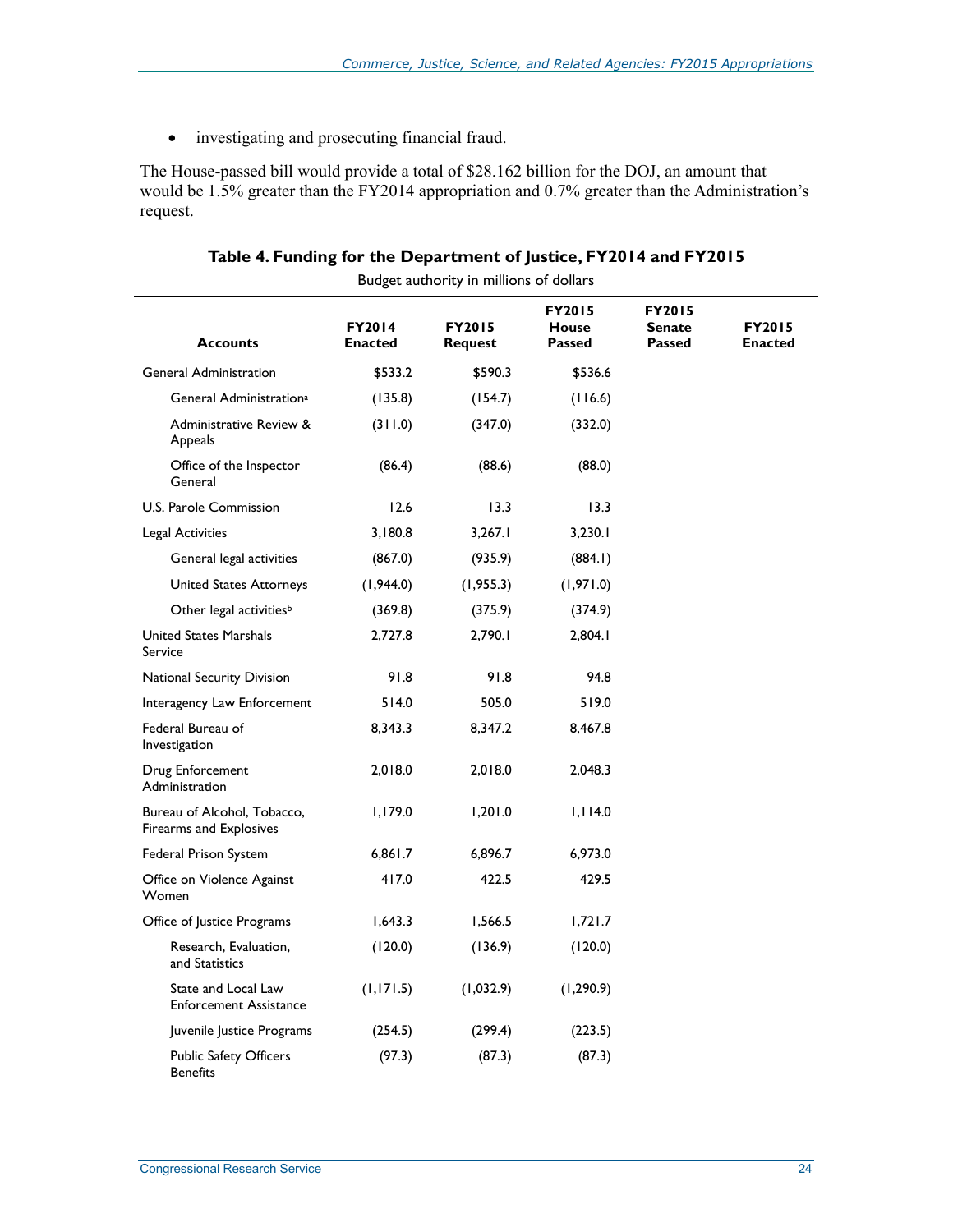- investigating and prosecuting financial fraud.

The House-passed bill would provide a total of $28.162 billion for the DOJ, an amount that would be 1.5% greater than the FY2014 appropriation and 0.7% greater than the Administration's request.

**Table 4. Funding for the Department of Justice, FY2014 and FY2015**

Budget authority in millions of dollars

| Accounts | FY2014 Enacted | FY2015 Request | FY2015 House Passed | FY2015 Senate Passed | FY2015 Enacted |
|---|---|---|---|---|---|
| General Administration | $533.2 | $590.3 | $536.6 | | |
| General Administration[a] | (135.8) | (154.7) | (116.6) | | |
| Administrative Review & Appeals | (311.0) | (347.0) | (332.0) | | |
| Office of the Inspector General | (86.4) | (88.6) | (88.0) | | |
| U.S. Parole Commission | 12.6 | 13.3 | 13.3 | | |
| Legal Activities | 3,180.8 | 3,267.1 | 3,230.1 | | |
| General legal activities | (867.0) | (935.9) | (884.1) | | |
| United States Attorneys | (1,944.0) | (1,955.3) | (1,971.0) | | |
| Other legal activities[b] | (369.8) | (375.9) | (374.9) | | |
| United States Marshals Service | 2,727.8 | 2,790.1 | 2,804.1 | | |
| National Security Division | 91.8 | 91.8 | 94.8 | | |
| Interagency Law Enforcement | 514.0 | 505.0 | 519.0 | | |
| Federal Bureau of Investigation | 8,343.3 | 8,347.2 | 8,467.8 | | |
| Drug Enforcement Administration | 2,018.0 | 2,018.0 | 2,048.3 | | |
| Bureau of Alcohol, Tobacco, Firearms and Explosives | 1,179.0 | 1,201.0 | 1,114.0 | | |
| Federal Prison System | 6,861.7 | 6,896.7 | 6,973.0 | | |
| Office on Violence Against Women | 417.0 | 422.5 | 429.5 | | |
| Office of Justice Programs | 1,643.3 | 1,566.5 | 1,721.7 | | |
| Research, Evaluation, and Statistics | (120.0) | (136.9) | (120.0) | | |
| State and Local Law Enforcement Assistance | (1,171.5) | (1,032.9) | (1,290.9) | | |
| Juvenile Justice Programs | (254.5) | (299.4) | (223.5) | | |
| Public Safety Officers Benefits | (97.3) | (87.3) | (87.3) | | |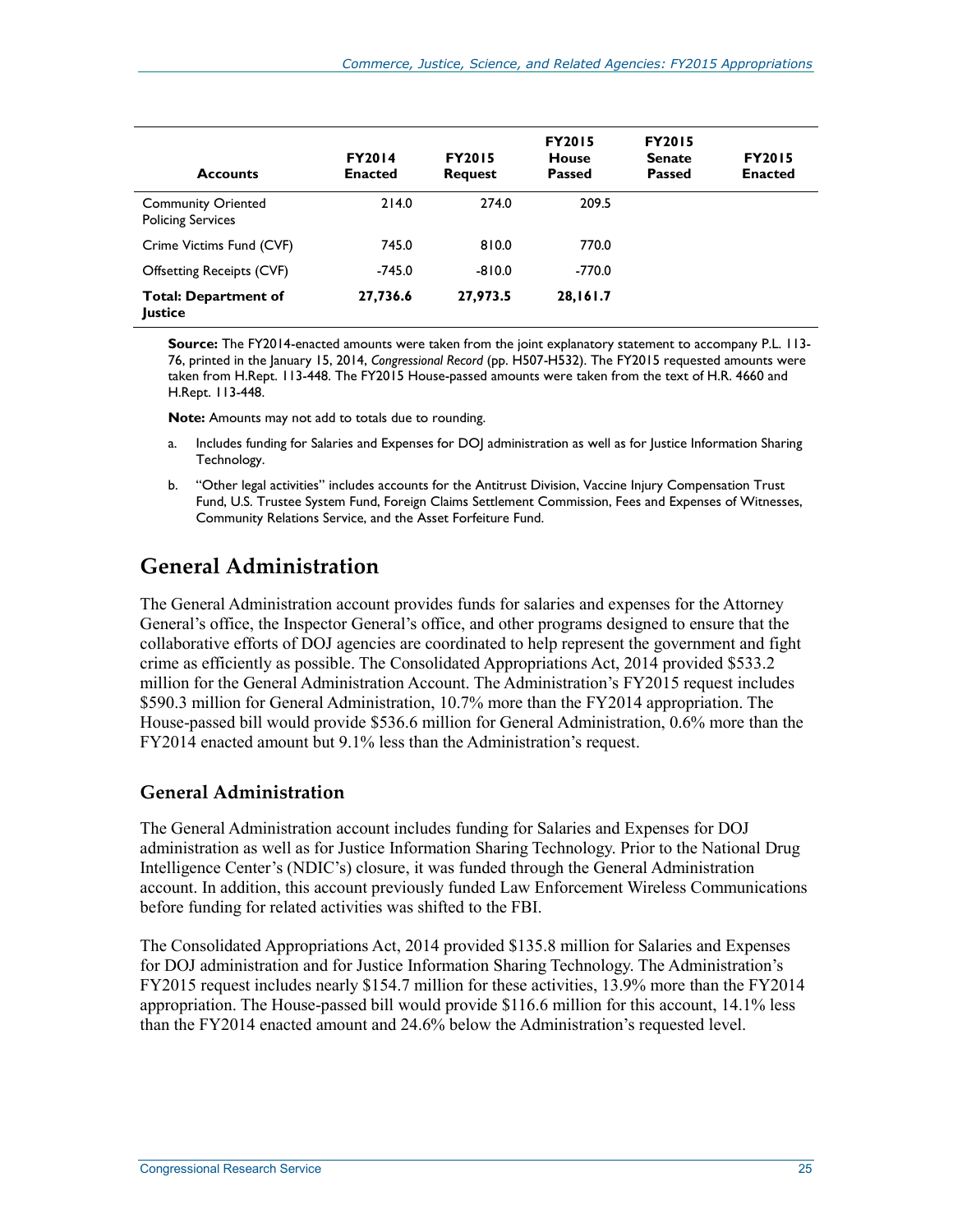| Accounts | FY2014 Enacted | FY2015 Request | FY2015 House Passed | FY2015 Senate Passed | FY2015 Enacted |
|---|---|---|---|---|---|
| Community Oriented Policing Services | 214.0 | 274.0 | 209.5 | | |
| Crime Victims Fund (CVF) | 745.0 | 810.0 | 770.0 | | |
| Offsetting Receipts (CVF) | -745.0 | -810.0 | -770.0 | | |
| **Total: Department of Justice** | **27,736.6** | **27,973.5** | **28,161.7** | | |

**Source:** The FY2014-enacted amounts were taken from the joint explanatory statement to accompany P.L. 113-76, printed in the January 15, 2014, *Congressional Record* (pp. H507-H532). The FY2015 requested amounts were taken from H.Rept. 113-448. The FY2015 House-passed amounts were taken from the text of H.R. 4660 and H.Rept. 113-448.

**Note:** Amounts may not add to totals due to rounding.

a. Includes funding for Salaries and Expenses for DOJ administration as well as for Justice Information Sharing Technology.

b. "Other legal activities" includes accounts for the Antitrust Division, Vaccine Injury Compensation Trust Fund, U.S. Trustee System Fund, Foreign Claims Settlement Commission, Fees and Expenses of Witnesses, Community Relations Service, and the Asset Forfeiture Fund.

## General Administration

The General Administration account provides funds for salaries and expenses for the Attorney General's office, the Inspector General's office, and other programs designed to ensure that the collaborative efforts of DOJ agencies are coordinated to help represent the government and fight crime as efficiently as possible. The Consolidated Appropriations Act, 2014 provided $533.2 million for the General Administration Account. The Administration's FY2015 request includes $590.3 million for General Administration, 10.7% more than the FY2014 appropriation. The House-passed bill would provide $536.6 million for General Administration, 0.6% more than the FY2014 enacted amount but 9.1% less than the Administration's request.

### General Administration

The General Administration account includes funding for Salaries and Expenses for DOJ administration as well as for Justice Information Sharing Technology. Prior to the National Drug Intelligence Center's (NDIC's) closure, it was funded through the General Administration account. In addition, this account previously funded Law Enforcement Wireless Communications before funding for related activities was shifted to the FBI.

The Consolidated Appropriations Act, 2014 provided $135.8 million for Salaries and Expenses for DOJ administration and for Justice Information Sharing Technology. The Administration's FY2015 request includes nearly $154.7 million for these activities, 13.9% more than the FY2014 appropriation. The House-passed bill would provide $116.6 million for this account, 14.1% less than the FY2014 enacted amount and 24.6% below the Administration's requested level.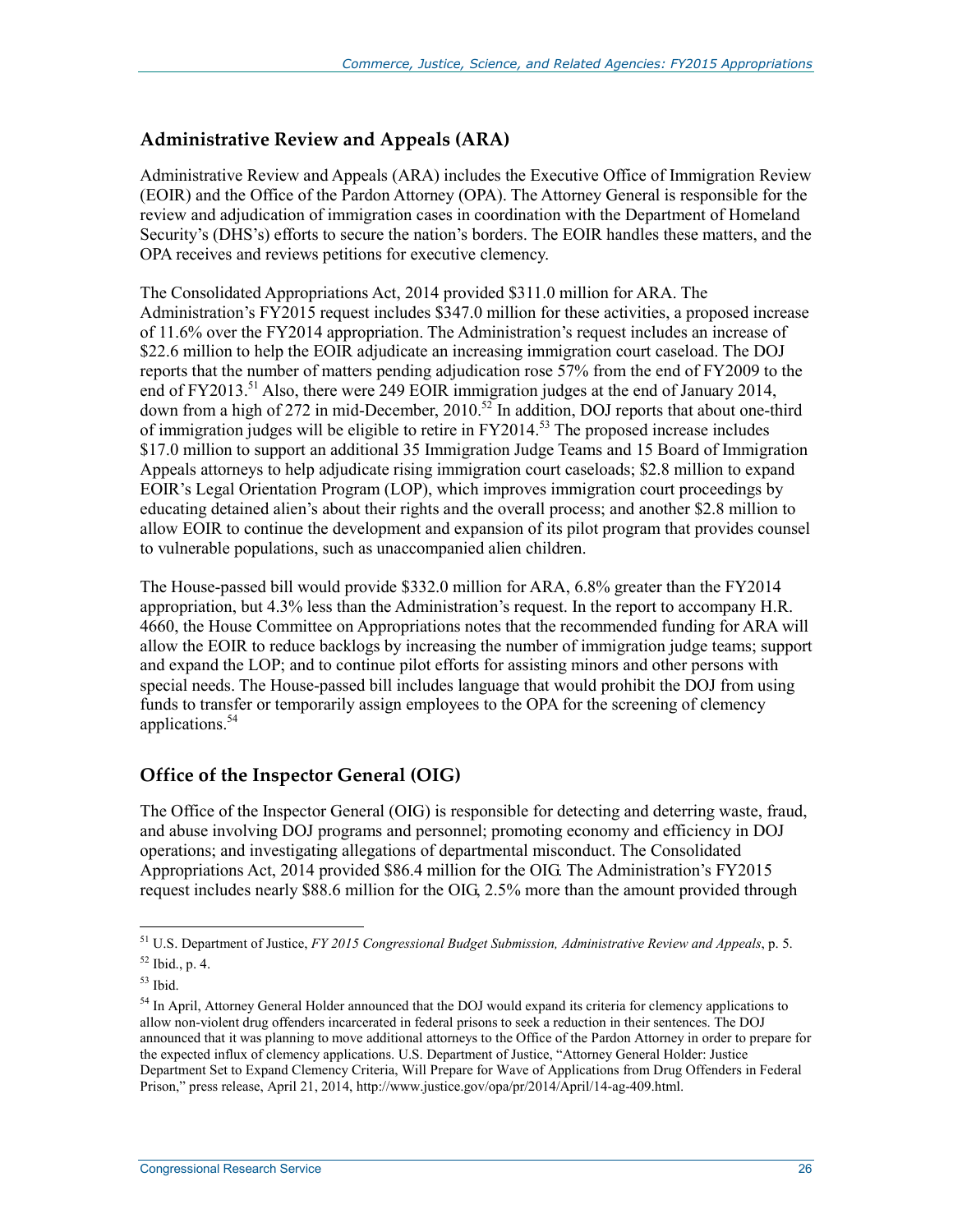## Administrative Review and Appeals (ARA)

Administrative Review and Appeals (ARA) includes the Executive Office of Immigration Review (EOIR) and the Office of the Pardon Attorney (OPA). The Attorney General is responsible for the review and adjudication of immigration cases in coordination with the Department of Homeland Security's (DHS's) efforts to secure the nation's borders. The EOIR handles these matters, and the OPA receives and reviews petitions for executive clemency.

The Consolidated Appropriations Act, 2014 provided $311.0 million for ARA. The Administration's FY2015 request includes $347.0 million for these activities, a proposed increase of 11.6% over the FY2014 appropriation. The Administration's request includes an increase of $22.6 million to help the EOIR adjudicate an increasing immigration court caseload. The DOJ reports that the number of matters pending adjudication rose 57% from the end of FY2009 to the end of FY2013.[51] Also, there were 249 EOIR immigration judges at the end of January 2014, down from a high of 272 in mid-December, 2010.[52] In addition, DOJ reports that about one-third of immigration judges will be eligible to retire in FY2014.[53] The proposed increase includes $17.0 million to support an additional 35 Immigration Judge Teams and 15 Board of Immigration Appeals attorneys to help adjudicate rising immigration court caseloads; $2.8 million to expand EOIR's Legal Orientation Program (LOP), which improves immigration court proceedings by educating detained alien's about their rights and the overall process; and another $2.8 million to allow EOIR to continue the development and expansion of its pilot program that provides counsel to vulnerable populations, such as unaccompanied alien children.

The House-passed bill would provide $332.0 million for ARA, 6.8% greater than the FY2014 appropriation, but 4.3% less than the Administration's request. In the report to accompany H.R. 4660, the House Committee on Appropriations notes that the recommended funding for ARA will allow the EOIR to reduce backlogs by increasing the number of immigration judge teams; support and expand the LOP; and to continue pilot efforts for assisting minors and other persons with special needs. The House-passed bill includes language that would prohibit the DOJ from using funds to transfer or temporarily assign employees to the OPA for the screening of clemency applications.[54]

## Office of the Inspector General (OIG)

The Office of the Inspector General (OIG) is responsible for detecting and deterring waste, fraud, and abuse involving DOJ programs and personnel; promoting economy and efficiency in DOJ operations; and investigating allegations of departmental misconduct. The Consolidated Appropriations Act, 2014 provided $86.4 million for the OIG. The Administration's FY2015 request includes nearly $88.6 million for the OIG, 2.5% more than the amount provided through

---

[51] U.S. Department of Justice, *FY 2015 Congressional Budget Submission, Administrative Review and Appeals*, p. 5.

[52] Ibid., p. 4.

[53] Ibid.

[54] In April, Attorney General Holder announced that the DOJ would expand its criteria for clemency applications to allow non-violent drug offenders incarcerated in federal prisons to seek a reduction in their sentences. The DOJ announced that it was planning to move additional attorneys to the Office of the Pardon Attorney in order to prepare for the expected influx of clemency applications. U.S. Department of Justice, "Attorney General Holder: Justice Department Set to Expand Clemency Criteria, Will Prepare for Wave of Applications from Drug Offenders in Federal Prison," press release, April 21, 2014, http://www.justice.gov/opa/pr/2014/April/14-ag-409.html.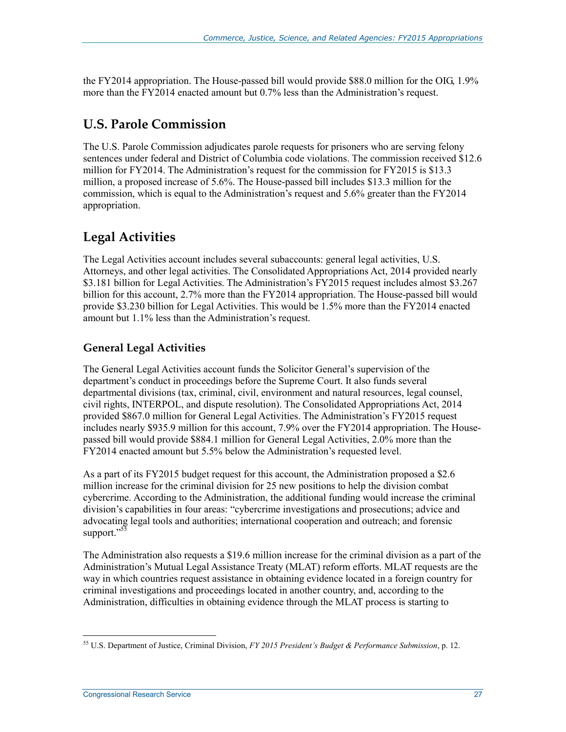the FY2014 appropriation. The House-passed bill would provide $88.0 million for the OIG, 1.9% more than the FY2014 enacted amount but 0.7% less than the Administration's request.

## U.S. Parole Commission

The U.S. Parole Commission adjudicates parole requests for prisoners who are serving felony sentences under federal and District of Columbia code violations. The commission received $12.6 million for FY2014. The Administration's request for the commission for FY2015 is $13.3 million, a proposed increase of 5.6%. The House-passed bill includes $13.3 million for the commission, which is equal to the Administration's request and 5.6% greater than the FY2014 appropriation.

## Legal Activities

The Legal Activities account includes several subaccounts: general legal activities, U.S. Attorneys, and other legal activities. The Consolidated Appropriations Act, 2014 provided nearly $3.181 billion for Legal Activities. The Administration's FY2015 request includes almost $3.267 billion for this account, 2.7% more than the FY2014 appropriation. The House-passed bill would provide $3.230 billion for Legal Activities. This would be 1.5% more than the FY2014 enacted amount but 1.1% less than the Administration's request.

### General Legal Activities

The General Legal Activities account funds the Solicitor General's supervision of the department's conduct in proceedings before the Supreme Court. It also funds several departmental divisions (tax, criminal, civil, environment and natural resources, legal counsel, civil rights, INTERPOL, and dispute resolution). The Consolidated Appropriations Act, 2014 provided $867.0 million for General Legal Activities. The Administration's FY2015 request includes nearly $935.9 million for this account, 7.9% over the FY2014 appropriation. The House-passed bill would provide $884.1 million for General Legal Activities, 2.0% more than the FY2014 enacted amount but 5.5% below the Administration's requested level.

As a part of its FY2015 budget request for this account, the Administration proposed a $2.6 million increase for the criminal division for 25 new positions to help the division combat cybercrime. According to the Administration, the additional funding would increase the criminal division's capabilities in four areas: "cybercrime investigations and prosecutions; advice and advocating legal tools and authorities; international cooperation and outreach; and forensic support."[55]

The Administration also requests a $19.6 million increase for the criminal division as a part of the Administration's Mutual Legal Assistance Treaty (MLAT) reform efforts. MLAT requests are the way in which countries request assistance in obtaining evidence located in a foreign country for criminal investigations and proceedings located in another country, and, according to the Administration, difficulties in obtaining evidence through the MLAT process is starting to

[55] U.S. Department of Justice, Criminal Division, *FY 2015 President's Budget & Performance Submission*, p. 12.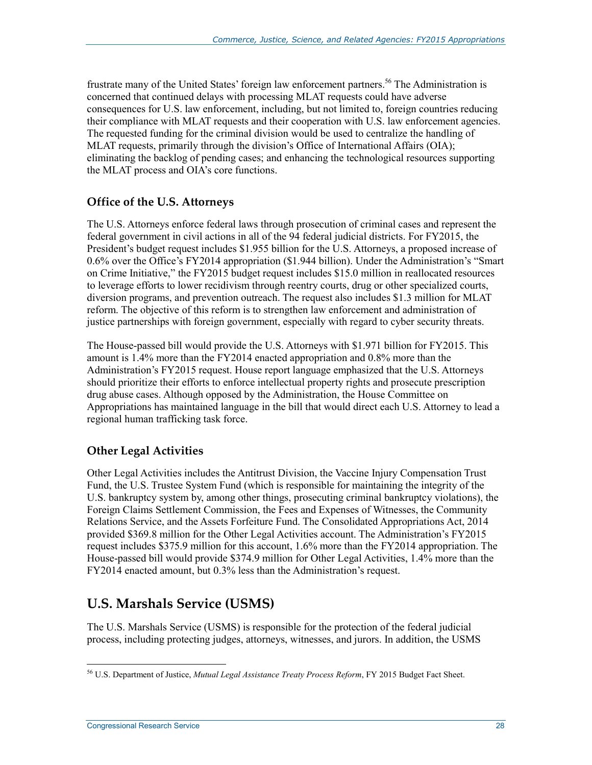frustrate many of the United States' foreign law enforcement partners.[56] The Administration is concerned that continued delays with processing MLAT requests could have adverse consequences for U.S. law enforcement, including, but not limited to, foreign countries reducing their compliance with MLAT requests and their cooperation with U.S. law enforcement agencies. The requested funding for the criminal division would be used to centralize the handling of MLAT requests, primarily through the division's Office of International Affairs (OIA); eliminating the backlog of pending cases; and enhancing the technological resources supporting the MLAT process and OIA's core functions.

### Office of the U.S. Attorneys

The U.S. Attorneys enforce federal laws through prosecution of criminal cases and represent the federal government in civil actions in all of the 94 federal judicial districts. For FY2015, the President's budget request includes $1.955 billion for the U.S. Attorneys, a proposed increase of 0.6% over the Office's FY2014 appropriation ($1.944 billion). Under the Administration's "Smart on Crime Initiative," the FY2015 budget request includes $15.0 million in reallocated resources to leverage efforts to lower recidivism through reentry courts, drug or other specialized courts, diversion programs, and prevention outreach. The request also includes $1.3 million for MLAT reform. The objective of this reform is to strengthen law enforcement and administration of justice partnerships with foreign government, especially with regard to cyber security threats.

The House-passed bill would provide the U.S. Attorneys with $1.971 billion for FY2015. This amount is 1.4% more than the FY2014 enacted appropriation and 0.8% more than the Administration's FY2015 request. House report language emphasized that the U.S. Attorneys should prioritize their efforts to enforce intellectual property rights and prosecute prescription drug abuse cases. Although opposed by the Administration, the House Committee on Appropriations has maintained language in the bill that would direct each U.S. Attorney to lead a regional human trafficking task force.

### Other Legal Activities

Other Legal Activities includes the Antitrust Division, the Vaccine Injury Compensation Trust Fund, the U.S. Trustee System Fund (which is responsible for maintaining the integrity of the U.S. bankruptcy system by, among other things, prosecuting criminal bankruptcy violations), the Foreign Claims Settlement Commission, the Fees and Expenses of Witnesses, the Community Relations Service, and the Assets Forfeiture Fund. The Consolidated Appropriations Act, 2014 provided $369.8 million for the Other Legal Activities account. The Administration's FY2015 request includes $375.9 million for this account, 1.6% more than the FY2014 appropriation. The House-passed bill would provide $374.9 million for Other Legal Activities, 1.4% more than the FY2014 enacted amount, but 0.3% less than the Administration's request.

## U.S. Marshals Service (USMS)

The U.S. Marshals Service (USMS) is responsible for the protection of the federal judicial process, including protecting judges, attorneys, witnesses, and jurors. In addition, the USMS

---

[56] U.S. Department of Justice, *Mutual Legal Assistance Treaty Process Reform*, FY 2015 Budget Fact Sheet.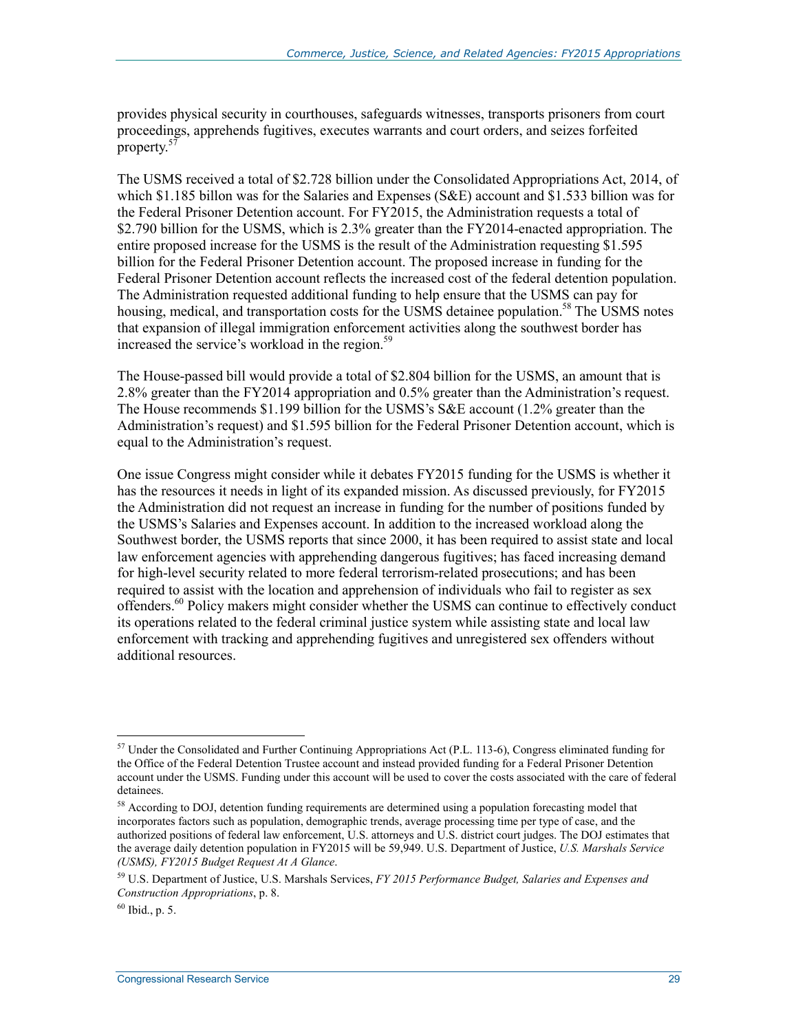provides physical security in courthouses, safeguards witnesses, transports prisoners from court proceedings, apprehends fugitives, executes warrants and court orders, and seizes forfeited property.[57]

The USMS received a total of $2.728 billion under the Consolidated Appropriations Act, 2014, of which $1.185 billon was for the Salaries and Expenses (S&E) account and $1.533 billion was for the Federal Prisoner Detention account. For FY2015, the Administration requests a total of $2.790 billion for the USMS, which is 2.3% greater than the FY2014-enacted appropriation. The entire proposed increase for the USMS is the result of the Administration requesting $1.595 billion for the Federal Prisoner Detention account. The proposed increase in funding for the Federal Prisoner Detention account reflects the increased cost of the federal detention population. The Administration requested additional funding to help ensure that the USMS can pay for housing, medical, and transportation costs for the USMS detainee population.[58] The USMS notes that expansion of illegal immigration enforcement activities along the southwest border has increased the service's workload in the region.[59]

The House-passed bill would provide a total of $2.804 billion for the USMS, an amount that is 2.8% greater than the FY2014 appropriation and 0.5% greater than the Administration's request. The House recommends $1.199 billion for the USMS's S&E account (1.2% greater than the Administration's request) and $1.595 billion for the Federal Prisoner Detention account, which is equal to the Administration's request.

One issue Congress might consider while it debates FY2015 funding for the USMS is whether it has the resources it needs in light of its expanded mission. As discussed previously, for FY2015 the Administration did not request an increase in funding for the number of positions funded by the USMS's Salaries and Expenses account. In addition to the increased workload along the Southwest border, the USMS reports that since 2000, it has been required to assist state and local law enforcement agencies with apprehending dangerous fugitives; has faced increasing demand for high-level security related to more federal terrorism-related prosecutions; and has been required to assist with the location and apprehension of individuals who fail to register as sex offenders.[60] Policy makers might consider whether the USMS can continue to effectively conduct its operations related to the federal criminal justice system while assisting state and local law enforcement with tracking and apprehending fugitives and unregistered sex offenders without additional resources.

---

[57] Under the Consolidated and Further Continuing Appropriations Act (P.L. 113-6), Congress eliminated funding for the Office of the Federal Detention Trustee account and instead provided funding for a Federal Prisoner Detention account under the USMS. Funding under this account will be used to cover the costs associated with the care of federal detainees.

[58] According to DOJ, detention funding requirements are determined using a population forecasting model that incorporates factors such as population, demographic trends, average processing time per type of case, and the authorized positions of federal law enforcement, U.S. attorneys and U.S. district court judges. The DOJ estimates that the average daily detention population in FY2015 will be 59,949. U.S. Department of Justice, *U.S. Marshals Service (USMS), FY2015 Budget Request At A Glance*.

[59] U.S. Department of Justice, U.S. Marshals Services, *FY 2015 Performance Budget, Salaries and Expenses and Construction Appropriations*, p. 8.

[60] Ibid., p. 5.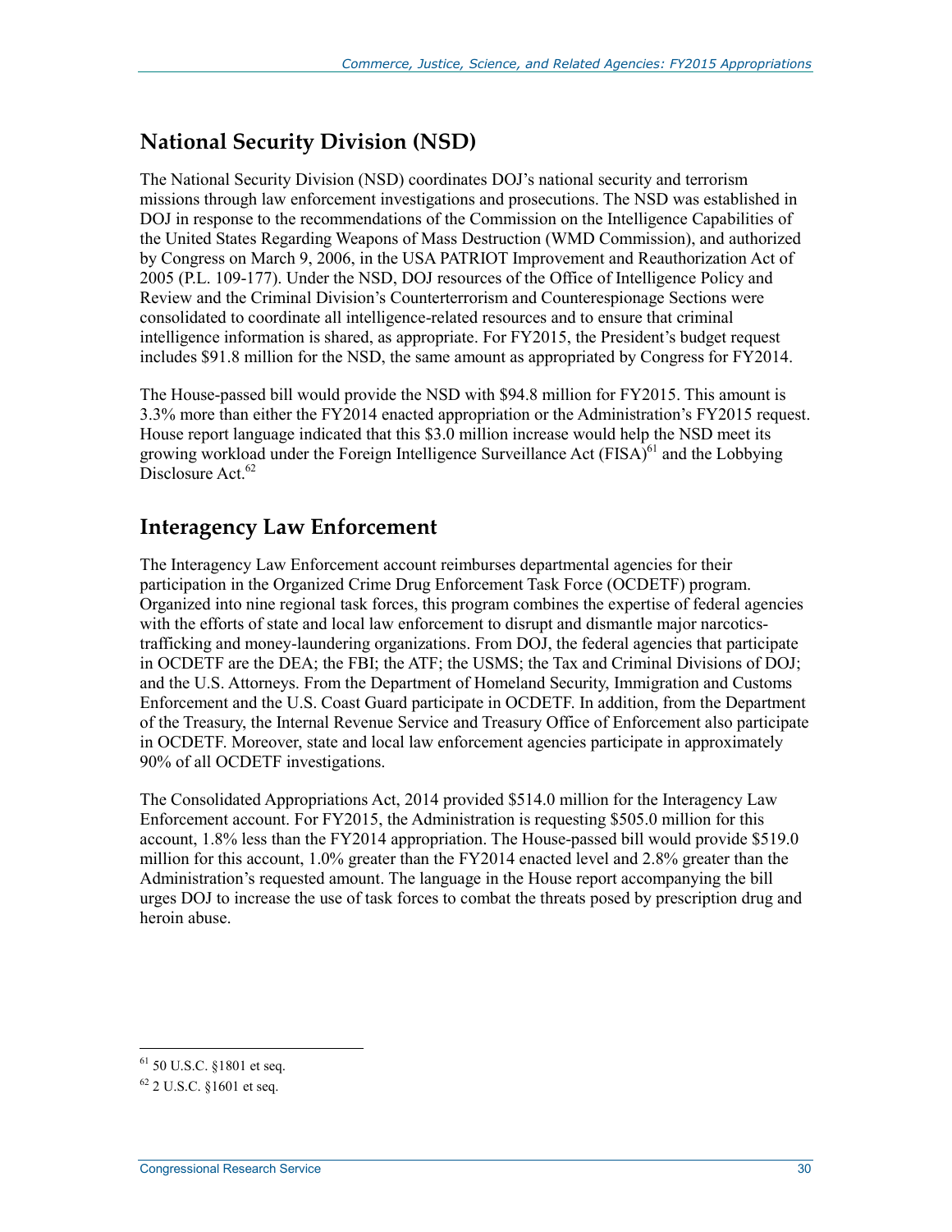## National Security Division (NSD)

The National Security Division (NSD) coordinates DOJ's national security and terrorism missions through law enforcement investigations and prosecutions. The NSD was established in DOJ in response to the recommendations of the Commission on the Intelligence Capabilities of the United States Regarding Weapons of Mass Destruction (WMD Commission), and authorized by Congress on March 9, 2006, in the USA PATRIOT Improvement and Reauthorization Act of 2005 (P.L. 109-177). Under the NSD, DOJ resources of the Office of Intelligence Policy and Review and the Criminal Division's Counterterrorism and Counterespionage Sections were consolidated to coordinate all intelligence-related resources and to ensure that criminal intelligence information is shared, as appropriate. For FY2015, the President's budget request includes $91.8 million for the NSD, the same amount as appropriated by Congress for FY2014.

The House-passed bill would provide the NSD with $94.8 million for FY2015. This amount is 3.3% more than either the FY2014 enacted appropriation or the Administration's FY2015 request. House report language indicated that this $3.0 million increase would help the NSD meet its growing workload under the Foreign Intelligence Surveillance Act (FISA)[61] and the Lobbying Disclosure Act.[62]

## Interagency Law Enforcement

The Interagency Law Enforcement account reimburses departmental agencies for their participation in the Organized Crime Drug Enforcement Task Force (OCDETF) program. Organized into nine regional task forces, this program combines the expertise of federal agencies with the efforts of state and local law enforcement to disrupt and dismantle major narcotics-trafficking and money-laundering organizations. From DOJ, the federal agencies that participate in OCDETF are the DEA; the FBI; the ATF; the USMS; the Tax and Criminal Divisions of DOJ; and the U.S. Attorneys. From the Department of Homeland Security, Immigration and Customs Enforcement and the U.S. Coast Guard participate in OCDETF. In addition, from the Department of the Treasury, the Internal Revenue Service and Treasury Office of Enforcement also participate in OCDETF. Moreover, state and local law enforcement agencies participate in approximately 90% of all OCDETF investigations.

The Consolidated Appropriations Act, 2014 provided $514.0 million for the Interagency Law Enforcement account. For FY2015, the Administration is requesting $505.0 million for this account, 1.8% less than the FY2014 appropriation. The House-passed bill would provide $519.0 million for this account, 1.0% greater than the FY2014 enacted level and 2.8% greater than the Administration's requested amount. The language in the House report accompanying the bill urges DOJ to increase the use of task forces to combat the threats posed by prescription drug and heroin abuse.

[61] 50 U.S.C. §1801 et seq.

[62] 2 U.S.C. §1601 et seq.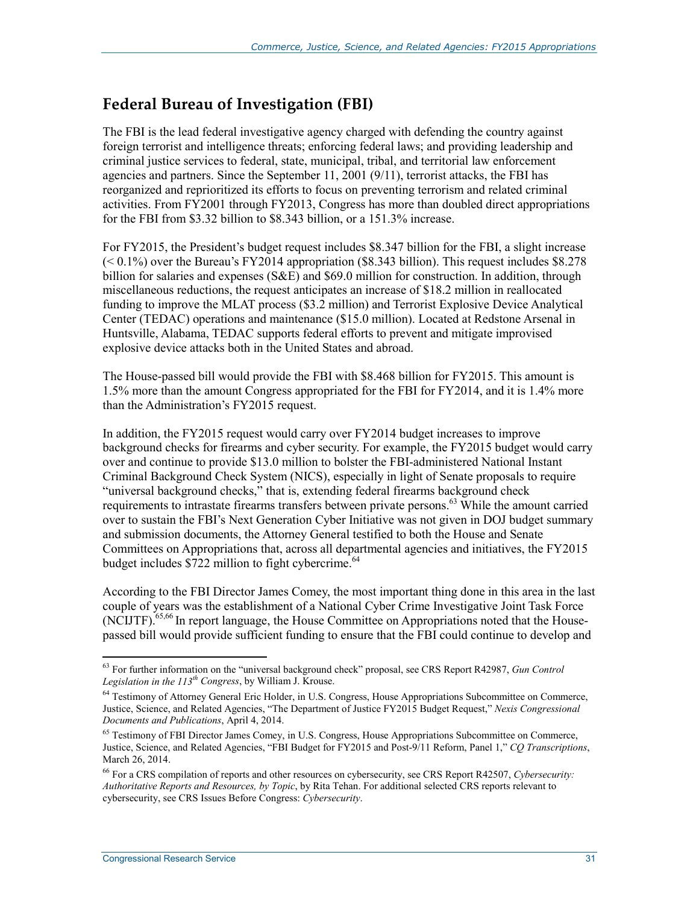## Federal Bureau of Investigation (FBI)

The FBI is the lead federal investigative agency charged with defending the country against foreign terrorist and intelligence threats; enforcing federal laws; and providing leadership and criminal justice services to federal, state, municipal, tribal, and territorial law enforcement agencies and partners. Since the September 11, 2001 (9/11), terrorist attacks, the FBI has reorganized and reprioritized its efforts to focus on preventing terrorism and related criminal activities. From FY2001 through FY2013, Congress has more than doubled direct appropriations for the FBI from $3.32 billion to $8.343 billion, or a 151.3% increase.

For FY2015, the President's budget request includes $8.347 billion for the FBI, a slight increase (< 0.1%) over the Bureau's FY2014 appropriation ($8.343 billion). This request includes $8.278 billion for salaries and expenses (S&E) and $69.0 million for construction. In addition, through miscellaneous reductions, the request anticipates an increase of $18.2 million in reallocated funding to improve the MLAT process ($3.2 million) and Terrorist Explosive Device Analytical Center (TEDAC) operations and maintenance ($15.0 million). Located at Redstone Arsenal in Huntsville, Alabama, TEDAC supports federal efforts to prevent and mitigate improvised explosive device attacks both in the United States and abroad.

The House-passed bill would provide the FBI with $8.468 billion for FY2015. This amount is 1.5% more than the amount Congress appropriated for the FBI for FY2014, and it is 1.4% more than the Administration's FY2015 request.

In addition, the FY2015 request would carry over FY2014 budget increases to improve background checks for firearms and cyber security. For example, the FY2015 budget would carry over and continue to provide $13.0 million to bolster the FBI-administered National Instant Criminal Background Check System (NICS), especially in light of Senate proposals to require "universal background checks," that is, extending federal firearms background check requirements to intrastate firearms transfers between private persons.[63] While the amount carried over to sustain the FBI's Next Generation Cyber Initiative was not given in DOJ budget summary and submission documents, the Attorney General testified to both the House and Senate Committees on Appropriations that, across all departmental agencies and initiatives, the FY2015 budget includes $722 million to fight cybercrime.[64]

According to the FBI Director James Comey, the most important thing done in this area in the last couple of years was the establishment of a National Cyber Crime Investigative Joint Task Force (NCIJTF).[65,66] In report language, the House Committee on Appropriations noted that the House-passed bill would provide sufficient funding to ensure that the FBI could continue to develop and

---

[63] For further information on the "universal background check" proposal, see CRS Report R42987, *Gun Control Legislation in the 113th Congress*, by William J. Krouse.

[64] Testimony of Attorney General Eric Holder, in U.S. Congress, House Appropriations Subcommittee on Commerce, Justice, Science, and Related Agencies, "The Department of Justice FY2015 Budget Request," *Nexis Congressional Documents and Publications*, April 4, 2014.

[65] Testimony of FBI Director James Comey, in U.S. Congress, House Appropriations Subcommittee on Commerce, Justice, Science, and Related Agencies, "FBI Budget for FY2015 and Post-9/11 Reform, Panel 1," *CQ Transcriptions*, March 26, 2014.

[66] For a CRS compilation of reports and other resources on cybersecurity, see CRS Report R42507, *Cybersecurity: Authoritative Reports and Resources, by Topic*, by Rita Tehan. For additional selected CRS reports relevant to cybersecurity, see CRS Issues Before Congress: *Cybersecurity*.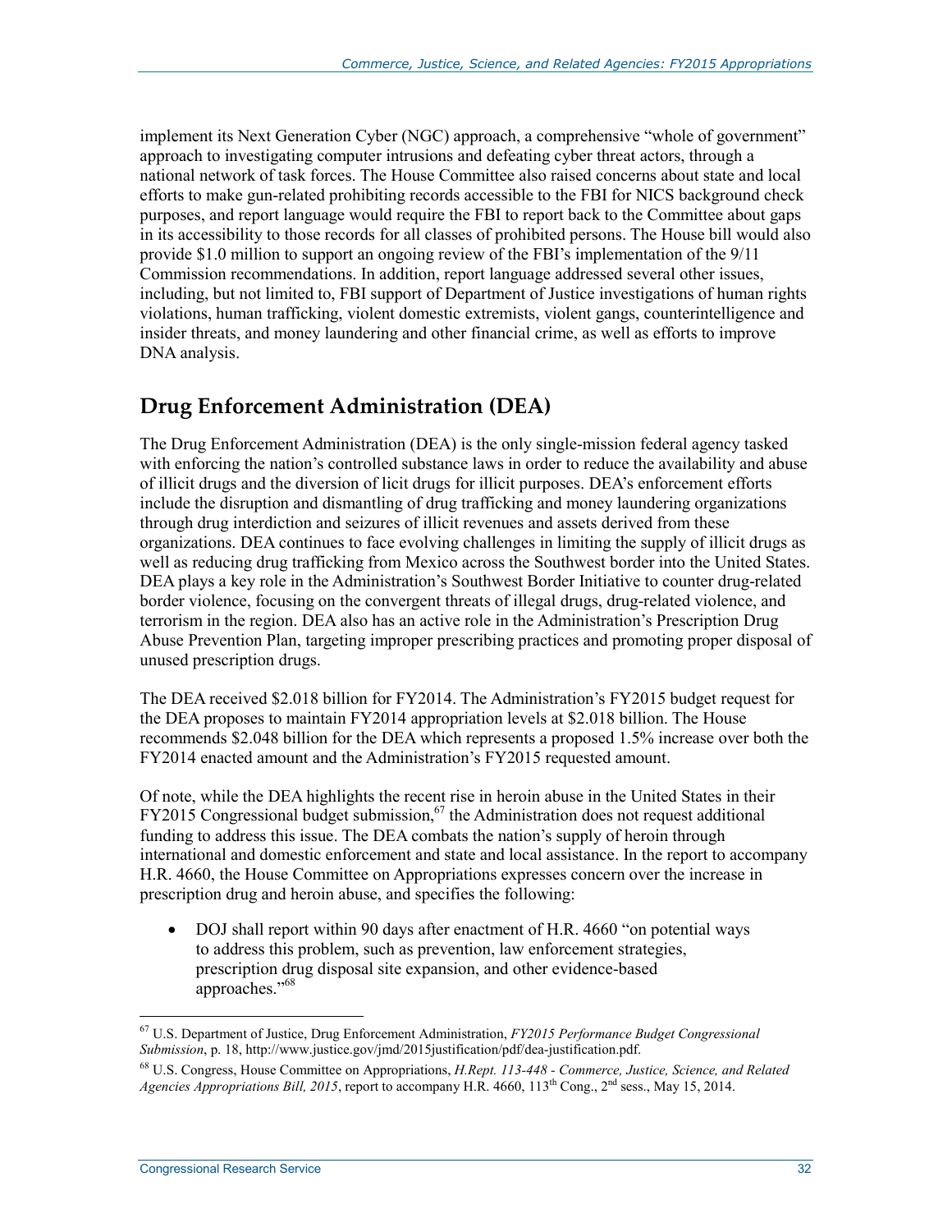implement its Next Generation Cyber (NGC) approach, a comprehensive "whole of government" approach to investigating computer intrusions and defeating cyber threat actors, through a national network of task forces. The House Committee also raised concerns about state and local efforts to make gun-related prohibiting records accessible to the FBI for NICS background check purposes, and report language would require the FBI to report back to the Committee about gaps in its accessibility to those records for all classes of prohibited persons. The House bill would also provide $1.0 million to support an ongoing review of the FBI's implementation of the 9/11 Commission recommendations. In addition, report language addressed several other issues, including, but not limited to, FBI support of Department of Justice investigations of human rights violations, human trafficking, violent domestic extremists, violent gangs, counterintelligence and insider threats, and money laundering and other financial crime, as well as efforts to improve DNA analysis.

## Drug Enforcement Administration (DEA)

The Drug Enforcement Administration (DEA) is the only single-mission federal agency tasked with enforcing the nation's controlled substance laws in order to reduce the availability and abuse of illicit drugs and the diversion of licit drugs for illicit purposes. DEA's enforcement efforts include the disruption and dismantling of drug trafficking and money laundering organizations through drug interdiction and seizures of illicit revenues and assets derived from these organizations. DEA continues to face evolving challenges in limiting the supply of illicit drugs as well as reducing drug trafficking from Mexico across the Southwest border into the United States. DEA plays a key role in the Administration's Southwest Border Initiative to counter drug-related border violence, focusing on the convergent threats of illegal drugs, drug-related violence, and terrorism in the region. DEA also has an active role in the Administration's Prescription Drug Abuse Prevention Plan, targeting improper prescribing practices and promoting proper disposal of unused prescription drugs.

The DEA received $2.018 billion for FY2014. The Administration's FY2015 budget request for the DEA proposes to maintain FY2014 appropriation levels at $2.018 billion. The House recommends $2.048 billion for the DEA which represents a proposed 1.5% increase over both the FY2014 enacted amount and the Administration's FY2015 requested amount.

Of note, while the DEA highlights the recent rise in heroin abuse in the United States in their FY2015 Congressional budget submission,[67] the Administration does not request additional funding to address this issue. The DEA combats the nation's supply of heroin through international and domestic enforcement and state and local assistance. In the report to accompany H.R. 4660, the House Committee on Appropriations expresses concern over the increase in prescription drug and heroin abuse, and specifies the following:

- DOJ shall report within 90 days after enactment of H.R. 4660 "on potential ways to address this problem, such as prevention, law enforcement strategies, prescription drug disposal site expansion, and other evidence-based approaches."[68]

---

[67] U.S. Department of Justice, Drug Enforcement Administration, *FY2015 Performance Budget Congressional Submission*, p. 18, http://www.justice.gov/jmd/2015justification/pdf/dea-justification.pdf.

[68] U.S. Congress, House Committee on Appropriations, *H.Rept. 113-448 - Commerce, Justice, Science, and Related Agencies Appropriations Bill, 2015*, report to accompany H.R. 4660, 113th Cong., 2nd sess., May 15, 2014.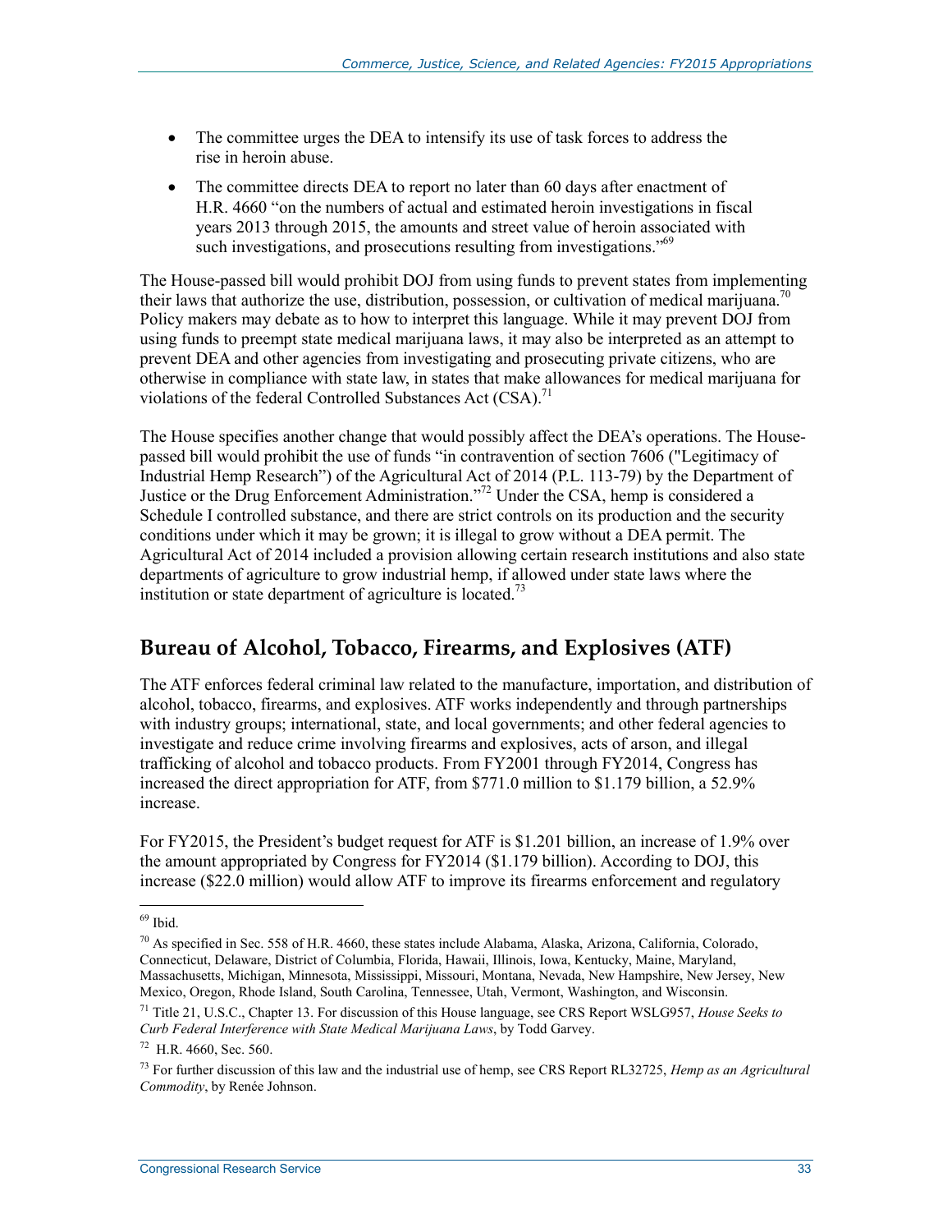- The committee urges the DEA to intensify its use of task forces to address the rise in heroin abuse.
- The committee directs DEA to report no later than 60 days after enactment of H.R. 4660 "on the numbers of actual and estimated heroin investigations in fiscal years 2013 through 2015, the amounts and street value of heroin associated with such investigations, and prosecutions resulting from investigations."[69]

The House-passed bill would prohibit DOJ from using funds to prevent states from implementing their laws that authorize the use, distribution, possession, or cultivation of medical marijuana.[70] Policy makers may debate as to how to interpret this language. While it may prevent DOJ from using funds to preempt state medical marijuana laws, it may also be interpreted as an attempt to prevent DEA and other agencies from investigating and prosecuting private citizens, who are otherwise in compliance with state law, in states that make allowances for medical marijuana for violations of the federal Controlled Substances Act (CSA).[71]

The House specifies another change that would possibly affect the DEA's operations. The House-passed bill would prohibit the use of funds "in contravention of section 7606 ("Legitimacy of Industrial Hemp Research") of the Agricultural Act of 2014 (P.L. 113-79) by the Department of Justice or the Drug Enforcement Administration."[72] Under the CSA, hemp is considered a Schedule I controlled substance, and there are strict controls on its production and the security conditions under which it may be grown; it is illegal to grow without a DEA permit. The Agricultural Act of 2014 included a provision allowing certain research institutions and also state departments of agriculture to grow industrial hemp, if allowed under state laws where the institution or state department of agriculture is located.[73]

## Bureau of Alcohol, Tobacco, Firearms, and Explosives (ATF)

The ATF enforces federal criminal law related to the manufacture, importation, and distribution of alcohol, tobacco, firearms, and explosives. ATF works independently and through partnerships with industry groups; international, state, and local governments; and other federal agencies to investigate and reduce crime involving firearms and explosives, acts of arson, and illegal trafficking of alcohol and tobacco products. From FY2001 through FY2014, Congress has increased the direct appropriation for ATF, from $771.0 million to $1.179 billion, a 52.9% increase.

For FY2015, the President's budget request for ATF is $1.201 billion, an increase of 1.9% over the amount appropriated by Congress for FY2014 ($1.179 billion). According to DOJ, this increase ($22.0 million) would allow ATF to improve its firearms enforcement and regulatory

---

[69] Ibid.

[70] As specified in Sec. 558 of H.R. 4660, these states include Alabama, Alaska, Arizona, California, Colorado, Connecticut, Delaware, District of Columbia, Florida, Hawaii, Illinois, Iowa, Kentucky, Maine, Maryland, Massachusetts, Michigan, Minnesota, Mississippi, Missouri, Montana, Nevada, New Hampshire, New Jersey, New Mexico, Oregon, Rhode Island, South Carolina, Tennessee, Utah, Vermont, Washington, and Wisconsin.

[71] Title 21, U.S.C., Chapter 13. For discussion of this House language, see CRS Report WSLG957, *House Seeks to Curb Federal Interference with State Medical Marijuana Laws*, by Todd Garvey.

[72] H.R. 4660, Sec. 560.

[73] For further discussion of this law and the industrial use of hemp, see CRS Report RL32725, *Hemp as an Agricultural Commodity*, by Renée Johnson.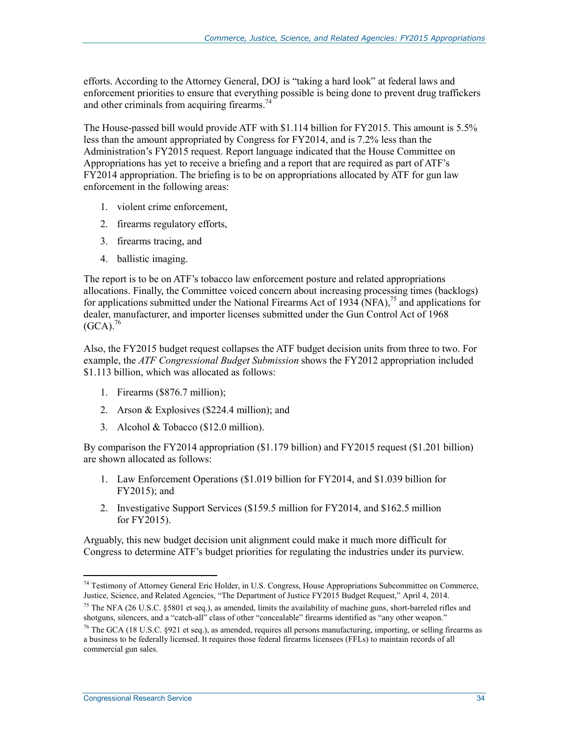efforts. According to the Attorney General, DOJ is "taking a hard look" at federal laws and enforcement priorities to ensure that everything possible is being done to prevent drug traffickers and other criminals from acquiring firearms.[74]

The House-passed bill would provide ATF with $1.114 billion for FY2015. This amount is 5.5% less than the amount appropriated by Congress for FY2014, and is 7.2% less than the Administration's FY2015 request. Report language indicated that the House Committee on Appropriations has yet to receive a briefing and a report that are required as part of ATF's FY2014 appropriation. The briefing is to be on appropriations allocated by ATF for gun law enforcement in the following areas:

1. violent crime enforcement,
2. firearms regulatory efforts,
3. firearms tracing, and
4. ballistic imaging.

The report is to be on ATF's tobacco law enforcement posture and related appropriations allocations. Finally, the Committee voiced concern about increasing processing times (backlogs) for applications submitted under the National Firearms Act of 1934 (NFA),[75] and applications for dealer, manufacturer, and importer licenses submitted under the Gun Control Act of 1968 (GCA).[76]

Also, the FY2015 budget request collapses the ATF budget decision units from three to two. For example, the *ATF Congressional Budget Submission* shows the FY2012 appropriation included $1.113 billion, which was allocated as follows:

1. Firearms ($876.7 million);
2. Arson & Explosives ($224.4 million); and
3. Alcohol & Tobacco ($12.0 million).

By comparison the FY2014 appropriation ($1.179 billion) and FY2015 request ($1.201 billion) are shown allocated as follows:

1. Law Enforcement Operations ($1.019 billion for FY2014, and $1.039 billion for FY2015); and
2. Investigative Support Services ($159.5 million for FY2014, and $162.5 million for FY2015).

Arguably, this new budget decision unit alignment could make it much more difficult for Congress to determine ATF's budget priorities for regulating the industries under its purview.

---

[74] Testimony of Attorney General Eric Holder, in U.S. Congress, House Appropriations Subcommittee on Commerce, Justice, Science, and Related Agencies, "The Department of Justice FY2015 Budget Request," April 4, 2014.

[75] The NFA (26 U.S.C. §5801 et seq.), as amended, limits the availability of machine guns, short-barreled rifles and shotguns, silencers, and a "catch-all" class of other "concealable" firearms identified as "any other weapon."

[76] The GCA (18 U.S.C. §921 et seq.), as amended, requires all persons manufacturing, importing, or selling firearms as a business to be federally licensed. It requires those federal firearms licensees (FFLs) to maintain records of all commercial gun sales.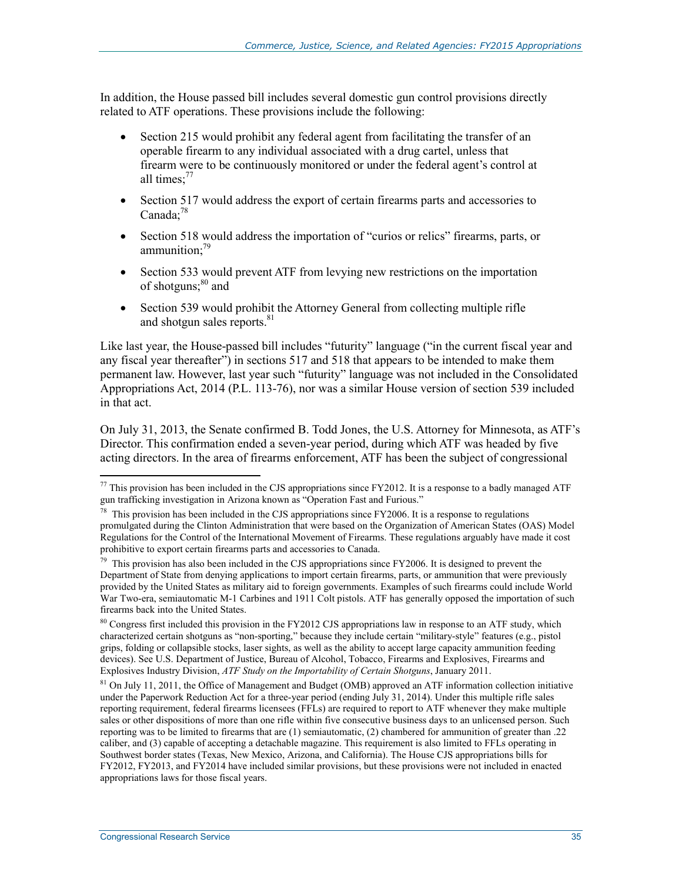In addition, the House passed bill includes several domestic gun control provisions directly related to ATF operations. These provisions include the following:

- Section 215 would prohibit any federal agent from facilitating the transfer of an operable firearm to any individual associated with a drug cartel, unless that firearm were to be continuously monitored or under the federal agent's control at all times;[77]
- Section 517 would address the export of certain firearms parts and accessories to Canada;[78]
- Section 518 would address the importation of "curios or relics" firearms, parts, or ammunition;[79]
- Section 533 would prevent ATF from levying new restrictions on the importation of shotguns;[80] and
- Section 539 would prohibit the Attorney General from collecting multiple rifle and shotgun sales reports.[81]

Like last year, the House-passed bill includes "futurity" language ("in the current fiscal year and any fiscal year thereafter") in sections 517 and 518 that appears to be intended to make them permanent law. However, last year such "futurity" language was not included in the Consolidated Appropriations Act, 2014 (P.L. 113-76), nor was a similar House version of section 539 included in that act.

On July 31, 2013, the Senate confirmed B. Todd Jones, the U.S. Attorney for Minnesota, as ATF's Director. This confirmation ended a seven-year period, during which ATF was headed by five acting directors. In the area of firearms enforcement, ATF has been the subject of congressional

---

[77] This provision has been included in the CJS appropriations since FY2012. It is a response to a badly managed ATF gun trafficking investigation in Arizona known as "Operation Fast and Furious."

[78] This provision has been included in the CJS appropriations since FY2006. It is a response to regulations promulgated during the Clinton Administration that were based on the Organization of American States (OAS) Model Regulations for the Control of the International Movement of Firearms. These regulations arguably have made it cost prohibitive to export certain firearms parts and accessories to Canada.

[79] This provision has also been included in the CJS appropriations since FY2006. It is designed to prevent the Department of State from denying applications to import certain firearms, parts, or ammunition that were previously provided by the United States as military aid to foreign governments. Examples of such firearms could include World War Two-era, semiautomatic M-1 Carbines and 1911 Colt pistols. ATF has generally opposed the importation of such firearms back into the United States.

[80] Congress first included this provision in the FY2012 CJS appropriations law in response to an ATF study, which characterized certain shotguns as "non-sporting," because they include certain "military-style" features (e.g., pistol grips, folding or collapsible stocks, laser sights, as well as the ability to accept large capacity ammunition feeding devices). See U.S. Department of Justice, Bureau of Alcohol, Tobacco, Firearms and Explosives, Firearms and Explosives Industry Division, *ATF Study on the Importability of Certain Shotguns*, January 2011.

[81] On July 11, 2011, the Office of Management and Budget (OMB) approved an ATF information collection initiative under the Paperwork Reduction Act for a three-year period (ending July 31, 2014). Under this multiple rifle sales reporting requirement, federal firearms licensees (FFLs) are required to report to ATF whenever they make multiple sales or other dispositions of more than one rifle within five consecutive business days to an unlicensed person. Such reporting was to be limited to firearms that are (1) semiautomatic, (2) chambered for ammunition of greater than .22 caliber, and (3) capable of accepting a detachable magazine. This requirement is also limited to FFLs operating in Southwest border states (Texas, New Mexico, Arizona, and California). The House CJS appropriations bills for FY2012, FY2013, and FY2014 have included similar provisions, but these provisions were not included in enacted appropriations laws for those fiscal years.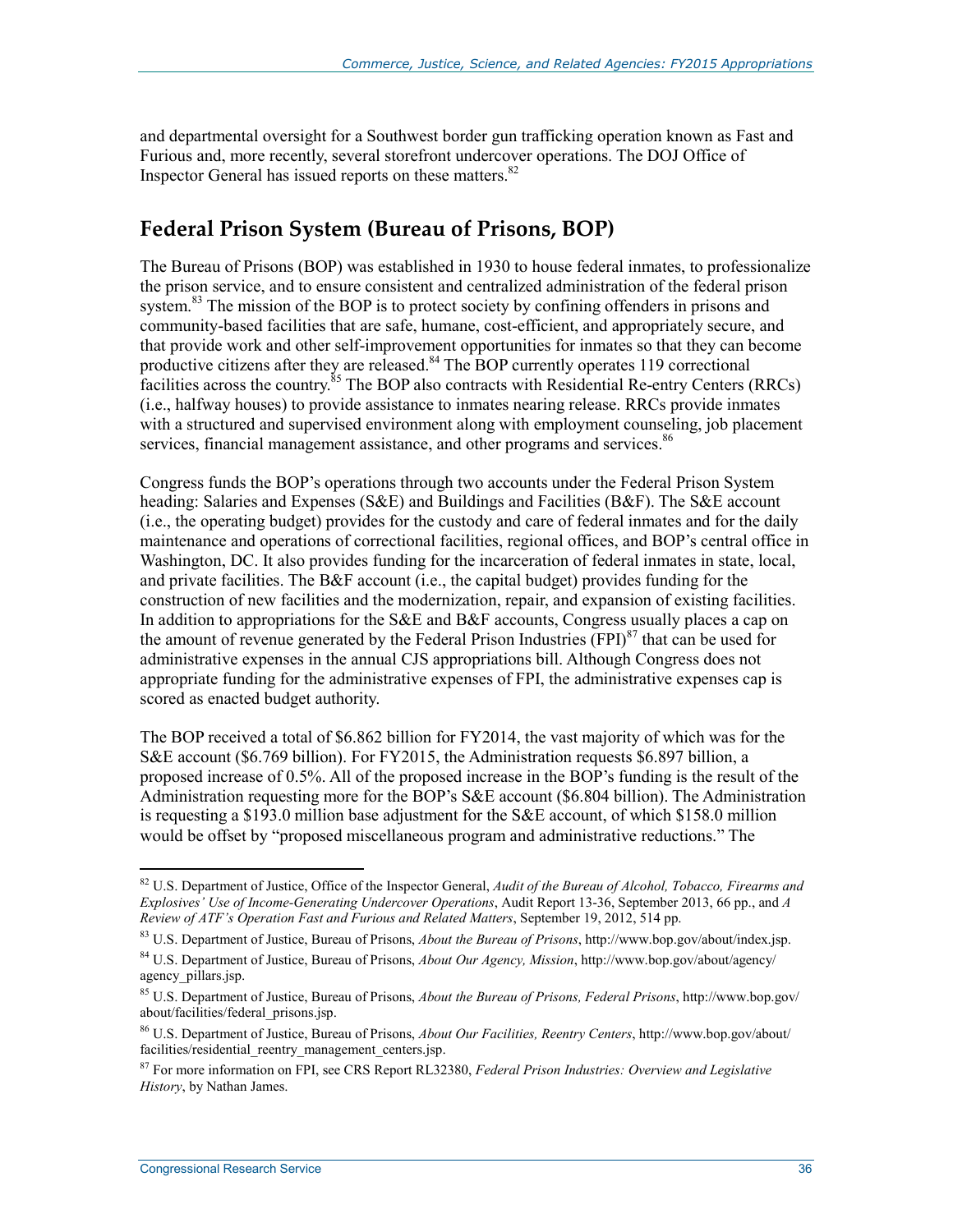and departmental oversight for a Southwest border gun trafficking operation known as Fast and Furious and, more recently, several storefront undercover operations. The DOJ Office of Inspector General has issued reports on these matters.[82]

## Federal Prison System (Bureau of Prisons, BOP)

The Bureau of Prisons (BOP) was established in 1930 to house federal inmates, to professionalize the prison service, and to ensure consistent and centralized administration of the federal prison system.[83] The mission of the BOP is to protect society by confining offenders in prisons and community-based facilities that are safe, humane, cost-efficient, and appropriately secure, and that provide work and other self-improvement opportunities for inmates so that they can become productive citizens after they are released.[84] The BOP currently operates 119 correctional facilities across the country.[85] The BOP also contracts with Residential Re-entry Centers (RRCs) (i.e., halfway houses) to provide assistance to inmates nearing release. RRCs provide inmates with a structured and supervised environment along with employment counseling, job placement services, financial management assistance, and other programs and services.[86]

Congress funds the BOP's operations through two accounts under the Federal Prison System heading: Salaries and Expenses (S&E) and Buildings and Facilities (B&F). The S&E account (i.e., the operating budget) provides for the custody and care of federal inmates and for the daily maintenance and operations of correctional facilities, regional offices, and BOP's central office in Washington, DC. It also provides funding for the incarceration of federal inmates in state, local, and private facilities. The B&F account (i.e., the capital budget) provides funding for the construction of new facilities and the modernization, repair, and expansion of existing facilities. In addition to appropriations for the S&E and B&F accounts, Congress usually places a cap on the amount of revenue generated by the Federal Prison Industries (FPI)[87] that can be used for administrative expenses in the annual CJS appropriations bill. Although Congress does not appropriate funding for the administrative expenses of FPI, the administrative expenses cap is scored as enacted budget authority.

The BOP received a total of $6.862 billion for FY2014, the vast majority of which was for the S&E account ($6.769 billion). For FY2015, the Administration requests $6.897 billion, a proposed increase of 0.5%. All of the proposed increase in the BOP's funding is the result of the Administration requesting more for the BOP's S&E account ($6.804 billion). The Administration is requesting a $193.0 million base adjustment for the S&E account, of which $158.0 million would be offset by "proposed miscellaneous program and administrative reductions." The

---

[82] U.S. Department of Justice, Office of the Inspector General, *Audit of the Bureau of Alcohol, Tobacco, Firearms and Explosives' Use of Income-Generating Undercover Operations*, Audit Report 13-36, September 2013, 66 pp., and *A Review of ATF's Operation Fast and Furious and Related Matters*, September 19, 2012, 514 pp.

[83] U.S. Department of Justice, Bureau of Prisons, *About the Bureau of Prisons*, http://www.bop.gov/about/index.jsp.

[84] U.S. Department of Justice, Bureau of Prisons, *About Our Agency, Mission*, http://www.bop.gov/about/agency/agency_pillars.jsp.

[85] U.S. Department of Justice, Bureau of Prisons, *About the Bureau of Prisons, Federal Prisons*, http://www.bop.gov/about/facilities/federal_prisons.jsp.

[86] U.S. Department of Justice, Bureau of Prisons, *About Our Facilities, Reentry Centers*, http://www.bop.gov/about/facilities/residential_reentry_management_centers.jsp.

[87] For more information on FPI, see CRS Report RL32380, *Federal Prison Industries: Overview and Legislative History*, by Nathan James.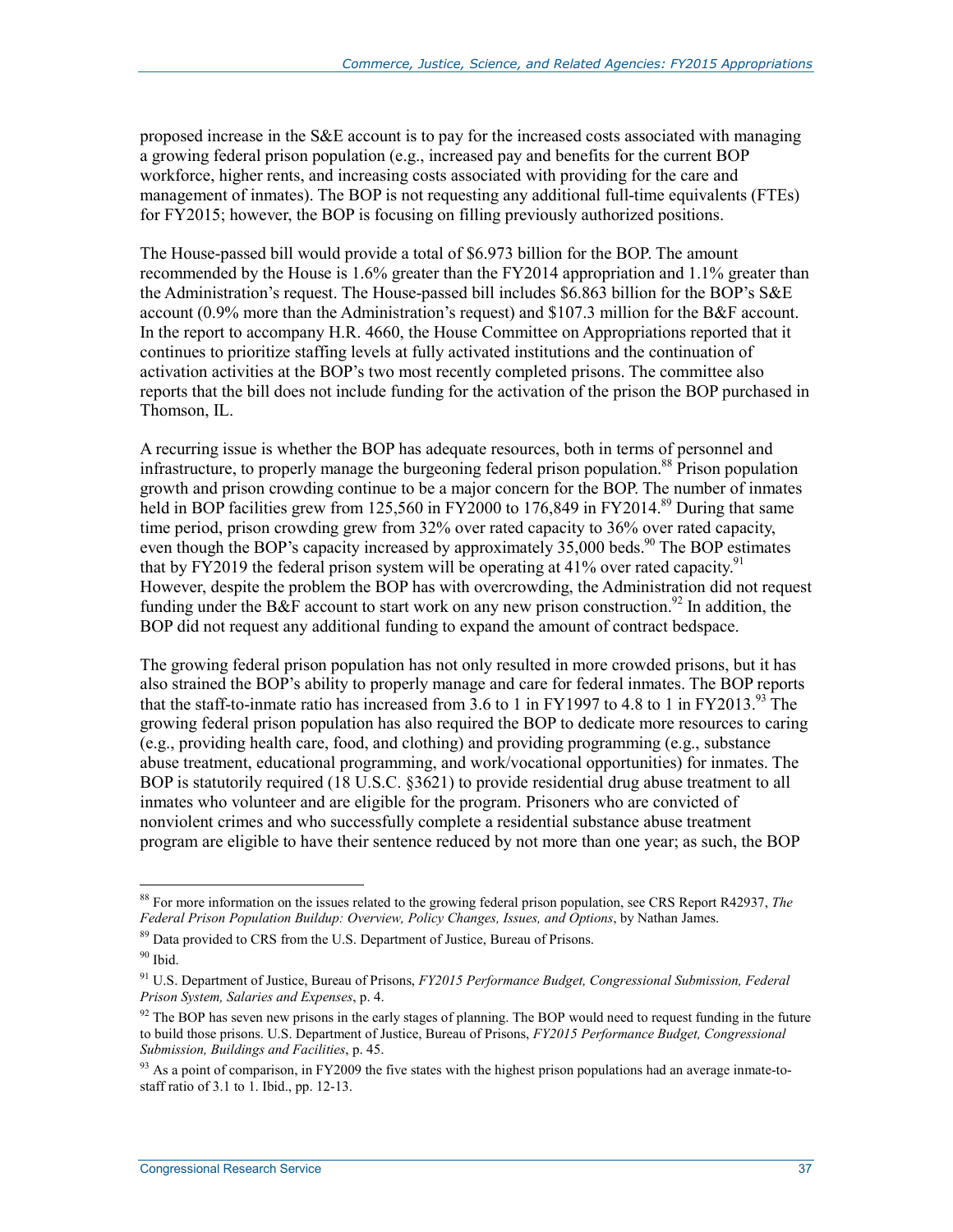proposed increase in the S&E account is to pay for the increased costs associated with managing a growing federal prison population (e.g., increased pay and benefits for the current BOP workforce, higher rents, and increasing costs associated with providing for the care and management of inmates). The BOP is not requesting any additional full-time equivalents (FTEs) for FY2015; however, the BOP is focusing on filling previously authorized positions.

The House-passed bill would provide a total of $6.973 billion for the BOP. The amount recommended by the House is 1.6% greater than the FY2014 appropriation and 1.1% greater than the Administration's request. The House-passed bill includes $6.863 billion for the BOP's S&E account (0.9% more than the Administration's request) and $107.3 million for the B&F account. In the report to accompany H.R. 4660, the House Committee on Appropriations reported that it continues to prioritize staffing levels at fully activated institutions and the continuation of activation activities at the BOP's two most recently completed prisons. The committee also reports that the bill does not include funding for the activation of the prison the BOP purchased in Thomson, IL.

A recurring issue is whether the BOP has adequate resources, both in terms of personnel and infrastructure, to properly manage the burgeoning federal prison population.[88] Prison population growth and prison crowding continue to be a major concern for the BOP. The number of inmates held in BOP facilities grew from 125,560 in FY2000 to 176,849 in FY2014.[89] During that same time period, prison crowding grew from 32% over rated capacity to 36% over rated capacity, even though the BOP's capacity increased by approximately 35,000 beds.[90] The BOP estimates that by FY2019 the federal prison system will be operating at 41% over rated capacity.[91] However, despite the problem the BOP has with overcrowding, the Administration did not request funding under the B&F account to start work on any new prison construction.[92] In addition, the BOP did not request any additional funding to expand the amount of contract bedspace.

The growing federal prison population has not only resulted in more crowded prisons, but it has also strained the BOP's ability to properly manage and care for federal inmates. The BOP reports that the staff-to-inmate ratio has increased from 3.6 to 1 in FY1997 to 4.8 to 1 in FY2013.[93] The growing federal prison population has also required the BOP to dedicate more resources to caring (e.g., providing health care, food, and clothing) and providing programming (e.g., substance abuse treatment, educational programming, and work/vocational opportunities) for inmates. The BOP is statutorily required (18 U.S.C. §3621) to provide residential drug abuse treatment to all inmates who volunteer and are eligible for the program. Prisoners who are convicted of nonviolent crimes and who successfully complete a residential substance abuse treatment program are eligible to have their sentence reduced by not more than one year; as such, the BOP

---

[88] For more information on the issues related to the growing federal prison population, see CRS Report R42937, *The Federal Prison Population Buildup: Overview, Policy Changes, Issues, and Options*, by Nathan James.

[89] Data provided to CRS from the U.S. Department of Justice, Bureau of Prisons.

[90] Ibid.

[91] U.S. Department of Justice, Bureau of Prisons, *FY2015 Performance Budget, Congressional Submission, Federal Prison System, Salaries and Expenses*, p. 4.

[92] The BOP has seven new prisons in the early stages of planning. The BOP would need to request funding in the future to build those prisons. U.S. Department of Justice, Bureau of Prisons, *FY2015 Performance Budget, Congressional Submission, Buildings and Facilities*, p. 45.

[93] As a point of comparison, in FY2009 the five states with the highest prison populations had an average inmate-to-staff ratio of 3.1 to 1. Ibid., pp. 12-13.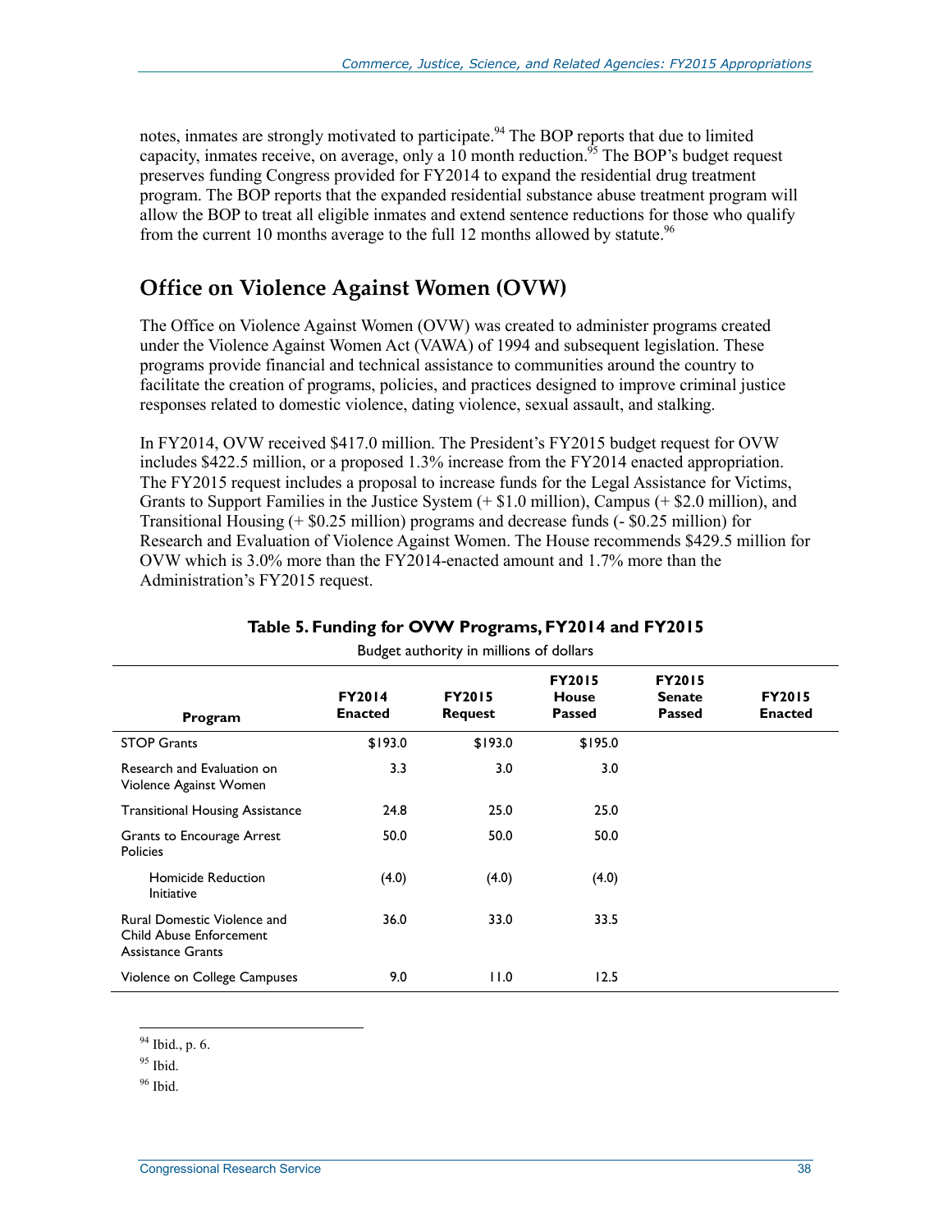notes, inmates are strongly motivated to participate.[94] The BOP reports that due to limited capacity, inmates receive, on average, only a 10 month reduction.[95] The BOP's budget request preserves funding Congress provided for FY2014 to expand the residential drug treatment program. The BOP reports that the expanded residential substance abuse treatment program will allow the BOP to treat all eligible inmates and extend sentence reductions for those who qualify from the current 10 months average to the full 12 months allowed by statute.[96]

## Office on Violence Against Women (OVW)

The Office on Violence Against Women (OVW) was created to administer programs created under the Violence Against Women Act (VAWA) of 1994 and subsequent legislation. These programs provide financial and technical assistance to communities around the country to facilitate the creation of programs, policies, and practices designed to improve criminal justice responses related to domestic violence, dating violence, sexual assault, and stalking.

In FY2014, OVW received $417.0 million. The President's FY2015 budget request for OVW includes $422.5 million, or a proposed 1.3% increase from the FY2014 enacted appropriation. The FY2015 request includes a proposal to increase funds for the Legal Assistance for Victims, Grants to Support Families in the Justice System (+ $1.0 million), Campus (+ $2.0 million), and Transitional Housing (+ $0.25 million) programs and decrease funds (- $0.25 million) for Research and Evaluation of Violence Against Women. The House recommends $429.5 million for OVW which is 3.0% more than the FY2014-enacted amount and 1.7% more than the Administration's FY2015 request.

**Table 5. Funding for OVW Programs, FY2014 and FY2015**

Budget authority in millions of dollars

| Program | FY2014 Enacted | FY2015 Request | FY2015 House Passed | FY2015 Senate Passed | FY2015 Enacted |
|---|---|---|---|---|---|
| STOP Grants | $193.0 | $193.0 | $195.0 | | |
| Research and Evaluation on Violence Against Women | 3.3 | 3.0 | 3.0 | | |
| Transitional Housing Assistance | 24.8 | 25.0 | 25.0 | | |
| Grants to Encourage Arrest Policies | 50.0 | 50.0 | 50.0 | | |
| Homicide Reduction Initiative | (4.0) | (4.0) | (4.0) | | |
| Rural Domestic Violence and Child Abuse Enforcement Assistance Grants | 36.0 | 33.0 | 33.5 | | |
| Violence on College Campuses | 9.0 | 11.0 | 12.5 | | |

[94] Ibid., p. 6.

[95] Ibid.

[96] Ibid.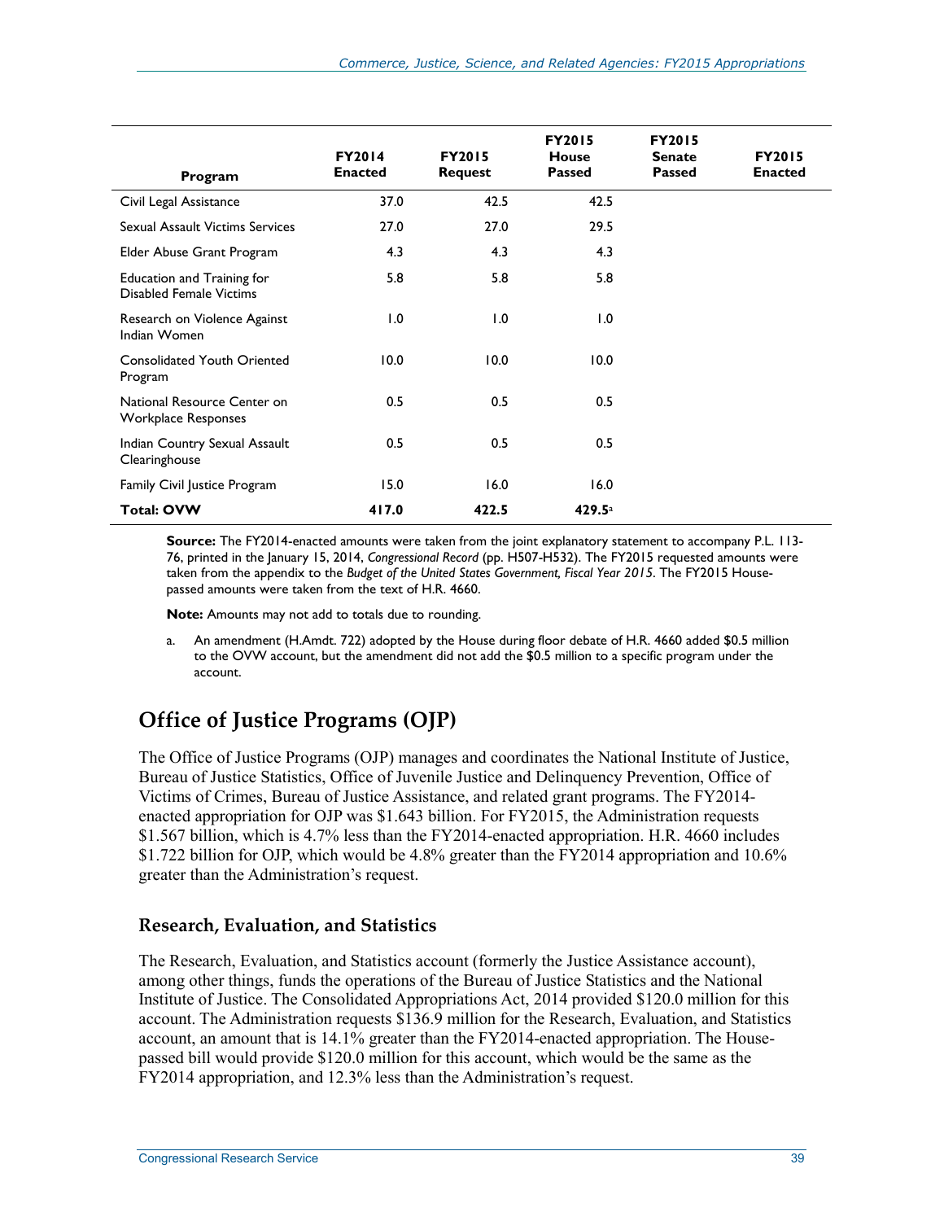| Program | FY2014 Enacted | FY2015 Request | FY2015 House Passed | FY2015 Senate Passed | FY2015 Enacted |
| --- | --- | --- | --- | --- | --- |
| Civil Legal Assistance | 37.0 | 42.5 | 42.5 | | |
| Sexual Assault Victims Services | 27.0 | 27.0 | 29.5 | | |
| Elder Abuse Grant Program | 4.3 | 4.3 | 4.3 | | |
| Education and Training for Disabled Female Victims | 5.8 | 5.8 | 5.8 | | |
| Research on Violence Against Indian Women | 1.0 | 1.0 | 1.0 | | |
| Consolidated Youth Oriented Program | 10.0 | 10.0 | 10.0 | | |
| National Resource Center on Workplace Responses | 0.5 | 0.5 | 0.5 | | |
| Indian Country Sexual Assault Clearinghouse | 0.5 | 0.5 | 0.5 | | |
| Family Civil Justice Program | 15.0 | 16.0 | 16.0 | | |
| **Total: OVW** | **417.0** | **422.5** | **429.5**[a] | | |

**Source:** The FY2014-enacted amounts were taken from the joint explanatory statement to accompany P.L. 113-76, printed in the January 15, 2014, *Congressional Record* (pp. H507-H532). The FY2015 requested amounts were taken from the appendix to the *Budget of the United States Government, Fiscal Year 2015*. The FY2015 House-passed amounts were taken from the text of H.R. 4660.

**Note:** Amounts may not add to totals due to rounding.

a. An amendment (H.Amdt. 722) adopted by the House during floor debate of H.R. 4660 added $0.5 million to the OVW account, but the amendment did not add the $0.5 million to a specific program under the account.

## Office of Justice Programs (OJP)

The Office of Justice Programs (OJP) manages and coordinates the National Institute of Justice, Bureau of Justice Statistics, Office of Juvenile Justice and Delinquency Prevention, Office of Victims of Crimes, Bureau of Justice Assistance, and related grant programs. The FY2014-enacted appropriation for OJP was $1.643 billion. For FY2015, the Administration requests $1.567 billion, which is 4.7% less than the FY2014-enacted appropriation. H.R. 4660 includes $1.722 billion for OJP, which would be 4.8% greater than the FY2014 appropriation and 10.6% greater than the Administration's request.

### Research, Evaluation, and Statistics

The Research, Evaluation, and Statistics account (formerly the Justice Assistance account), among other things, funds the operations of the Bureau of Justice Statistics and the National Institute of Justice. The Consolidated Appropriations Act, 2014 provided $120.0 million for this account. The Administration requests $136.9 million for the Research, Evaluation, and Statistics account, an amount that is 14.1% greater than the FY2014-enacted appropriation. The House-passed bill would provide $120.0 million for this account, which would be the same as the FY2014 appropriation, and 12.3% less than the Administration's request.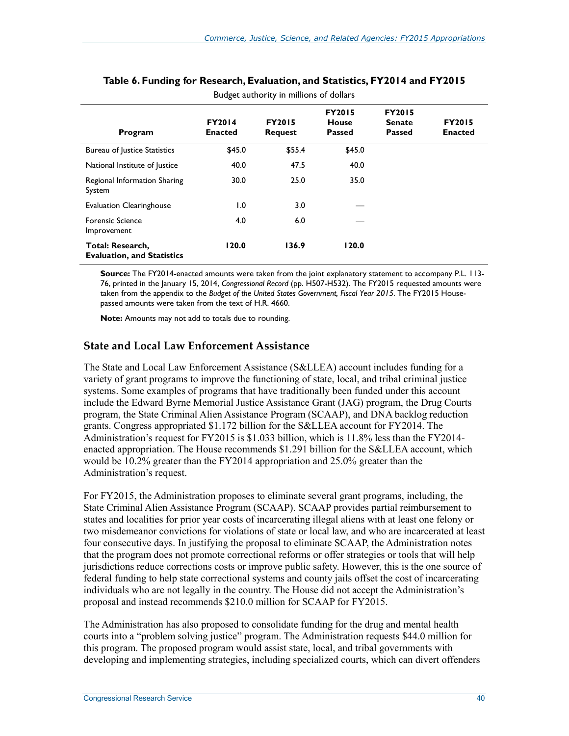**Table 6. Funding for Research, Evaluation, and Statistics, FY2014 and FY2015**

Budget authority in millions of dollars

| Program | FY2014 Enacted | FY2015 Request | FY2015 House Passed | FY2015 Senate Passed | FY2015 Enacted |
|---|---|---|---|---|---|
| Bureau of Justice Statistics | $45.0 | $55.4 | $45.0 | | |
| National Institute of Justice | 40.0 | 47.5 | 40.0 | | |
| Regional Information Sharing System | 30.0 | 25.0 | 35.0 | | |
| Evaluation Clearinghouse | 1.0 | 3.0 | — | | |
| Forensic Science Improvement | 4.0 | 6.0 | — | | |
| **Total: Research, Evaluation, and Statistics** | **120.0** | **136.9** | **120.0** | | |

**Source:** The FY2014-enacted amounts were taken from the joint explanatory statement to accompany P.L. 113-76, printed in the January 15, 2014, *Congressional Record* (pp. H507-H532). The FY2015 requested amounts were taken from the appendix to the *Budget of the United States Government, Fiscal Year 2015*. The FY2015 House-passed amounts were taken from the text of H.R. 4660.

**Note:** Amounts may not add to totals due to rounding.

## State and Local Law Enforcement Assistance

The State and Local Law Enforcement Assistance (S&LLEA) account includes funding for a variety of grant programs to improve the functioning of state, local, and tribal criminal justice systems. Some examples of programs that have traditionally been funded under this account include the Edward Byrne Memorial Justice Assistance Grant (JAG) program, the Drug Courts program, the State Criminal Alien Assistance Program (SCAAP), and DNA backlog reduction grants. Congress appropriated $1.172 billion for the S&LLEA account for FY2014. The Administration's request for FY2015 is $1.033 billion, which is 11.8% less than the FY2014-enacted appropriation. The House recommends $1.291 billion for the S&LLEA account, which would be 10.2% greater than the FY2014 appropriation and 25.0% greater than the Administration's request.

For FY2015, the Administration proposes to eliminate several grant programs, including, the State Criminal Alien Assistance Program (SCAAP). SCAAP provides partial reimbursement to states and localities for prior year costs of incarcerating illegal aliens with at least one felony or two misdemeanor convictions for violations of state or local law, and who are incarcerated at least four consecutive days. In justifying the proposal to eliminate SCAAP, the Administration notes that the program does not promote correctional reforms or offer strategies or tools that will help jurisdictions reduce corrections costs or improve public safety. However, this is the one source of federal funding to help state correctional systems and county jails offset the cost of incarcerating individuals who are not legally in the country. The House did not accept the Administration's proposal and instead recommends $210.0 million for SCAAP for FY2015.

The Administration has also proposed to consolidate funding for the drug and mental health courts into a "problem solving justice" program. The Administration requests $44.0 million for this program. The proposed program would assist state, local, and tribal governments with developing and implementing strategies, including specialized courts, which can divert offenders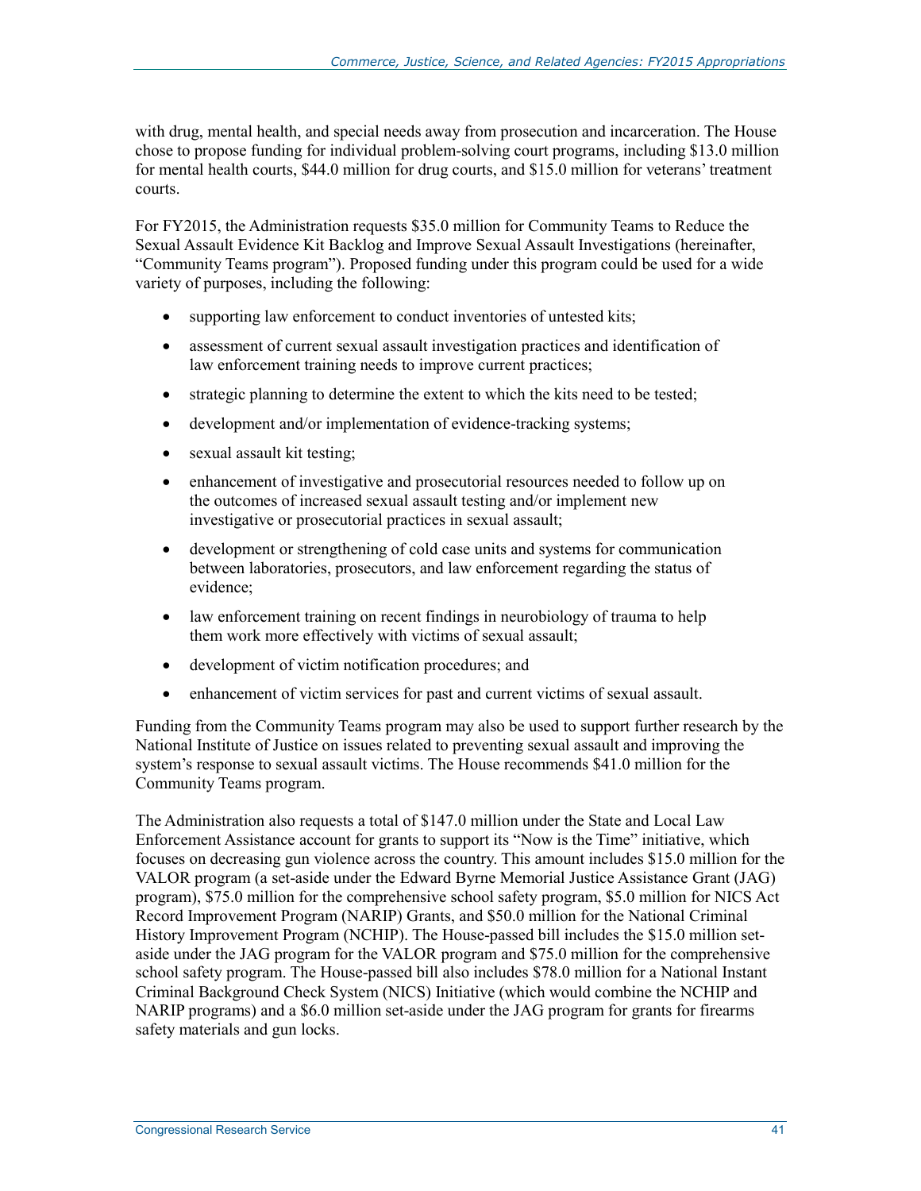with drug, mental health, and special needs away from prosecution and incarceration. The House chose to propose funding for individual problem-solving court programs, including $13.0 million for mental health courts, $44.0 million for drug courts, and $15.0 million for veterans' treatment courts.

For FY2015, the Administration requests $35.0 million for Community Teams to Reduce the Sexual Assault Evidence Kit Backlog and Improve Sexual Assault Investigations (hereinafter, "Community Teams program"). Proposed funding under this program could be used for a wide variety of purposes, including the following:

- supporting law enforcement to conduct inventories of untested kits;
- assessment of current sexual assault investigation practices and identification of law enforcement training needs to improve current practices;
- strategic planning to determine the extent to which the kits need to be tested;
- development and/or implementation of evidence-tracking systems;
- sexual assault kit testing;
- enhancement of investigative and prosecutorial resources needed to follow up on the outcomes of increased sexual assault testing and/or implement new investigative or prosecutorial practices in sexual assault;
- development or strengthening of cold case units and systems for communication between laboratories, prosecutors, and law enforcement regarding the status of evidence;
- law enforcement training on recent findings in neurobiology of trauma to help them work more effectively with victims of sexual assault;
- development of victim notification procedures; and
- enhancement of victim services for past and current victims of sexual assault.

Funding from the Community Teams program may also be used to support further research by the National Institute of Justice on issues related to preventing sexual assault and improving the system's response to sexual assault victims. The House recommends $41.0 million for the Community Teams program.

The Administration also requests a total of $147.0 million under the State and Local Law Enforcement Assistance account for grants to support its "Now is the Time" initiative, which focuses on decreasing gun violence across the country. This amount includes $15.0 million for the VALOR program (a set-aside under the Edward Byrne Memorial Justice Assistance Grant (JAG) program), $75.0 million for the comprehensive school safety program, $5.0 million for NICS Act Record Improvement Program (NARIP) Grants, and $50.0 million for the National Criminal History Improvement Program (NCHIP). The House-passed bill includes the $15.0 million set-aside under the JAG program for the VALOR program and $75.0 million for the comprehensive school safety program. The House-passed bill also includes $78.0 million for a National Instant Criminal Background Check System (NICS) Initiative (which would combine the NCHIP and NARIP programs) and a $6.0 million set-aside under the JAG program for grants for firearms safety materials and gun locks.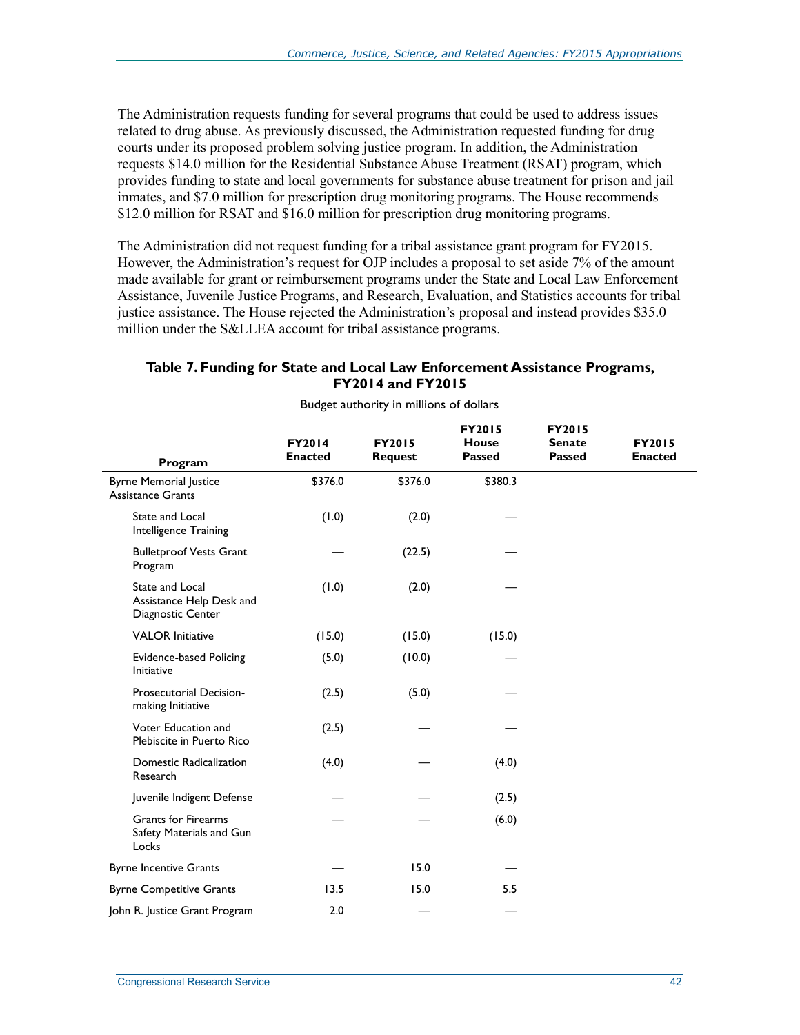The Administration requests funding for several programs that could be used to address issues related to drug abuse. As previously discussed, the Administration requested funding for drug courts under its proposed problem solving justice program. In addition, the Administration requests $14.0 million for the Residential Substance Abuse Treatment (RSAT) program, which provides funding to state and local governments for substance abuse treatment for prison and jail inmates, and $7.0 million for prescription drug monitoring programs. The House recommends $12.0 million for RSAT and $16.0 million for prescription drug monitoring programs.

The Administration did not request funding for a tribal assistance grant program for FY2015. However, the Administration's request for OJP includes a proposal to set aside 7% of the amount made available for grant or reimbursement programs under the State and Local Law Enforcement Assistance, Juvenile Justice Programs, and Research, Evaluation, and Statistics accounts for tribal justice assistance. The House rejected the Administration's proposal and instead provides $35.0 million under the S&LLEA account for tribal assistance programs.

**Table 7. Funding for State and Local Law Enforcement Assistance Programs, FY2014 and FY2015**

Budget authority in millions of dollars

| Program | FY2014 Enacted | FY2015 Request | FY2015 House Passed | FY2015 Senate Passed | FY2015 Enacted |
|---|---|---|---|---|---|
| Byrne Memorial Justice Assistance Grants | $376.0 | $376.0 | $380.3 | | |
| State and Local Intelligence Training | (1.0) | (2.0) | — | | |
| Bulletproof Vests Grant Program | — | (22.5) | — | | |
| State and Local Assistance Help Desk and Diagnostic Center | (1.0) | (2.0) | — | | |
| VALOR Initiative | (15.0) | (15.0) | (15.0) | | |
| Evidence-based Policing Initiative | (5.0) | (10.0) | — | | |
| Prosecutorial Decision-making Initiative | (2.5) | (5.0) | — | | |
| Voter Education and Plebiscite in Puerto Rico | (2.5) | — | — | | |
| Domestic Radicalization Research | (4.0) | — | (4.0) | | |
| Juvenile Indigent Defense | — | — | (2.5) | | |
| Grants for Firearms Safety Materials and Gun Locks | — | — | (6.0) | | |
| Byrne Incentive Grants | — | 15.0 | — | | |
| Byrne Competitive Grants | 13.5 | 15.0 | 5.5 | | |
| John R. Justice Grant Program | 2.0 | — | — | | |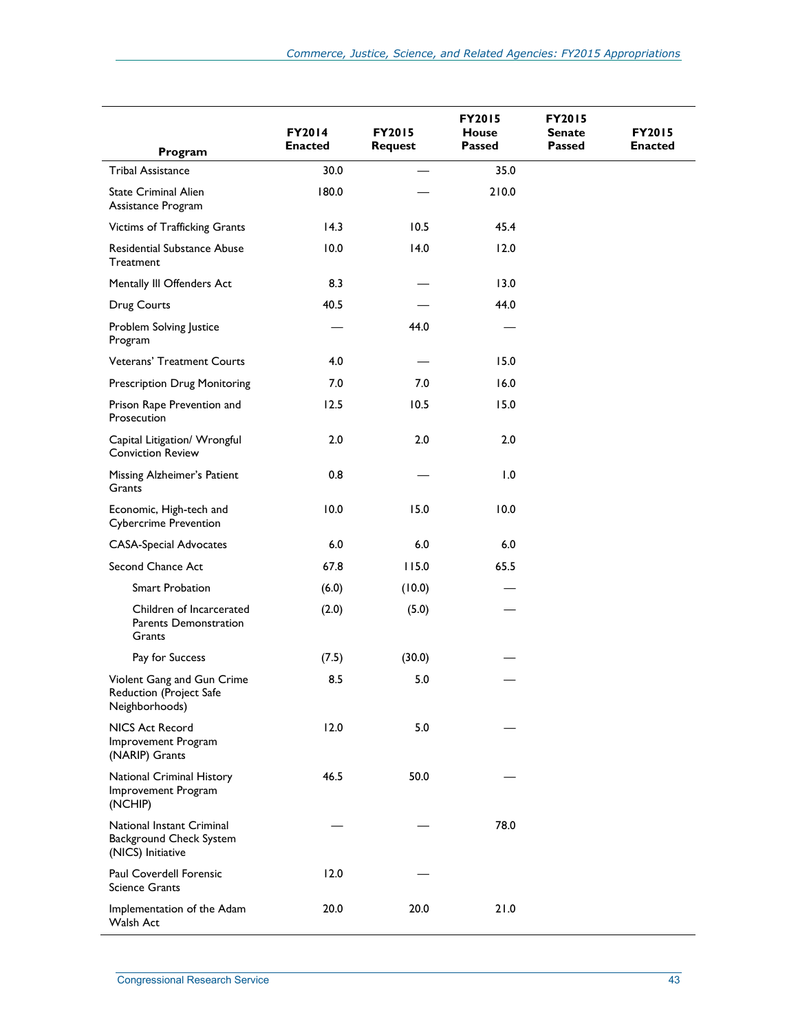| Program | FY2014 Enacted | FY2015 Request | FY2015 House Passed | FY2015 Senate Passed | FY2015 Enacted |
|---|---|---|---|---|---|
| Tribal Assistance | 30.0 | — | 35.0 | | |
| State Criminal Alien Assistance Program | 180.0 | — | 210.0 | | |
| Victims of Trafficking Grants | 14.3 | 10.5 | 45.4 | | |
| Residential Substance Abuse Treatment | 10.0 | 14.0 | 12.0 | | |
| Mentally Ill Offenders Act | 8.3 | — | 13.0 | | |
| Drug Courts | 40.5 | — | 44.0 | | |
| Problem Solving Justice Program | — | 44.0 | — | | |
| Veterans' Treatment Courts | 4.0 | — | 15.0 | | |
| Prescription Drug Monitoring | 7.0 | 7.0 | 16.0 | | |
| Prison Rape Prevention and Prosecution | 12.5 | 10.5 | 15.0 | | |
| Capital Litigation/ Wrongful Conviction Review | 2.0 | 2.0 | 2.0 | | |
| Missing Alzheimer's Patient Grants | 0.8 | — | 1.0 | | |
| Economic, High-tech and Cybercrime Prevention | 10.0 | 15.0 | 10.0 | | |
| CASA-Special Advocates | 6.0 | 6.0 | 6.0 | | |
| Second Chance Act | 67.8 | 115.0 | 65.5 | | |
| Smart Probation | (6.0) | (10.0) | — | | |
| Children of Incarcerated Parents Demonstration Grants | (2.0) | (5.0) | — | | |
| Pay for Success | (7.5) | (30.0) | — | | |
| Violent Gang and Gun Crime Reduction (Project Safe Neighborhoods) | 8.5 | 5.0 | — | | |
| NICS Act Record Improvement Program (NARIP) Grants | 12.0 | 5.0 | — | | |
| National Criminal History Improvement Program (NCHIP) | 46.5 | 50.0 | — | | |
| National Instant Criminal Background Check System (NICS) Initiative | — | — | 78.0 | | |
| Paul Coverdell Forensic Science Grants | 12.0 | — | | | |
| Implementation of the Adam Walsh Act | 20.0 | 20.0 | 21.0 | | |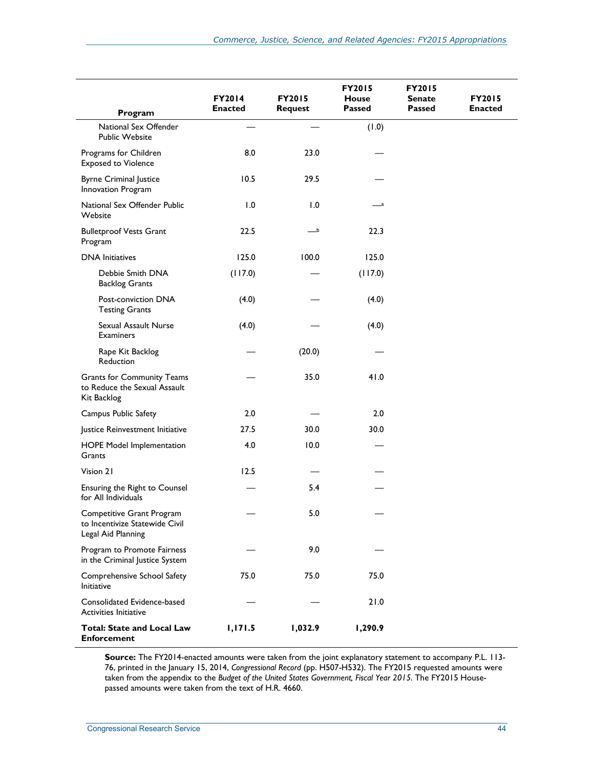| Program | FY2014 Enacted | FY2015 Request | FY2015 House Passed | FY2015 Senate Passed | FY2015 Enacted |
|---|---|---|---|---|---|
| National Sex Offender Public Website | — | — | (1.0) | | |
| Programs for Children Exposed to Violence | 8.0 | 23.0 | — | | |
| Byrne Criminal Justice Innovation Program | 10.5 | 29.5 | — | | |
| National Sex Offender Public Website | 1.0 | 1.0 | —[a] | | |
| Bulletproof Vests Grant Program | 22.5 | —[b] | 22.3 | | |
| DNA Initiatives | 125.0 | 100.0 | 125.0 | | |
| Debbie Smith DNA Backlog Grants | (117.0) | — | (117.0) | | |
| Post-conviction DNA Testing Grants | (4.0) | — | (4.0) | | |
| Sexual Assault Nurse Examiners | (4.0) | — | (4.0) | | |
| Rape Kit Backlog Reduction | — | (20.0) | — | | |
| Grants for Community Teams to Reduce the Sexual Assault Kit Backlog | — | 35.0 | 41.0 | | |
| Campus Public Safety | 2.0 | — | 2.0 | | |
| Justice Reinvestment Initiative | 27.5 | 30.0 | 30.0 | | |
| HOPE Model Implementation Grants | 4.0 | 10.0 | — | | |
| Vision 21 | 12.5 | — | — | | |
| Ensuring the Right to Counsel for All Individuals | — | 5.4 | — | | |
| Competitive Grant Program to Incentivize Statewide Civil Legal Aid Planning | — | 5.0 | — | | |
| Program to Promote Fairness in the Criminal Justice System | — | 9.0 | — | | |
| Comprehensive School Safety Initiative | 75.0 | 75.0 | 75.0 | | |
| Consolidated Evidence-based Activities Initiative | — | — | 21.0 | | |
| **Total: State and Local Law Enforcement** | **1,171.5** | **1,032.9** | **1,290.9** | | |

**Source:** The FY2014-enacted amounts were taken from the joint explanatory statement to accompany P.L. 113-76, printed in the January 15, 2014, *Congressional Record* (pp. H507-H532). The FY2015 requested amounts were taken from the appendix to the *Budget of the United States Government, Fiscal Year 2015*. The FY2015 House-passed amounts were taken from the text of H.R. 4660.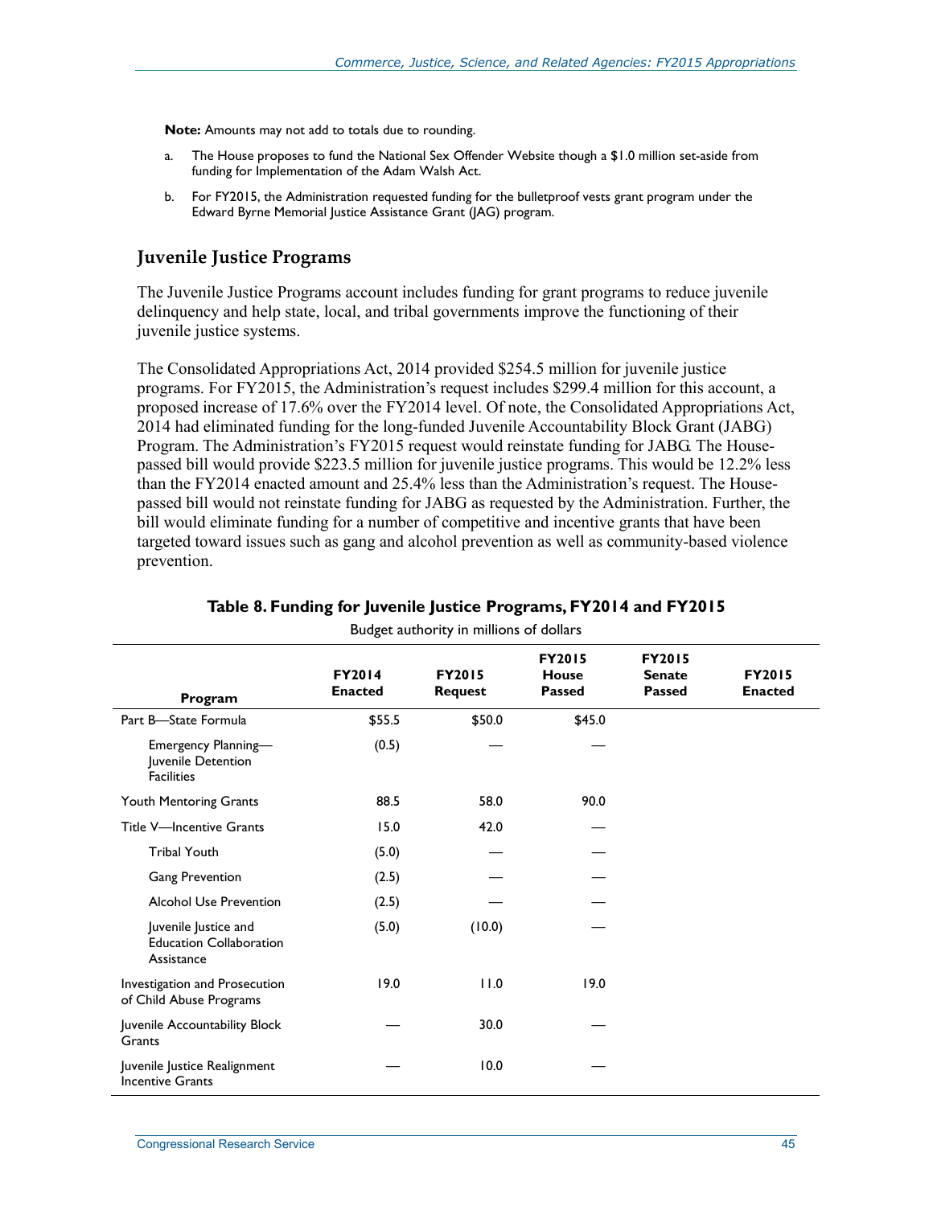**Note:** Amounts may not add to totals due to rounding.

a. The House proposes to fund the National Sex Offender Website though a $1.0 million set-aside from funding for Implementation of the Adam Walsh Act.

b. For FY2015, the Administration requested funding for the bulletproof vests grant program under the Edward Byrne Memorial Justice Assistance Grant (JAG) program.

## Juvenile Justice Programs

The Juvenile Justice Programs account includes funding for grant programs to reduce juvenile delinquency and help state, local, and tribal governments improve the functioning of their juvenile justice systems.

The Consolidated Appropriations Act, 2014 provided $254.5 million for juvenile justice programs. For FY2015, the Administration's request includes $299.4 million for this account, a proposed increase of 17.6% over the FY2014 level. Of note, the Consolidated Appropriations Act, 2014 had eliminated funding for the long-funded Juvenile Accountability Block Grant (JABG) Program. The Administration's FY2015 request would reinstate funding for JABG. The House-passed bill would provide $223.5 million for juvenile justice programs. This would be 12.2% less than the FY2014 enacted amount and 25.4% less than the Administration's request. The House-passed bill would not reinstate funding for JABG as requested by the Administration. Further, the bill would eliminate funding for a number of competitive and incentive grants that have been targeted toward issues such as gang and alcohol prevention as well as community-based violence prevention.

**Table 8. Funding for Juvenile Justice Programs, FY2014 and FY2015**

Budget authority in millions of dollars

| Program | FY2014 Enacted | FY2015 Request | FY2015 House Passed | FY2015 Senate Passed | FY2015 Enacted |
|---|---|---|---|---|---|
| Part B—State Formula | $55.5 | $50.0 | $45.0 | | |
| Emergency Planning—Juvenile Detention Facilities | (0.5) | — | — | | |
| Youth Mentoring Grants | 88.5 | 58.0 | 90.0 | | |
| Title V—Incentive Grants | 15.0 | 42.0 | — | | |
| Tribal Youth | (5.0) | — | — | | |
| Gang Prevention | (2.5) | — | — | | |
| Alcohol Use Prevention | (2.5) | — | — | | |
| Juvenile Justice and Education Collaboration Assistance | (5.0) | (10.0) | — | | |
| Investigation and Prosecution of Child Abuse Programs | 19.0 | 11.0 | 19.0 | | |
| Juvenile Accountability Block Grants | — | 30.0 | — | | |
| Juvenile Justice Realignment Incentive Grants | — | 10.0 | — | | |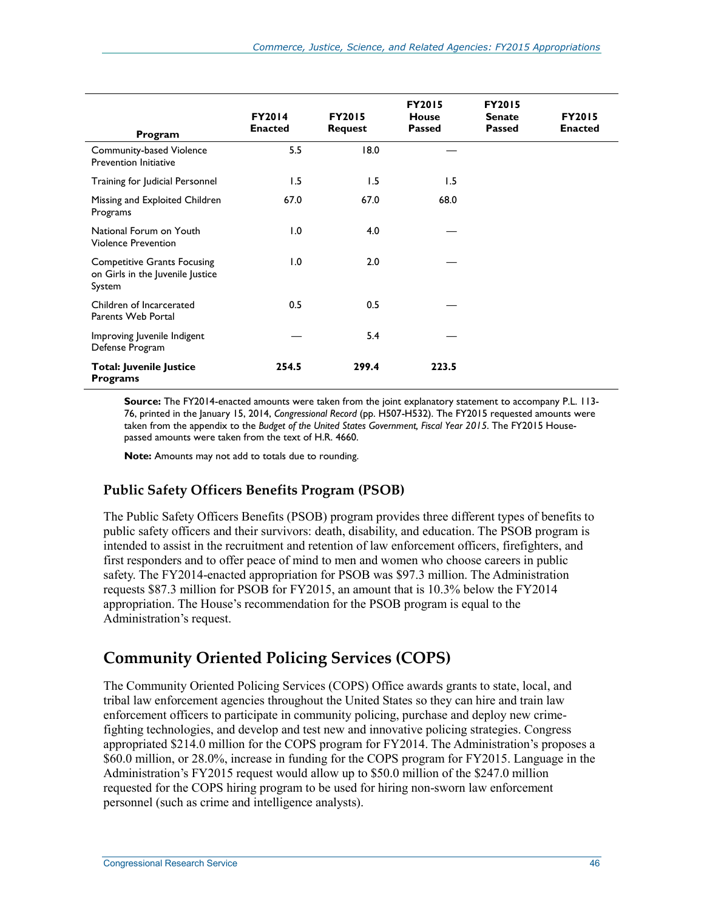| Program | FY2014 Enacted | FY2015 Request | FY2015 House Passed | FY2015 Senate Passed | FY2015 Enacted |
| --- | --- | --- | --- | --- | --- |
| Community-based Violence Prevention Initiative | 5.5 | 18.0 | — | | |
| Training for Judicial Personnel | 1.5 | 1.5 | 1.5 | | |
| Missing and Exploited Children Programs | 67.0 | 67.0 | 68.0 | | |
| National Forum on Youth Violence Prevention | 1.0 | 4.0 | — | | |
| Competitive Grants Focusing on Girls in the Juvenile Justice System | 1.0 | 2.0 | — | | |
| Children of Incarcerated Parents Web Portal | 0.5 | 0.5 | — | | |
| Improving Juvenile Indigent Defense Program | — | 5.4 | — | | |
| **Total: Juvenile Justice Programs** | **254.5** | **299.4** | **223.5** | | |

**Source:** The FY2014-enacted amounts were taken from the joint explanatory statement to accompany P.L. 113-76, printed in the January 15, 2014, *Congressional Record* (pp. H507-H532). The FY2015 requested amounts were taken from the appendix to the *Budget of the United States Government, Fiscal Year 2015*. The FY2015 House-passed amounts were taken from the text of H.R. 4660.

**Note:** Amounts may not add to totals due to rounding.

### Public Safety Officers Benefits Program (PSOB)

The Public Safety Officers Benefits (PSOB) program provides three different types of benefits to public safety officers and their survivors: death, disability, and education. The PSOB program is intended to assist in the recruitment and retention of law enforcement officers, firefighters, and first responders and to offer peace of mind to men and women who choose careers in public safety. The FY2014-enacted appropriation for PSOB was $97.3 million. The Administration requests $87.3 million for PSOB for FY2015, an amount that is 10.3% below the FY2014 appropriation. The House's recommendation for the PSOB program is equal to the Administration's request.

## Community Oriented Policing Services (COPS)

The Community Oriented Policing Services (COPS) Office awards grants to state, local, and tribal law enforcement agencies throughout the United States so they can hire and train law enforcement officers to participate in community policing, purchase and deploy new crime-fighting technologies, and develop and test new and innovative policing strategies. Congress appropriated $214.0 million for the COPS program for FY2014. The Administration's proposes a $60.0 million, or 28.0%, increase in funding for the COPS program for FY2015. Language in the Administration's FY2015 request would allow up to $50.0 million of the $247.0 million requested for the COPS hiring program to be used for hiring non-sworn law enforcement personnel (such as crime and intelligence analysts).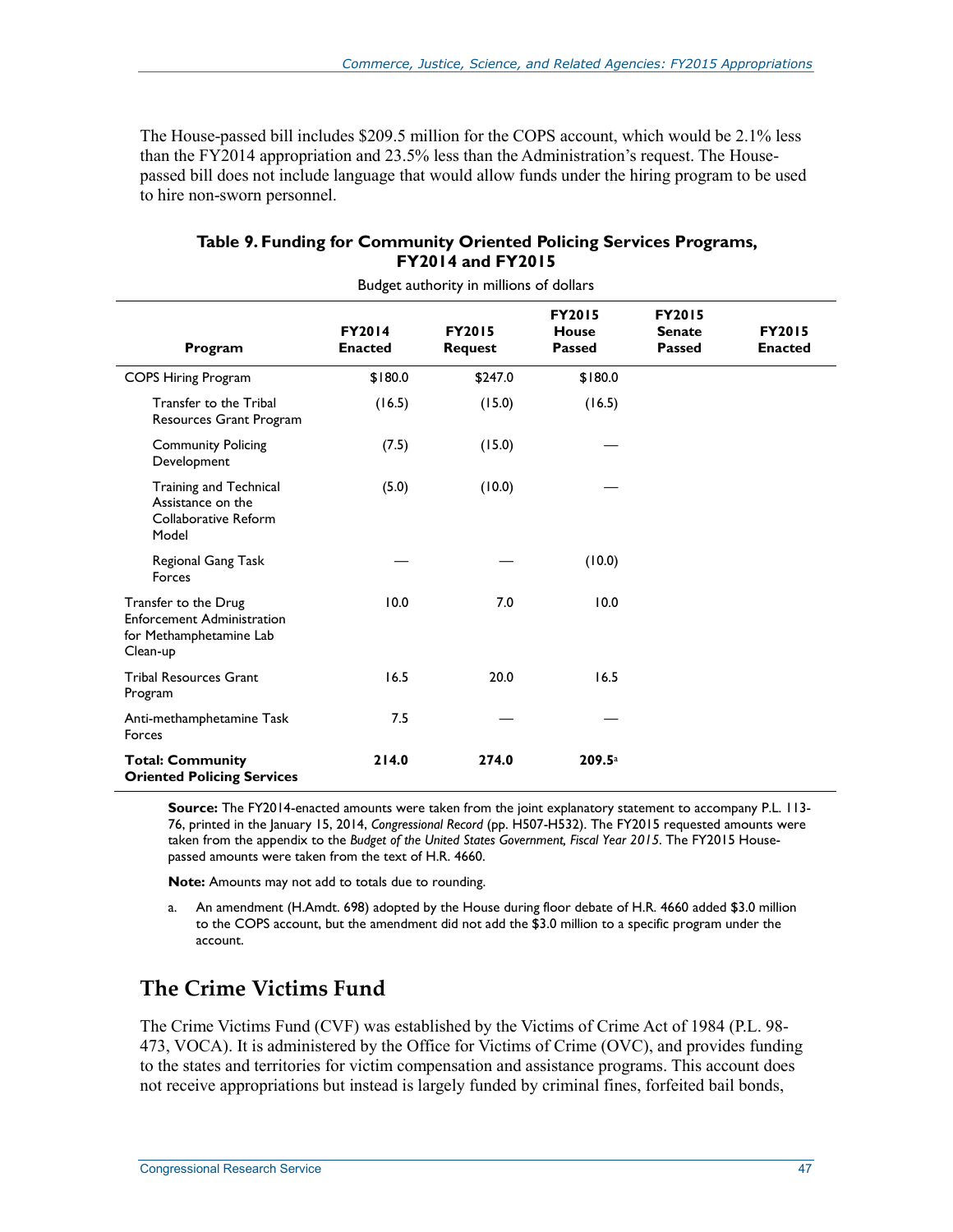The House-passed bill includes $209.5 million for the COPS account, which would be 2.1% less than the FY2014 appropriation and 23.5% less than the Administration's request. The House-passed bill does not include language that would allow funds under the hiring program to be used to hire non-sworn personnel.

**Table 9. Funding for Community Oriented Policing Services Programs, FY2014 and FY2015**

Budget authority in millions of dollars

| Program | FY2014 Enacted | FY2015 Request | FY2015 House Passed | FY2015 Senate Passed | FY2015 Enacted |
|---|---|---|---|---|---|
| COPS Hiring Program | $180.0 | $247.0 | $180.0 | | |
| Transfer to the Tribal Resources Grant Program | (16.5) | (15.0) | (16.5) | | |
| Community Policing Development | (7.5) | (15.0) | — | | |
| Training and Technical Assistance on the Collaborative Reform Model | (5.0) | (10.0) | — | | |
| Regional Gang Task Forces | — | — | (10.0) | | |
| Transfer to the Drug Enforcement Administration for Methamphetamine Lab Clean-up | 10.0 | 7.0 | 10.0 | | |
| Tribal Resources Grant Program | 16.5 | 20.0 | 16.5 | | |
| Anti-methamphetamine Task Forces | 7.5 | — | — | | |
| **Total: Community Oriented Policing Services** | **214.0** | **274.0** | **209.5**[a] | | |

**Source:** The FY2014-enacted amounts were taken from the joint explanatory statement to accompany P.L. 113-76, printed in the January 15, 2014, *Congressional Record* (pp. H507-H532). The FY2015 requested amounts were taken from the appendix to the *Budget of the United States Government, Fiscal Year 2015*. The FY2015 House-passed amounts were taken from the text of H.R. 4660.

**Note:** Amounts may not add to totals due to rounding.

a. An amendment (H.Amdt. 698) adopted by the House during floor debate of H.R. 4660 added $3.0 million to the COPS account, but the amendment did not add the $3.0 million to a specific program under the account.

## The Crime Victims Fund

The Crime Victims Fund (CVF) was established by the Victims of Crime Act of 1984 (P.L. 98-473, VOCA). It is administered by the Office for Victims of Crime (OVC), and provides funding to the states and territories for victim compensation and assistance programs. This account does not receive appropriations but instead is largely funded by criminal fines, forfeited bail bonds,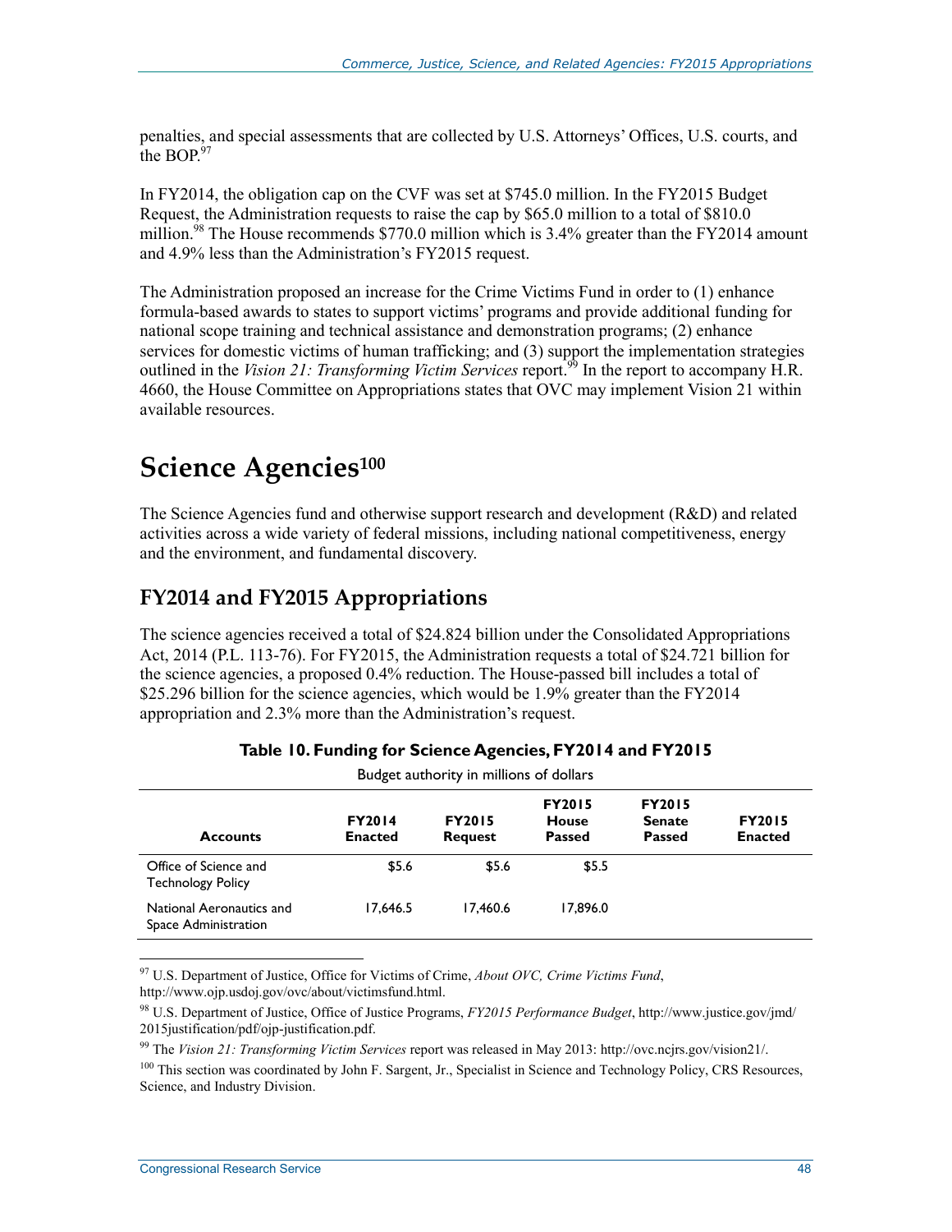penalties, and special assessments that are collected by U.S. Attorneys' Offices, U.S. courts, and the BOP.[97]

In FY2014, the obligation cap on the CVF was set at $745.0 million. In the FY2015 Budget Request, the Administration requests to raise the cap by $65.0 million to a total of $810.0 million.[98] The House recommends $770.0 million which is 3.4% greater than the FY2014 amount and 4.9% less than the Administration's FY2015 request.

The Administration proposed an increase for the Crime Victims Fund in order to (1) enhance formula-based awards to states to support victims' programs and provide additional funding for national scope training and technical assistance and demonstration programs; (2) enhance services for domestic victims of human trafficking; and (3) support the implementation strategies outlined in the *Vision 21: Transforming Victim Services* report.[99] In the report to accompany H.R. 4660, the House Committee on Appropriations states that OVC may implement Vision 21 within available resources.

# Science Agencies[100]

The Science Agencies fund and otherwise support research and development (R&D) and related activities across a wide variety of federal missions, including national competitiveness, energy and the environment, and fundamental discovery.

## FY2014 and FY2015 Appropriations

The science agencies received a total of $24.824 billion under the Consolidated Appropriations Act, 2014 (P.L. 113-76). For FY2015, the Administration requests a total of $24.721 billion for the science agencies, a proposed 0.4% reduction. The House-passed bill includes a total of $25.296 billion for the science agencies, which would be 1.9% greater than the FY2014 appropriation and 2.3% more than the Administration's request.

**Table 10. Funding for Science Agencies, FY2014 and FY2015**

Budget authority in millions of dollars

| Accounts | FY2014 Enacted | FY2015 Request | FY2015 House Passed | FY2015 Senate Passed | FY2015 Enacted |
|---|---|---|---|---|---|
| Office of Science and Technology Policy | $5.6 | $5.6 | $5.5 | | |
| National Aeronautics and Space Administration | 17,646.5 | 17,460.6 | 17,896.0 | | |

[97] U.S. Department of Justice, Office for Victims of Crime, *About OVC, Crime Victims Fund*, http://www.ojp.usdoj.gov/ovc/about/victimsfund.html.

[98] U.S. Department of Justice, Office of Justice Programs, *FY2015 Performance Budget*, http://www.justice.gov/jmd/2015justification/pdf/ojp-justification.pdf.

[99] The *Vision 21: Transforming Victim Services* report was released in May 2013: http://ovc.ncjrs.gov/vision21/.

[100] This section was coordinated by John F. Sargent, Jr., Specialist in Science and Technology Policy, CRS Resources, Science, and Industry Division.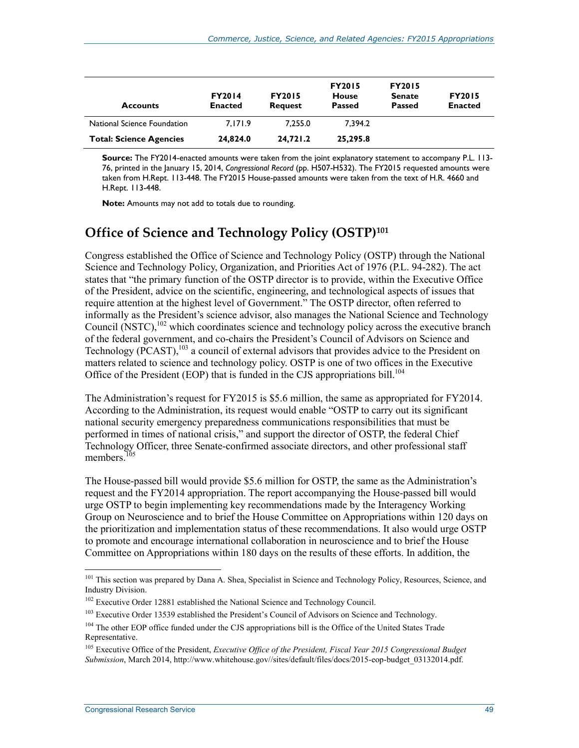| Accounts | FY2014 Enacted | FY2015 Request | FY2015 House Passed | FY2015 Senate Passed | FY2015 Enacted |
|---|---|---|---|---|---|
| National Science Foundation | 7,171.9 | 7,255.0 | 7,394.2 | | |
| **Total: Science Agencies** | **24,824.0** | **24,721.2** | **25,295.8** | | |

**Source:** The FY2014-enacted amounts were taken from the joint explanatory statement to accompany P.L. 113-76, printed in the January 15, 2014, *Congressional Record* (pp. H507-H532). The FY2015 requested amounts were taken from H.Rept. 113-448. The FY2015 House-passed amounts were taken from the text of H.R. 4660 and H.Rept. 113-448.

**Note:** Amounts may not add to totals due to rounding.

## Office of Science and Technology Policy (OSTP)[101]

Congress established the Office of Science and Technology Policy (OSTP) through the National Science and Technology Policy, Organization, and Priorities Act of 1976 (P.L. 94-282). The act states that "the primary function of the OSTP director is to provide, within the Executive Office of the President, advice on the scientific, engineering, and technological aspects of issues that require attention at the highest level of Government." The OSTP director, often referred to informally as the President's science advisor, also manages the National Science and Technology Council (NSTC),[102] which coordinates science and technology policy across the executive branch of the federal government, and co-chairs the President's Council of Advisors on Science and Technology (PCAST),[103] a council of external advisors that provides advice to the President on matters related to science and technology policy. OSTP is one of two offices in the Executive Office of the President (EOP) that is funded in the CJS appropriations bill.[104]

The Administration's request for FY2015 is $5.6 million, the same as appropriated for FY2014. According to the Administration, its request would enable "OSTP to carry out its significant national security emergency preparedness communications responsibilities that must be performed in times of national crisis," and support the director of OSTP, the federal Chief Technology Officer, three Senate-confirmed associate directors, and other professional staff members.[105]

The House-passed bill would provide $5.6 million for OSTP, the same as the Administration's request and the FY2014 appropriation. The report accompanying the House-passed bill would urge OSTP to begin implementing key recommendations made by the Interagency Working Group on Neuroscience and to brief the House Committee on Appropriations within 120 days on the prioritization and implementation status of these recommendations. It also would urge OSTP to promote and encourage international collaboration in neuroscience and to brief the House Committee on Appropriations within 180 days on the results of these efforts. In addition, the

[101] This section was prepared by Dana A. Shea, Specialist in Science and Technology Policy, Resources, Science, and Industry Division.

[102] Executive Order 12881 established the National Science and Technology Council.

[103] Executive Order 13539 established the President's Council of Advisors on Science and Technology.

[104] The other EOP office funded under the CJS appropriations bill is the Office of the United States Trade Representative.

[105] Executive Office of the President, *Executive Office of the President, Fiscal Year 2015 Congressional Budget Submission*, March 2014, http://www.whitehouse.gov//sites/default/files/docs/2015-eop-budget_03132014.pdf.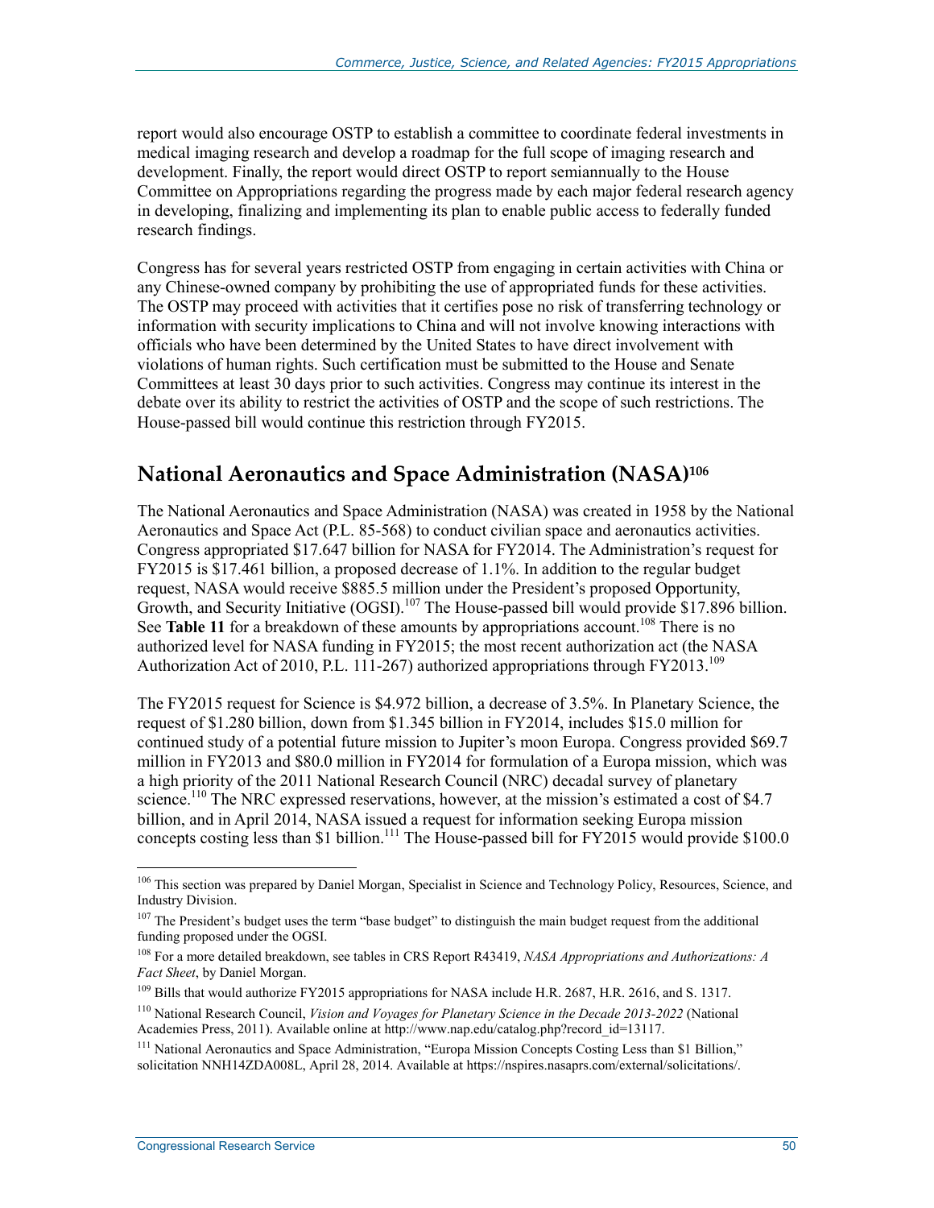report would also encourage OSTP to establish a committee to coordinate federal investments in medical imaging research and develop a roadmap for the full scope of imaging research and development. Finally, the report would direct OSTP to report semiannually to the House Committee on Appropriations regarding the progress made by each major federal research agency in developing, finalizing and implementing its plan to enable public access to federally funded research findings.

Congress has for several years restricted OSTP from engaging in certain activities with China or any Chinese-owned company by prohibiting the use of appropriated funds for these activities. The OSTP may proceed with activities that it certifies pose no risk of transferring technology or information with security implications to China and will not involve knowing interactions with officials who have been determined by the United States to have direct involvement with violations of human rights. Such certification must be submitted to the House and Senate Committees at least 30 days prior to such activities. Congress may continue its interest in the debate over its ability to restrict the activities of OSTP and the scope of such restrictions. The House-passed bill would continue this restriction through FY2015.

## National Aeronautics and Space Administration (NASA)[106]

The National Aeronautics and Space Administration (NASA) was created in 1958 by the National Aeronautics and Space Act (P.L. 85-568) to conduct civilian space and aeronautics activities. Congress appropriated $17.647 billion for NASA for FY2014. The Administration's request for FY2015 is $17.461 billion, a proposed decrease of 1.1%. In addition to the regular budget request, NASA would receive $885.5 million under the President's proposed Opportunity, Growth, and Security Initiative (OGSI).[107] The House-passed bill would provide $17.896 billion. See **Table 11** for a breakdown of these amounts by appropriations account.[108] There is no authorized level for NASA funding in FY2015; the most recent authorization act (the NASA Authorization Act of 2010, P.L. 111-267) authorized appropriations through FY2013.[109]

The FY2015 request for Science is $4.972 billion, a decrease of 3.5%. In Planetary Science, the request of $1.280 billion, down from $1.345 billion in FY2014, includes $15.0 million for continued study of a potential future mission to Jupiter's moon Europa. Congress provided $69.7 million in FY2013 and $80.0 million in FY2014 for formulation of a Europa mission, which was a high priority of the 2011 National Research Council (NRC) decadal survey of planetary science.[110] The NRC expressed reservations, however, at the mission's estimated a cost of $4.7 billion, and in April 2014, NASA issued a request for information seeking Europa mission concepts costing less than $1 billion.[111] The House-passed bill for FY2015 would provide $100.0

---

[106] This section was prepared by Daniel Morgan, Specialist in Science and Technology Policy, Resources, Science, and Industry Division.

[107] The President's budget uses the term "base budget" to distinguish the main budget request from the additional funding proposed under the OGSI.

[108] For a more detailed breakdown, see tables in CRS Report R43419, *NASA Appropriations and Authorizations: A Fact Sheet*, by Daniel Morgan.

[109] Bills that would authorize FY2015 appropriations for NASA include H.R. 2687, H.R. 2616, and S. 1317.

[110] National Research Council, *Vision and Voyages for Planetary Science in the Decade 2013-2022* (National Academies Press, 2011). Available online at http://www.nap.edu/catalog.php?record_id=13117.

[111] National Aeronautics and Space Administration, "Europa Mission Concepts Costing Less than $1 Billion," solicitation NNH14ZDA008L, April 28, 2014. Available at https://nspires.nasaprs.com/external/solicitations/.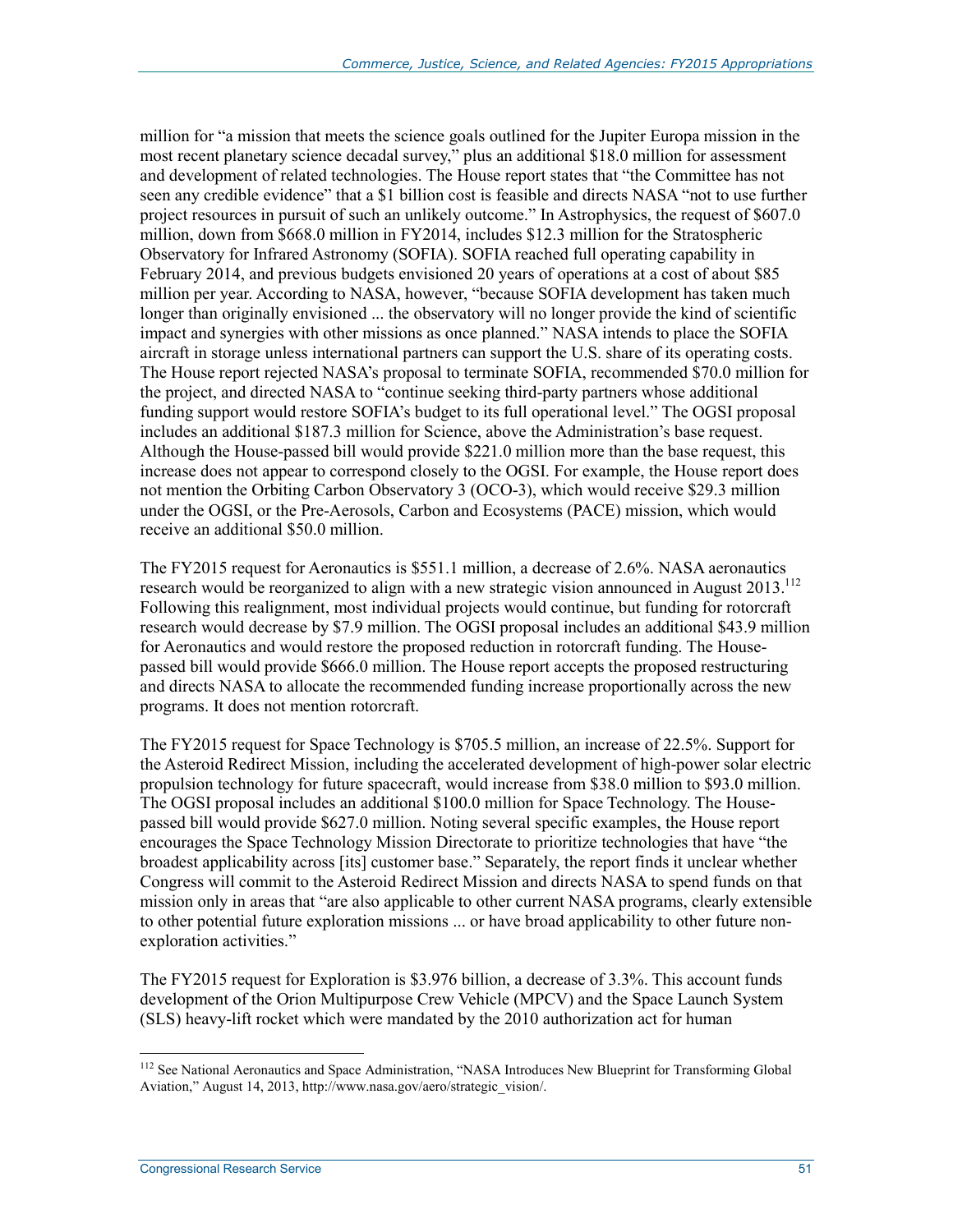million for "a mission that meets the science goals outlined for the Jupiter Europa mission in the most recent planetary science decadal survey," plus an additional $18.0 million for assessment and development of related technologies. The House report states that "the Committee has not seen any credible evidence" that a $1 billion cost is feasible and directs NASA "not to use further project resources in pursuit of such an unlikely outcome." In Astrophysics, the request of $607.0 million, down from $668.0 million in FY2014, includes $12.3 million for the Stratospheric Observatory for Infrared Astronomy (SOFIA). SOFIA reached full operating capability in February 2014, and previous budgets envisioned 20 years of operations at a cost of about $85 million per year. According to NASA, however, "because SOFIA development has taken much longer than originally envisioned ... the observatory will no longer provide the kind of scientific impact and synergies with other missions as once planned." NASA intends to place the SOFIA aircraft in storage unless international partners can support the U.S. share of its operating costs. The House report rejected NASA's proposal to terminate SOFIA, recommended $70.0 million for the project, and directed NASA to "continue seeking third-party partners whose additional funding support would restore SOFIA's budget to its full operational level." The OGSI proposal includes an additional $187.3 million for Science, above the Administration's base request. Although the House-passed bill would provide $221.0 million more than the base request, this increase does not appear to correspond closely to the OGSI. For example, the House report does not mention the Orbiting Carbon Observatory 3 (OCO-3), which would receive $29.3 million under the OGSI, or the Pre-Aerosols, Carbon and Ecosystems (PACE) mission, which would receive an additional $50.0 million.

The FY2015 request for Aeronautics is $551.1 million, a decrease of 2.6%. NASA aeronautics research would be reorganized to align with a new strategic vision announced in August 2013.[112] Following this realignment, most individual projects would continue, but funding for rotorcraft research would decrease by $7.9 million. The OGSI proposal includes an additional $43.9 million for Aeronautics and would restore the proposed reduction in rotorcraft funding. The House-passed bill would provide $666.0 million. The House report accepts the proposed restructuring and directs NASA to allocate the recommended funding increase proportionally across the new programs. It does not mention rotorcraft.

The FY2015 request for Space Technology is $705.5 million, an increase of 22.5%. Support for the Asteroid Redirect Mission, including the accelerated development of high-power solar electric propulsion technology for future spacecraft, would increase from $38.0 million to $93.0 million. The OGSI proposal includes an additional $100.0 million for Space Technology. The House-passed bill would provide $627.0 million. Noting several specific examples, the House report encourages the Space Technology Mission Directorate to prioritize technologies that have "the broadest applicability across [its] customer base." Separately, the report finds it unclear whether Congress will commit to the Asteroid Redirect Mission and directs NASA to spend funds on that mission only in areas that "are also applicable to other current NASA programs, clearly extensible to other potential future exploration missions ... or have broad applicability to other future non-exploration activities."

The FY2015 request for Exploration is $3.976 billion, a decrease of 3.3%. This account funds development of the Orion Multipurpose Crew Vehicle (MPCV) and the Space Launch System (SLS) heavy-lift rocket which were mandated by the 2010 authorization act for human

[112] See National Aeronautics and Space Administration, "NASA Introduces New Blueprint for Transforming Global Aviation," August 14, 2013, http://www.nasa.gov/aero/strategic_vision/.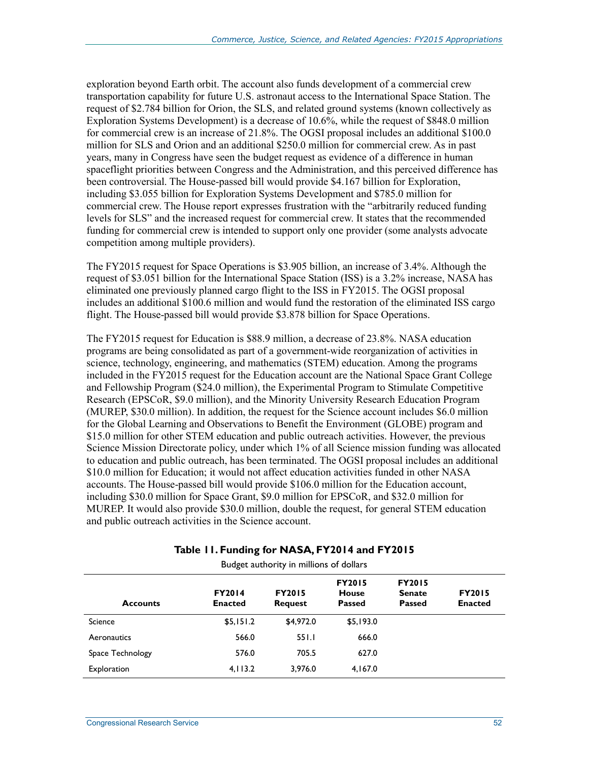exploration beyond Earth orbit. The account also funds development of a commercial crew transportation capability for future U.S. astronaut access to the International Space Station. The request of $2.784 billion for Orion, the SLS, and related ground systems (known collectively as Exploration Systems Development) is a decrease of 10.6%, while the request of $848.0 million for commercial crew is an increase of 21.8%. The OGSI proposal includes an additional $100.0 million for SLS and Orion and an additional $250.0 million for commercial crew. As in past years, many in Congress have seen the budget request as evidence of a difference in human spaceflight priorities between Congress and the Administration, and this perceived difference has been controversial. The House-passed bill would provide $4.167 billion for Exploration, including $3.055 billion for Exploration Systems Development and $785.0 million for commercial crew. The House report expresses frustration with the "arbitrarily reduced funding levels for SLS" and the increased request for commercial crew. It states that the recommended funding for commercial crew is intended to support only one provider (some analysts advocate competition among multiple providers).

The FY2015 request for Space Operations is $3.905 billion, an increase of 3.4%. Although the request of $3.051 billion for the International Space Station (ISS) is a 3.2% increase, NASA has eliminated one previously planned cargo flight to the ISS in FY2015. The OGSI proposal includes an additional $100.6 million and would fund the restoration of the eliminated ISS cargo flight. The House-passed bill would provide $3.878 billion for Space Operations.

The FY2015 request for Education is $88.9 million, a decrease of 23.8%. NASA education programs are being consolidated as part of a government-wide reorganization of activities in science, technology, engineering, and mathematics (STEM) education. Among the programs included in the FY2015 request for the Education account are the National Space Grant College and Fellowship Program ($24.0 million), the Experimental Program to Stimulate Competitive Research (EPSCoR, $9.0 million), and the Minority University Research Education Program (MUREP, $30.0 million). In addition, the request for the Science account includes $6.0 million for the Global Learning and Observations to Benefit the Environment (GLOBE) program and $15.0 million for other STEM education and public outreach activities. However, the previous Science Mission Directorate policy, under which 1% of all Science mission funding was allocated to education and public outreach, has been terminated. The OGSI proposal includes an additional $10.0 million for Education; it would not affect education activities funded in other NASA accounts. The House-passed bill would provide $106.0 million for the Education account, including $30.0 million for Space Grant, $9.0 million for EPSCoR, and $32.0 million for MUREP. It would also provide $30.0 million, double the request, for general STEM education and public outreach activities in the Science account.

**Table 11. Funding for NASA, FY2014 and FY2015**

Budget authority in millions of dollars

| Accounts | FY2014 Enacted | FY2015 Request | FY2015 House Passed | FY2015 Senate Passed | FY2015 Enacted |
|---|---|---|---|---|---|
| Science | $5,151.2 | $4,972.0 | $5,193.0 | | |
| Aeronautics | 566.0 | 551.1 | 666.0 | | |
| Space Technology | 576.0 | 705.5 | 627.0 | | |
| Exploration | 4,113.2 | 3,976.0 | 4,167.0 | | |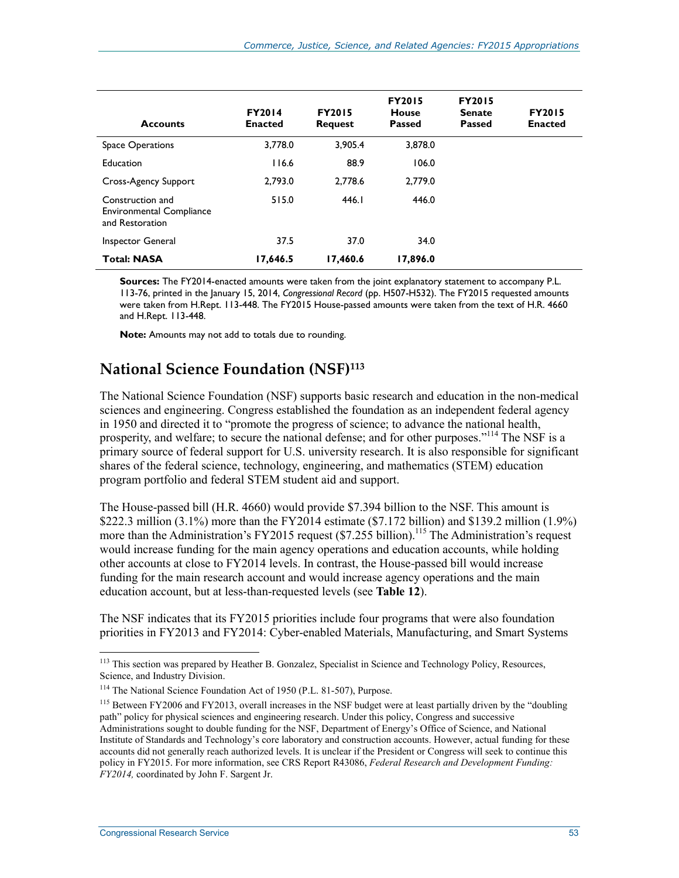| Accounts | FY2014 Enacted | FY2015 Request | FY2015 House Passed | FY2015 Senate Passed | FY2015 Enacted |
|---|---|---|---|---|---|
| Space Operations | 3,778.0 | 3,905.4 | 3,878.0 | | |
| Education | 116.6 | 88.9 | 106.0 | | |
| Cross-Agency Support | 2,793.0 | 2,778.6 | 2,779.0 | | |
| Construction and Environmental Compliance and Restoration | 515.0 | 446.1 | 446.0 | | |
| Inspector General | 37.5 | 37.0 | 34.0 | | |
| **Total: NASA** | **17,646.5** | **17,460.6** | **17,896.0** | | |

**Sources:** The FY2014-enacted amounts were taken from the joint explanatory statement to accompany P.L. 113-76, printed in the January 15, 2014, *Congressional Record* (pp. H507-H532). The FY2015 requested amounts were taken from H.Rept. 113-448. The FY2015 House-passed amounts were taken from the text of H.R. 4660 and H.Rept. 113-448.

**Note:** Amounts may not add to totals due to rounding.

## National Science Foundation (NSF)[113]

The National Science Foundation (NSF) supports basic research and education in the non-medical sciences and engineering. Congress established the foundation as an independent federal agency in 1950 and directed it to "promote the progress of science; to advance the national health, prosperity, and welfare; to secure the national defense; and for other purposes."[114] The NSF is a primary source of federal support for U.S. university research. It is also responsible for significant shares of the federal science, technology, engineering, and mathematics (STEM) education program portfolio and federal STEM student aid and support.

The House-passed bill (H.R. 4660) would provide $7.394 billion to the NSF. This amount is $222.3 million (3.1%) more than the FY2014 estimate ($7.172 billion) and $139.2 million (1.9%) more than the Administration's FY2015 request ($7.255 billion).[115] The Administration's request would increase funding for the main agency operations and education accounts, while holding other accounts at close to FY2014 levels. In contrast, the House-passed bill would increase funding for the main research account and would increase agency operations and the main education account, but at less-than-requested levels (see **Table 12**).

The NSF indicates that its FY2015 priorities include four programs that were also foundation priorities in FY2013 and FY2014: Cyber-enabled Materials, Manufacturing, and Smart Systems

[113] This section was prepared by Heather B. Gonzalez, Specialist in Science and Technology Policy, Resources, Science, and Industry Division.

[114] The National Science Foundation Act of 1950 (P.L. 81-507), Purpose.

[115] Between FY2006 and FY2013, overall increases in the NSF budget were at least partially driven by the "doubling path" policy for physical sciences and engineering research. Under this policy, Congress and successive Administrations sought to double funding for the NSF, Department of Energy's Office of Science, and National Institute of Standards and Technology's core laboratory and construction accounts. However, actual funding for these accounts did not generally reach authorized levels. It is unclear if the President or Congress will seek to continue this policy in FY2015. For more information, see CRS Report R43086, *Federal Research and Development Funding: FY2014,* coordinated by John F. Sargent Jr.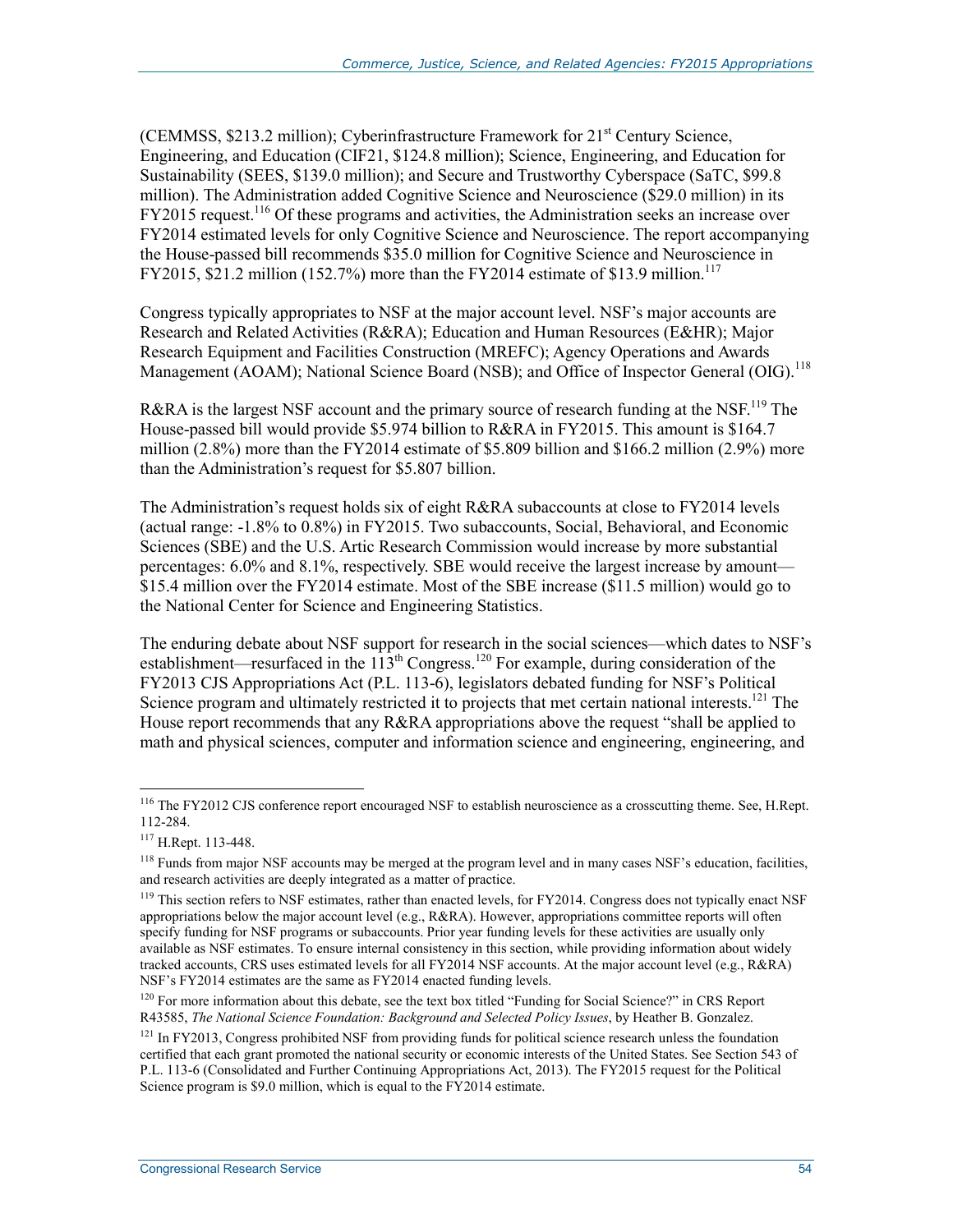(CEMMSS, $213.2 million); Cyberinfrastructure Framework for 21st Century Science, Engineering, and Education (CIF21, $124.8 million); Science, Engineering, and Education for Sustainability (SEES, $139.0 million); and Secure and Trustworthy Cyberspace (SaTC, $99.8 million). The Administration added Cognitive Science and Neuroscience ($29.0 million) in its FY2015 request.[116] Of these programs and activities, the Administration seeks an increase over FY2014 estimated levels for only Cognitive Science and Neuroscience. The report accompanying the House-passed bill recommends $35.0 million for Cognitive Science and Neuroscience in FY2015, $21.2 million (152.7%) more than the FY2014 estimate of $13.9 million.[117]

Congress typically appropriates to NSF at the major account level. NSF's major accounts are Research and Related Activities (R&RA); Education and Human Resources (E&HR); Major Research Equipment and Facilities Construction (MREFC); Agency Operations and Awards Management (AOAM); National Science Board (NSB); and Office of Inspector General (OIG).[118]

R&RA is the largest NSF account and the primary source of research funding at the NSF.[119] The House-passed bill would provide $5.974 billion to R&RA in FY2015. This amount is $164.7 million (2.8%) more than the FY2014 estimate of $5.809 billion and $166.2 million (2.9%) more than the Administration's request for $5.807 billion.

The Administration's request holds six of eight R&RA subaccounts at close to FY2014 levels (actual range: -1.8% to 0.8%) in FY2015. Two subaccounts, Social, Behavioral, and Economic Sciences (SBE) and the U.S. Artic Research Commission would increase by more substantial percentages: 6.0% and 8.1%, respectively. SBE would receive the largest increase by amount—$15.4 million over the FY2014 estimate. Most of the SBE increase ($11.5 million) would go to the National Center for Science and Engineering Statistics.

The enduring debate about NSF support for research in the social sciences—which dates to NSF's establishment—resurfaced in the 113th Congress.[120] For example, during consideration of the FY2013 CJS Appropriations Act (P.L. 113-6), legislators debated funding for NSF's Political Science program and ultimately restricted it to projects that met certain national interests.[121] The House report recommends that any R&RA appropriations above the request "shall be applied to math and physical sciences, computer and information science and engineering, engineering, and

---

[116] The FY2012 CJS conference report encouraged NSF to establish neuroscience as a crosscutting theme. See, H.Rept. 112-284.

[117] H.Rept. 113-448.

[118] Funds from major NSF accounts may be merged at the program level and in many cases NSF's education, facilities, and research activities are deeply integrated as a matter of practice.

[119] This section refers to NSF estimates, rather than enacted levels, for FY2014. Congress does not typically enact NSF appropriations below the major account level (e.g., R&RA). However, appropriations committee reports will often specify funding for NSF programs or subaccounts. Prior year funding levels for these activities are usually only available as NSF estimates. To ensure internal consistency in this section, while providing information about widely tracked accounts, CRS uses estimated levels for all FY2014 NSF accounts. At the major account level (e.g., R&RA) NSF's FY2014 estimates are the same as FY2014 enacted funding levels.

[120] For more information about this debate, see the text box titled "Funding for Social Science?" in CRS Report R43585, *The National Science Foundation: Background and Selected Policy Issues*, by Heather B. Gonzalez.

[121] In FY2013, Congress prohibited NSF from providing funds for political science research unless the foundation certified that each grant promoted the national security or economic interests of the United States. See Section 543 of P.L. 113-6 (Consolidated and Further Continuing Appropriations Act, 2013). The FY2015 request for the Political Science program is $9.0 million, which is equal to the FY2014 estimate.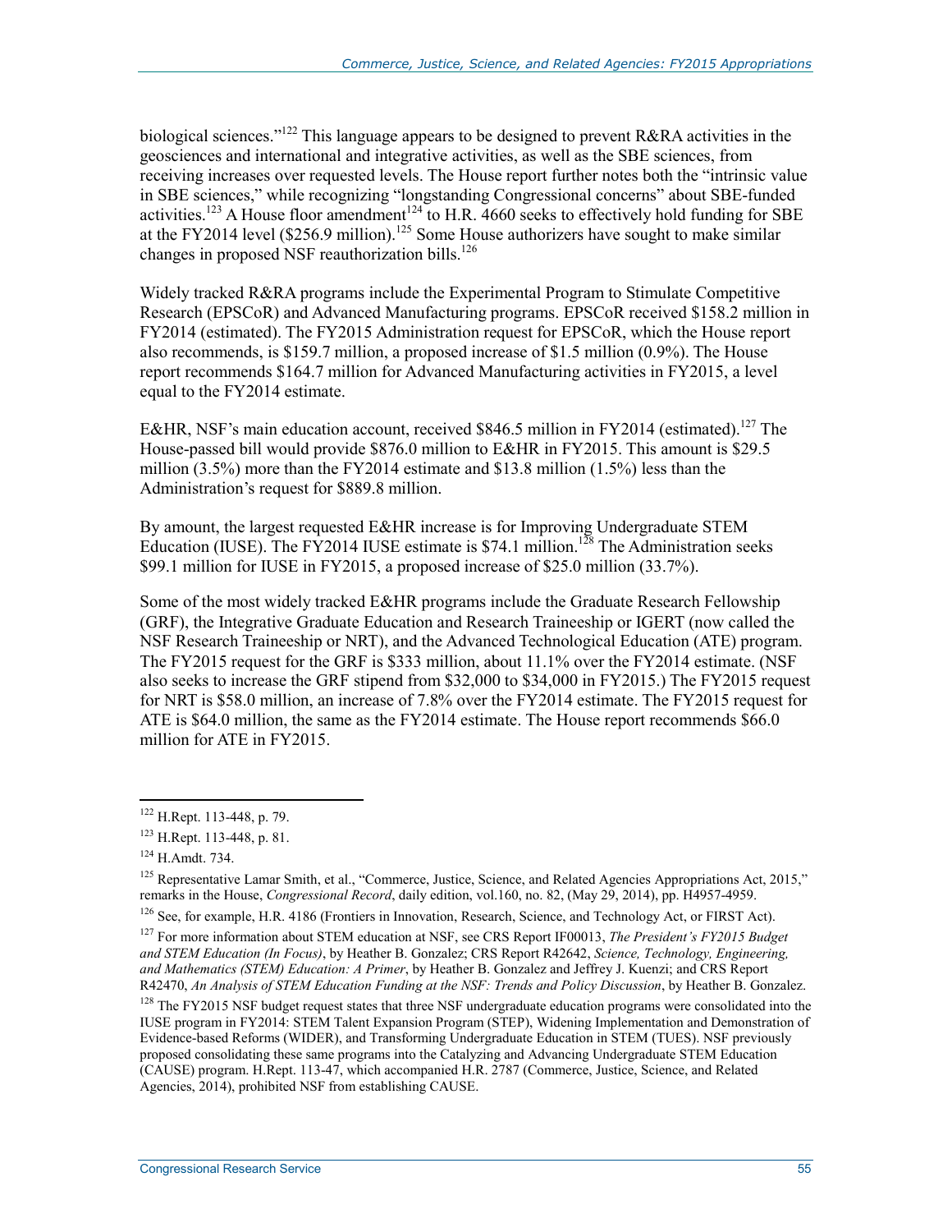biological sciences."[122] This language appears to be designed to prevent R&RA activities in the geosciences and international and integrative activities, as well as the SBE sciences, from receiving increases over requested levels. The House report further notes both the "intrinsic value in SBE sciences," while recognizing "longstanding Congressional concerns" about SBE-funded activities.[123] A House floor amendment[124] to H.R. 4660 seeks to effectively hold funding for SBE at the FY2014 level ($256.9 million).[125] Some House authorizers have sought to make similar changes in proposed NSF reauthorization bills.[126]

Widely tracked R&RA programs include the Experimental Program to Stimulate Competitive Research (EPSCoR) and Advanced Manufacturing programs. EPSCoR received $158.2 million in FY2014 (estimated). The FY2015 Administration request for EPSCoR, which the House report also recommends, is $159.7 million, a proposed increase of $1.5 million (0.9%). The House report recommends $164.7 million for Advanced Manufacturing activities in FY2015, a level equal to the FY2014 estimate.

E&HR, NSF's main education account, received $846.5 million in FY2014 (estimated).[127] The House-passed bill would provide $876.0 million to E&HR in FY2015. This amount is $29.5 million (3.5%) more than the FY2014 estimate and $13.8 million (1.5%) less than the Administration's request for $889.8 million.

By amount, the largest requested E&HR increase is for Improving Undergraduate STEM Education (IUSE). The FY2014 IUSE estimate is $74.1 million.[128] The Administration seeks $99.1 million for IUSE in FY2015, a proposed increase of $25.0 million (33.7%).

Some of the most widely tracked E&HR programs include the Graduate Research Fellowship (GRF), the Integrative Graduate Education and Research Traineeship or IGERT (now called the NSF Research Traineeship or NRT), and the Advanced Technological Education (ATE) program. The FY2015 request for the GRF is $333 million, about 11.1% over the FY2014 estimate. (NSF also seeks to increase the GRF stipend from $32,000 to $34,000 in FY2015.) The FY2015 request for NRT is $58.0 million, an increase of 7.8% over the FY2014 estimate. The FY2015 request for ATE is $64.0 million, the same as the FY2014 estimate. The House report recommends $66.0 million for ATE in FY2015.

---

[122] H.Rept. 113-448, p. 79.

[123] H.Rept. 113-448, p. 81.

[124] H.Amdt. 734.

[125] Representative Lamar Smith, et al., "Commerce, Justice, Science, and Related Agencies Appropriations Act, 2015," remarks in the House, *Congressional Record*, daily edition, vol.160, no. 82, (May 29, 2014), pp. H4957-4959.

[126] See, for example, H.R. 4186 (Frontiers in Innovation, Research, Science, and Technology Act, or FIRST Act).

[127] For more information about STEM education at NSF, see CRS Report IF00013, *The President's FY2015 Budget and STEM Education (In Focus)*, by Heather B. Gonzalez; CRS Report R42642, *Science, Technology, Engineering, and Mathematics (STEM) Education: A Primer*, by Heather B. Gonzalez and Jeffrey J. Kuenzi; and CRS Report R42470, *An Analysis of STEM Education Funding at the NSF: Trends and Policy Discussion*, by Heather B. Gonzalez.

[128] The FY2015 NSF budget request states that three NSF undergraduate education programs were consolidated into the IUSE program in FY2014: STEM Talent Expansion Program (STEP), Widening Implementation and Demonstration of Evidence-based Reforms (WIDER), and Transforming Undergraduate Education in STEM (TUES). NSF previously proposed consolidating these same programs into the Catalyzing and Advancing Undergraduate STEM Education (CAUSE) program. H.Rept. 113-47, which accompanied H.R. 2787 (Commerce, Justice, Science, and Related Agencies, 2014), prohibited NSF from establishing CAUSE.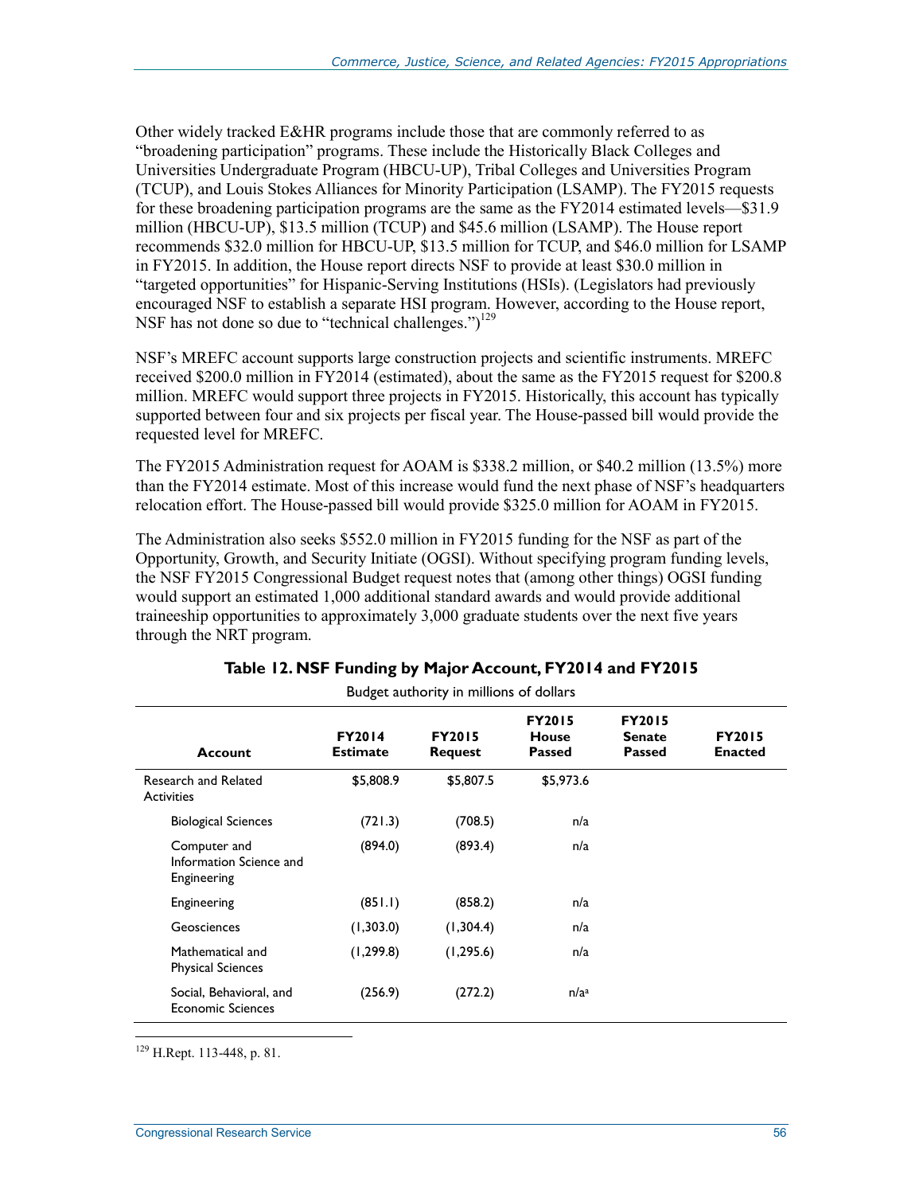Other widely tracked E&HR programs include those that are commonly referred to as "broadening participation" programs. These include the Historically Black Colleges and Universities Undergraduate Program (HBCU-UP), Tribal Colleges and Universities Program (TCUP), and Louis Stokes Alliances for Minority Participation (LSAMP). The FY2015 requests for these broadening participation programs are the same as the FY2014 estimated levels—$31.9 million (HBCU-UP), $13.5 million (TCUP) and $45.6 million (LSAMP). The House report recommends $32.0 million for HBCU-UP, $13.5 million for TCUP, and $46.0 million for LSAMP in FY2015. In addition, the House report directs NSF to provide at least $30.0 million in "targeted opportunities" for Hispanic-Serving Institutions (HSIs). (Legislators had previously encouraged NSF to establish a separate HSI program. However, according to the House report, NSF has not done so due to "technical challenges.")[129]

NSF's MREFC account supports large construction projects and scientific instruments. MREFC received $200.0 million in FY2014 (estimated), about the same as the FY2015 request for $200.8 million. MREFC would support three projects in FY2015. Historically, this account has typically supported between four and six projects per fiscal year. The House-passed bill would provide the requested level for MREFC.

The FY2015 Administration request for AOAM is $338.2 million, or $40.2 million (13.5%) more than the FY2014 estimate. Most of this increase would fund the next phase of NSF's headquarters relocation effort. The House-passed bill would provide $325.0 million for AOAM in FY2015.

The Administration also seeks $552.0 million in FY2015 funding for the NSF as part of the Opportunity, Growth, and Security Initiate (OGSI). Without specifying program funding levels, the NSF FY2015 Congressional Budget request notes that (among other things) OGSI funding would support an estimated 1,000 additional standard awards and would provide additional traineeship opportunities to approximately 3,000 graduate students over the next five years through the NRT program.

**Table 12. NSF Funding by Major Account, FY2014 and FY2015**

Budget authority in millions of dollars

| Account | FY2014 Estimate | FY2015 Request | FY2015 House Passed | FY2015 Senate Passed | FY2015 Enacted |
|---|---|---|---|---|---|
| Research and Related Activities | $5,808.9 | $5,807.5 | $5,973.6 | | |
| Biological Sciences | (721.3) | (708.5) | n/a | | |
| Computer and Information Science and Engineering | (894.0) | (893.4) | n/a | | |
| Engineering | (851.1) | (858.2) | n/a | | |
| Geosciences | (1,303.0) | (1,304.4) | n/a | | |
| Mathematical and Physical Sciences | (1,299.8) | (1,295.6) | n/a | | |
| Social, Behavioral, and Economic Sciences | (256.9) | (272.2) | n/a[a] | | |

[129] H.Rept. 113-448, p. 81.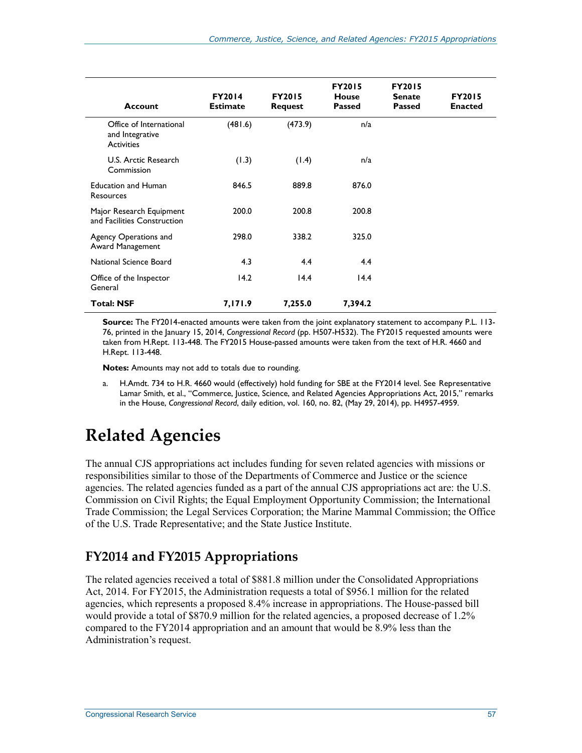| Account | FY2014 Estimate | FY2015 Request | FY2015 House Passed | FY2015 Senate Passed | FY2015 Enacted |
|---|---|---|---|---|---|
| Office of International and Integrative Activities | (481.6) | (473.9) | n/a | | |
| U.S. Arctic Research Commission | (1.3) | (1.4) | n/a | | |
| Education and Human Resources | 846.5 | 889.8 | 876.0 | | |
| Major Research Equipment and Facilities Construction | 200.0 | 200.8 | 200.8 | | |
| Agency Operations and Award Management | 298.0 | 338.2 | 325.0 | | |
| National Science Board | 4.3 | 4.4 | 4.4 | | |
| Office of the Inspector General | 14.2 | 14.4 | 14.4 | | |
| **Total: NSF** | **7,171.9** | **7,255.0** | **7,394.2** | | |

**Source:** The FY2014-enacted amounts were taken from the joint explanatory statement to accompany P.L. 113-76, printed in the January 15, 2014, *Congressional Record* (pp. H507-H532). The FY2015 requested amounts were taken from H.Rept. 113-448. The FY2015 House-passed amounts were taken from the text of H.R. 4660 and H.Rept. 113-448.

**Notes:** Amounts may not add to totals due to rounding.

a. H.Amdt. 734 to H.R. 4660 would (effectively) hold funding for SBE at the FY2014 level. See Representative Lamar Smith, et al., "Commerce, Justice, Science, and Related Agencies Appropriations Act, 2015," remarks in the House, *Congressional Record*, daily edition, vol. 160, no. 82, (May 29, 2014), pp. H4957-4959.

# Related Agencies

The annual CJS appropriations act includes funding for seven related agencies with missions or responsibilities similar to those of the Departments of Commerce and Justice or the science agencies. The related agencies funded as a part of the annual CJS appropriations act are: the U.S. Commission on Civil Rights; the Equal Employment Opportunity Commission; the International Trade Commission; the Legal Services Corporation; the Marine Mammal Commission; the Office of the U.S. Trade Representative; and the State Justice Institute.

## FY2014 and FY2015 Appropriations

The related agencies received a total of $881.8 million under the Consolidated Appropriations Act, 2014. For FY2015, the Administration requests a total of $956.1 million for the related agencies, which represents a proposed 8.4% increase in appropriations. The House-passed bill would provide a total of $870.9 million for the related agencies, a proposed decrease of 1.2% compared to the FY2014 appropriation and an amount that would be 8.9% less than the Administration's request.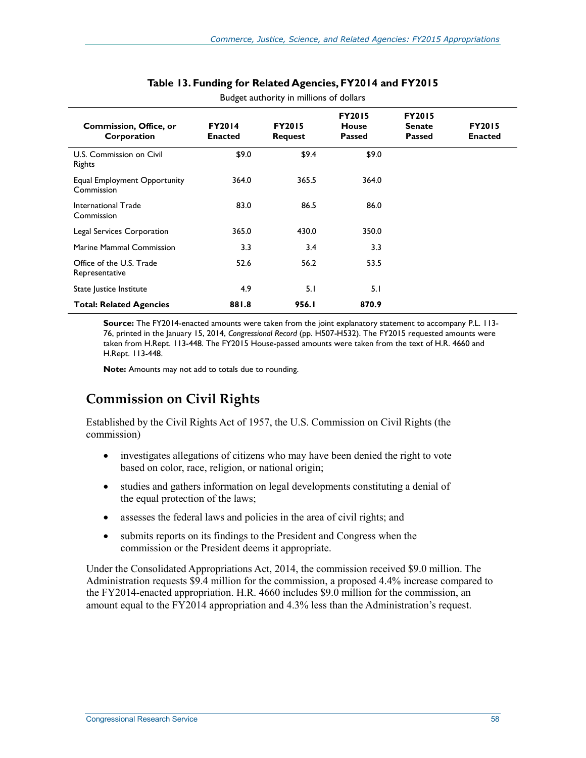**Table 13. Funding for Related Agencies, FY2014 and FY2015**

Budget authority in millions of dollars

| Commission, Office, or Corporation | FY2014 Enacted | FY2015 Request | FY2015 House Passed | FY2015 Senate Passed | FY2015 Enacted |
|---|---|---|---|---|---|
| U.S. Commission on Civil Rights | $9.0 | $9.4 | $9.0 | | |
| Equal Employment Opportunity Commission | 364.0 | 365.5 | 364.0 | | |
| International Trade Commission | 83.0 | 86.5 | 86.0 | | |
| Legal Services Corporation | 365.0 | 430.0 | 350.0 | | |
| Marine Mammal Commission | 3.3 | 3.4 | 3.3 | | |
| Office of the U.S. Trade Representative | 52.6 | 56.2 | 53.5 | | |
| State Justice Institute | 4.9 | 5.1 | 5.1 | | |
| **Total: Related Agencies** | **881.8** | **956.1** | **870.9** | | |

**Source:** The FY2014-enacted amounts were taken from the joint explanatory statement to accompany P.L. 113-76, printed in the January 15, 2014, *Congressional Record* (pp. H507-H532). The FY2015 requested amounts were taken from H.Rept. 113-448. The FY2015 House-passed amounts were taken from the text of H.R. 4660 and H.Rept. 113-448.

**Note:** Amounts may not add to totals due to rounding.

## Commission on Civil Rights

Established by the Civil Rights Act of 1957, the U.S. Commission on Civil Rights (the commission)

- investigates allegations of citizens who may have been denied the right to vote based on color, race, religion, or national origin;
- studies and gathers information on legal developments constituting a denial of the equal protection of the laws;
- assesses the federal laws and policies in the area of civil rights; and
- submits reports on its findings to the President and Congress when the commission or the President deems it appropriate.

Under the Consolidated Appropriations Act, 2014, the commission received $9.0 million. The Administration requests $9.4 million for the commission, a proposed 4.4% increase compared to the FY2014-enacted appropriation. H.R. 4660 includes $9.0 million for the commission, an amount equal to the FY2014 appropriation and 4.3% less than the Administration's request.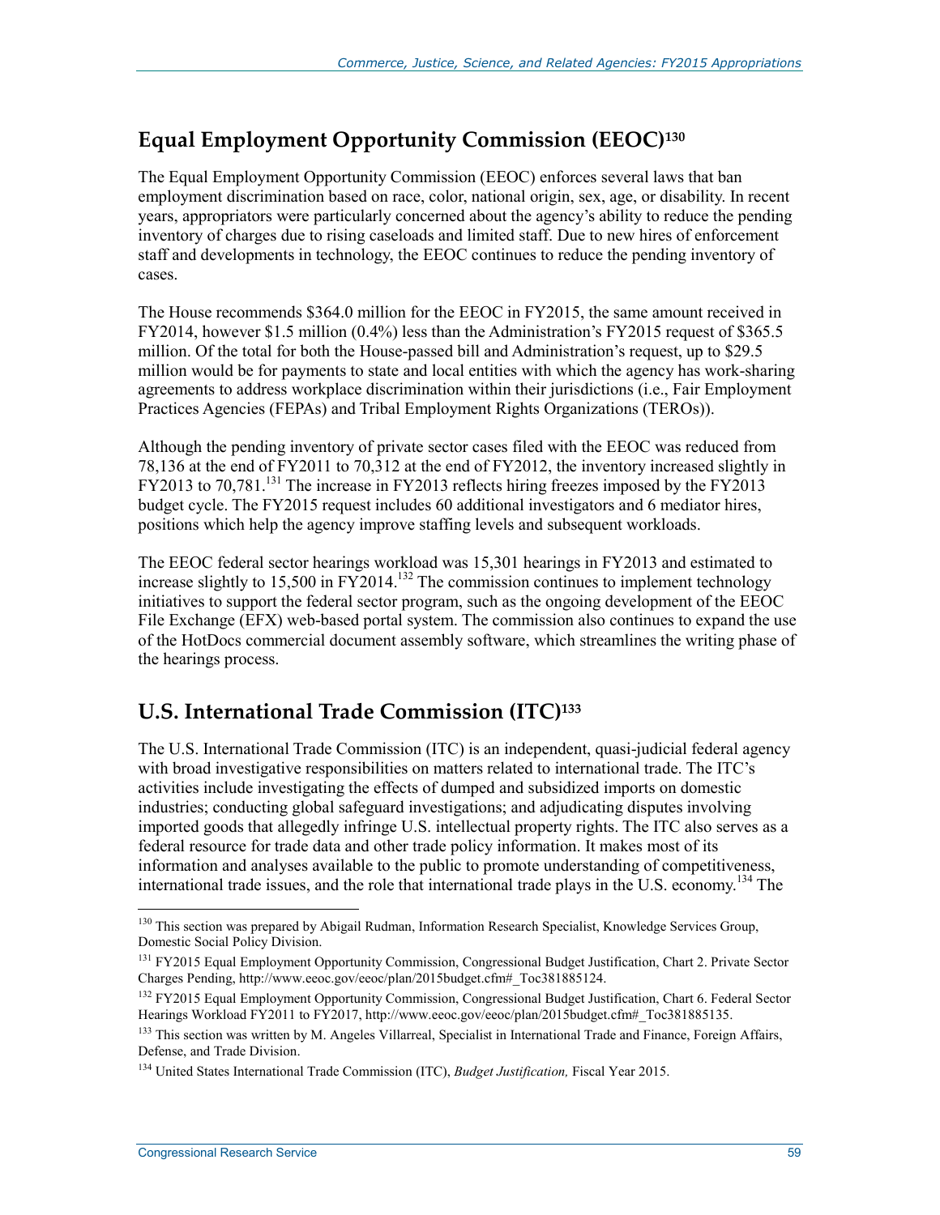## Equal Employment Opportunity Commission (EEOC)[130]

The Equal Employment Opportunity Commission (EEOC) enforces several laws that ban employment discrimination based on race, color, national origin, sex, age, or disability. In recent years, appropriators were particularly concerned about the agency's ability to reduce the pending inventory of charges due to rising caseloads and limited staff. Due to new hires of enforcement staff and developments in technology, the EEOC continues to reduce the pending inventory of cases.

The House recommends $364.0 million for the EEOC in FY2015, the same amount received in FY2014, however $1.5 million (0.4%) less than the Administration's FY2015 request of $365.5 million. Of the total for both the House-passed bill and Administration's request, up to $29.5 million would be for payments to state and local entities with which the agency has work-sharing agreements to address workplace discrimination within their jurisdictions (i.e., Fair Employment Practices Agencies (FEPAs) and Tribal Employment Rights Organizations (TEROs)).

Although the pending inventory of private sector cases filed with the EEOC was reduced from 78,136 at the end of FY2011 to 70,312 at the end of FY2012, the inventory increased slightly in FY2013 to 70,781.[131] The increase in FY2013 reflects hiring freezes imposed by the FY2013 budget cycle. The FY2015 request includes 60 additional investigators and 6 mediator hires, positions which help the agency improve staffing levels and subsequent workloads.

The EEOC federal sector hearings workload was 15,301 hearings in FY2013 and estimated to increase slightly to 15,500 in FY2014.[132] The commission continues to implement technology initiatives to support the federal sector program, such as the ongoing development of the EEOC File Exchange (EFX) web-based portal system. The commission also continues to expand the use of the HotDocs commercial document assembly software, which streamlines the writing phase of the hearings process.

## U.S. International Trade Commission (ITC)[133]

The U.S. International Trade Commission (ITC) is an independent, quasi-judicial federal agency with broad investigative responsibilities on matters related to international trade. The ITC's activities include investigating the effects of dumped and subsidized imports on domestic industries; conducting global safeguard investigations; and adjudicating disputes involving imported goods that allegedly infringe U.S. intellectual property rights. The ITC also serves as a federal resource for trade data and other trade policy information. It makes most of its information and analyses available to the public to promote understanding of competitiveness, international trade issues, and the role that international trade plays in the U.S. economy.[134] The

---

[130] This section was prepared by Abigail Rudman, Information Research Specialist, Knowledge Services Group, Domestic Social Policy Division.

[131] FY2015 Equal Employment Opportunity Commission, Congressional Budget Justification, Chart 2. Private Sector Charges Pending, http://www.eeoc.gov/eeoc/plan/2015budget.cfm#_Toc381885124.

[132] FY2015 Equal Employment Opportunity Commission, Congressional Budget Justification, Chart 6. Federal Sector Hearings Workload FY2011 to FY2017, http://www.eeoc.gov/eeoc/plan/2015budget.cfm#_Toc381885135.

[133] This section was written by M. Angeles Villarreal, Specialist in International Trade and Finance, Foreign Affairs, Defense, and Trade Division.

[134] United States International Trade Commission (ITC), *Budget Justification,* Fiscal Year 2015.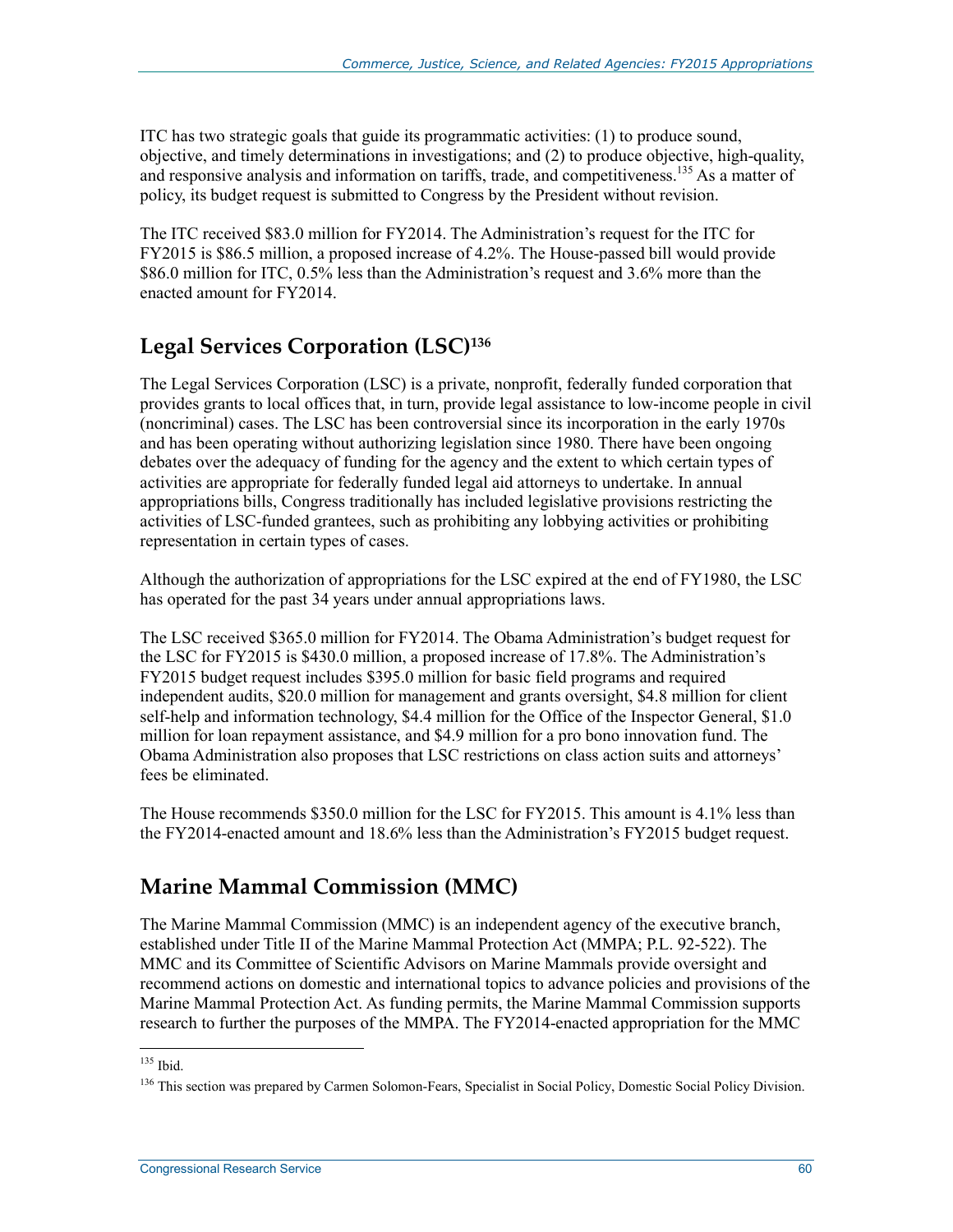ITC has two strategic goals that guide its programmatic activities: (1) to produce sound, objective, and timely determinations in investigations; and (2) to produce objective, high-quality, and responsive analysis and information on tariffs, trade, and competitiveness.[135] As a matter of policy, its budget request is submitted to Congress by the President without revision.

The ITC received $83.0 million for FY2014. The Administration's request for the ITC for FY2015 is $86.5 million, a proposed increase of 4.2%. The House-passed bill would provide $86.0 million for ITC, 0.5% less than the Administration's request and 3.6% more than the enacted amount for FY2014.

## Legal Services Corporation (LSC)[136]

The Legal Services Corporation (LSC) is a private, nonprofit, federally funded corporation that provides grants to local offices that, in turn, provide legal assistance to low-income people in civil (noncriminal) cases. The LSC has been controversial since its incorporation in the early 1970s and has been operating without authorizing legislation since 1980. There have been ongoing debates over the adequacy of funding for the agency and the extent to which certain types of activities are appropriate for federally funded legal aid attorneys to undertake. In annual appropriations bills, Congress traditionally has included legislative provisions restricting the activities of LSC-funded grantees, such as prohibiting any lobbying activities or prohibiting representation in certain types of cases.

Although the authorization of appropriations for the LSC expired at the end of FY1980, the LSC has operated for the past 34 years under annual appropriations laws.

The LSC received $365.0 million for FY2014. The Obama Administration's budget request for the LSC for FY2015 is $430.0 million, a proposed increase of 17.8%. The Administration's FY2015 budget request includes $395.0 million for basic field programs and required independent audits, $20.0 million for management and grants oversight, $4.8 million for client self-help and information technology, $4.4 million for the Office of the Inspector General, $1.0 million for loan repayment assistance, and $4.9 million for a pro bono innovation fund. The Obama Administration also proposes that LSC restrictions on class action suits and attorneys' fees be eliminated.

The House recommends $350.0 million for the LSC for FY2015. This amount is 4.1% less than the FY2014-enacted amount and 18.6% less than the Administration's FY2015 budget request.

## Marine Mammal Commission (MMC)

The Marine Mammal Commission (MMC) is an independent agency of the executive branch, established under Title II of the Marine Mammal Protection Act (MMPA; P.L. 92-522). The MMC and its Committee of Scientific Advisors on Marine Mammals provide oversight and recommend actions on domestic and international topics to advance policies and provisions of the Marine Mammal Protection Act. As funding permits, the Marine Mammal Commission supports research to further the purposes of the MMPA. The FY2014-enacted appropriation for the MMC

---

[135] Ibid.

[136] This section was prepared by Carmen Solomon-Fears, Specialist in Social Policy, Domestic Social Policy Division.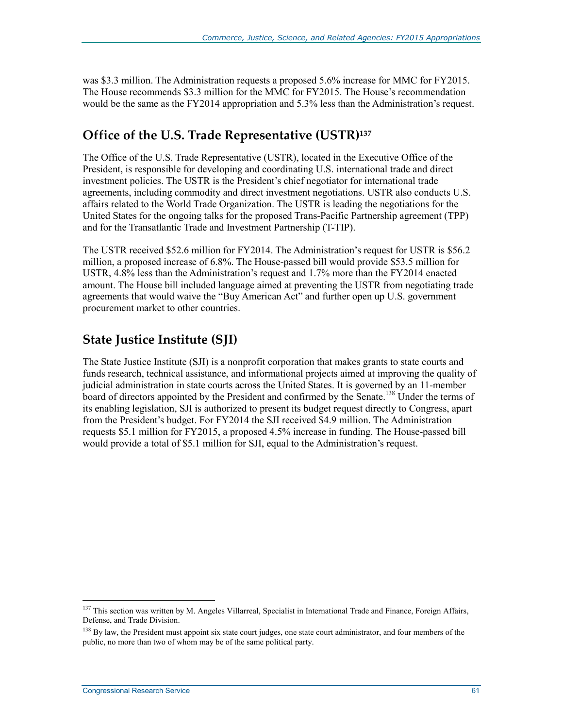was $3.3 million. The Administration requests a proposed 5.6% increase for MMC for FY2015. The House recommends $3.3 million for the MMC for FY2015. The House's recommendation would be the same as the FY2014 appropriation and 5.3% less than the Administration's request.

## Office of the U.S. Trade Representative (USTR)[137]

The Office of the U.S. Trade Representative (USTR), located in the Executive Office of the President, is responsible for developing and coordinating U.S. international trade and direct investment policies. The USTR is the President's chief negotiator for international trade agreements, including commodity and direct investment negotiations. USTR also conducts U.S. affairs related to the World Trade Organization. The USTR is leading the negotiations for the United States for the ongoing talks for the proposed Trans-Pacific Partnership agreement (TPP) and for the Transatlantic Trade and Investment Partnership (T-TIP).

The USTR received $52.6 million for FY2014. The Administration's request for USTR is $56.2 million, a proposed increase of 6.8%. The House-passed bill would provide $53.5 million for USTR, 4.8% less than the Administration's request and 1.7% more than the FY2014 enacted amount. The House bill included language aimed at preventing the USTR from negotiating trade agreements that would waive the "Buy American Act" and further open up U.S. government procurement market to other countries.

## State Justice Institute (SJI)

The State Justice Institute (SJI) is a nonprofit corporation that makes grants to state courts and funds research, technical assistance, and informational projects aimed at improving the quality of judicial administration in state courts across the United States. It is governed by an 11-member board of directors appointed by the President and confirmed by the Senate.[138] Under the terms of its enabling legislation, SJI is authorized to present its budget request directly to Congress, apart from the President's budget. For FY2014 the SJI received $4.9 million. The Administration requests $5.1 million for FY2015, a proposed 4.5% increase in funding. The House-passed bill would provide a total of $5.1 million for SJI, equal to the Administration's request.

---

[137] This section was written by M. Angeles Villarreal, Specialist in International Trade and Finance, Foreign Affairs, Defense, and Trade Division.

[138] By law, the President must appoint six state court judges, one state court administrator, and four members of the public, no more than two of whom may be of the same political party.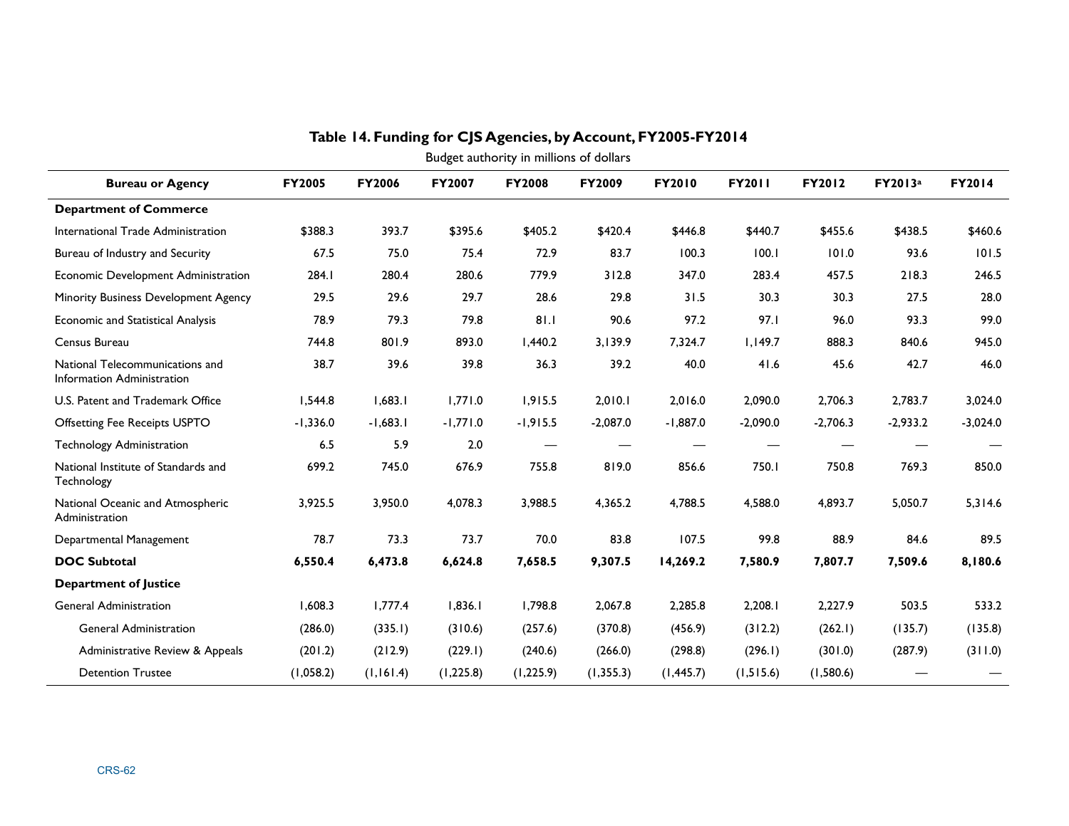**Table 14. Funding for CJS Agencies, by Account, FY2005-FY2014**

Budget authority in millions of dollars

| Bureau or Agency | FY2005 | FY2006 | FY2007 | FY2008 | FY2009 | FY2010 | FY2011 | FY2012 | FY2013[a] | FY2014 |
|---|---|---|---|---|---|---|---|---|---|---|
| **Department of Commerce** | | | | | | | | | | |
| International Trade Administration | $388.3 | 393.7 | $395.6 | $405.2 | $420.4 | $446.8 | $440.7 | $455.6 | $438.5 | $460.6 |
| Bureau of Industry and Security | 67.5 | 75.0 | 75.4 | 72.9 | 83.7 | 100.3 | 100.1 | 101.0 | 93.6 | 101.5 |
| Economic Development Administration | 284.1 | 280.4 | 280.6 | 779.9 | 312.8 | 347.0 | 283.4 | 457.5 | 218.3 | 246.5 |
| Minority Business Development Agency | 29.5 | 29.6 | 29.7 | 28.6 | 29.8 | 31.5 | 30.3 | 30.3 | 27.5 | 28.0 |
| Economic and Statistical Analysis | 78.9 | 79.3 | 79.8 | 81.1 | 90.6 | 97.2 | 97.1 | 96.0 | 93.3 | 99.0 |
| Census Bureau | 744.8 | 801.9 | 893.0 | 1,440.2 | 3,139.9 | 7,324.7 | 1,149.7 | 888.3 | 840.6 | 945.0 |
| National Telecommunications and Information Administration | 38.7 | 39.6 | 39.8 | 36.3 | 39.2 | 40.0 | 41.6 | 45.6 | 42.7 | 46.0 |
| U.S. Patent and Trademark Office | 1,544.8 | 1,683.1 | 1,771.0 | 1,915.5 | 2,010.1 | 2,016.0 | 2,090.0 | 2,706.3 | 2,783.7 | 3,024.0 |
| Offsetting Fee Receipts USPTO | -1,336.0 | -1,683.1 | -1,771.0 | -1,915.5 | -2,087.0 | -1,887.0 | -2,090.0 | -2,706.3 | -2,933.2 | -3,024.0 |
| Technology Administration | 6.5 | 5.9 | 2.0 | — | — | — | — | — | — | — |
| National Institute of Standards and Technology | 699.2 | 745.0 | 676.9 | 755.8 | 819.0 | 856.6 | 750.1 | 750.8 | 769.3 | 850.0 |
| National Oceanic and Atmospheric Administration | 3,925.5 | 3,950.0 | 4,078.3 | 3,988.5 | 4,365.2 | 4,788.5 | 4,588.0 | 4,893.7 | 5,050.7 | 5,314.6 |
| Departmental Management | 78.7 | 73.3 | 73.7 | 70.0 | 83.8 | 107.5 | 99.8 | 88.9 | 84.6 | 89.5 |
| **DOC Subtotal** | **6,550.4** | **6,473.8** | **6,624.8** | **7,658.5** | **9,307.5** | **14,269.2** | **7,580.9** | **7,807.7** | **7,509.6** | **8,180.6** |
| **Department of Justice** | | | | | | | | | | |
| General Administration | 1,608.3 | 1,777.4 | 1,836.1 | 1,798.8 | 2,067.8 | 2,285.8 | 2,208.1 | 2,227.9 | 503.5 | 533.2 |
| General Administration | (286.0) | (335.1) | (310.6) | (257.6) | (370.8) | (456.9) | (312.2) | (262.1) | (135.7) | (135.8) |
| Administrative Review & Appeals | (201.2) | (212.9) | (229.1) | (240.6) | (266.0) | (298.8) | (296.1) | (301.0) | (287.9) | (311.0) |
| Detention Trustee | (1,058.2) | (1,161.4) | (1,225.8) | (1,225.9) | (1,355.3) | (1,445.7) | (1,515.6) | (1,580.6) | — | — |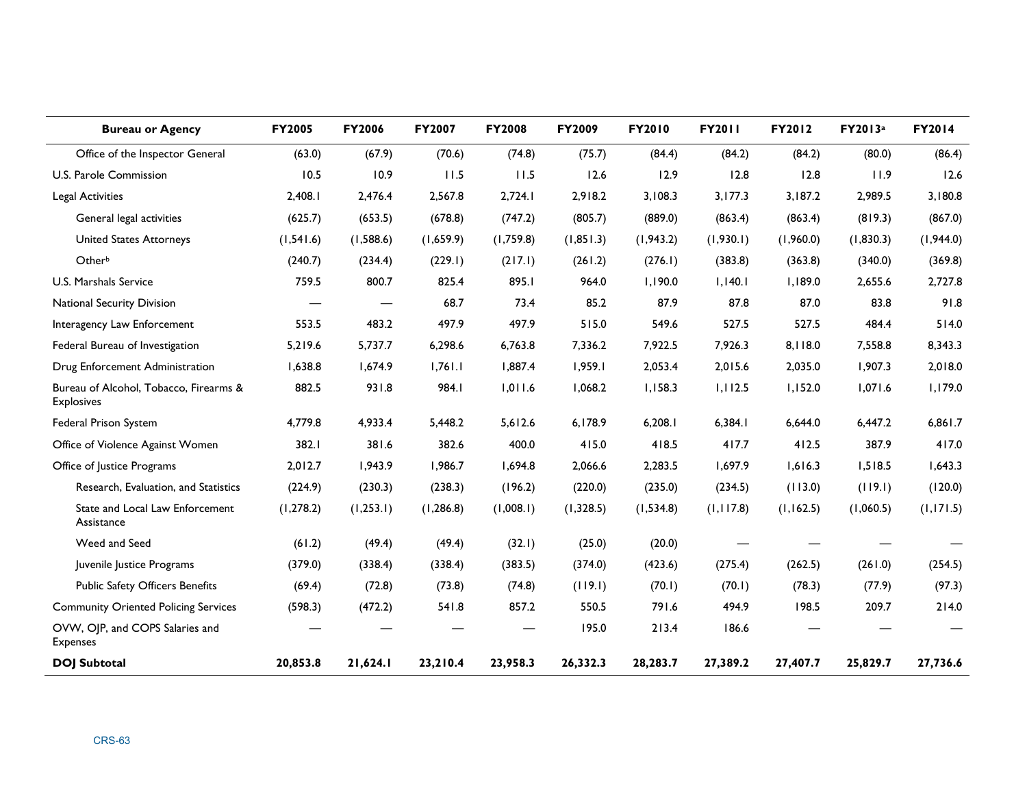| Bureau or Agency | FY2005 | FY2006 | FY2007 | FY2008 | FY2009 | FY2010 | FY2011 | FY2012 | FY2013[a] | FY2014 |
|---|---|---|---|---|---|---|---|---|---|---|
| Office of the Inspector General | (63.0) | (67.9) | (70.6) | (74.8) | (75.7) | (84.4) | (84.2) | (84.2) | (80.0) | (86.4) |
| U.S. Parole Commission | 10.5 | 10.9 | 11.5 | 11.5 | 12.6 | 12.9 | 12.8 | 12.8 | 11.9 | 12.6 |
| Legal Activities | 2,408.1 | 2,476.4 | 2,567.8 | 2,724.1 | 2,918.2 | 3,108.3 | 3,177.3 | 3,187.2 | 2,989.5 | 3,180.8 |
| General legal activities | (625.7) | (653.5) | (678.8) | (747.2) | (805.7) | (889.0) | (863.4) | (863.4) | (819.3) | (867.0) |
| United States Attorneys | (1,541.6) | (1,588.6) | (1,659.9) | (1,759.8) | (1,851.3) | (1,943.2) | (1,930.1) | (1,960.0) | (1,830.3) | (1,944.0) |
| Other[b] | (240.7) | (234.4) | (229.1) | (217.1) | (261.2) | (276.1) | (383.8) | (363.8) | (340.0) | (369.8) |
| U.S. Marshals Service | 759.5 | 800.7 | 825.4 | 895.1 | 964.0 | 1,190.0 | 1,140.1 | 1,189.0 | 2,655.6 | 2,727.8 |
| National Security Division | — | — | 68.7 | 73.4 | 85.2 | 87.9 | 87.8 | 87.0 | 83.8 | 91.8 |
| Interagency Law Enforcement | 553.5 | 483.2 | 497.9 | 497.9 | 515.0 | 549.6 | 527.5 | 527.5 | 484.4 | 514.0 |
| Federal Bureau of Investigation | 5,219.6 | 5,737.7 | 6,298.6 | 6,763.8 | 7,336.2 | 7,922.5 | 7,926.3 | 8,118.0 | 7,558.8 | 8,343.3 |
| Drug Enforcement Administration | 1,638.8 | 1,674.9 | 1,761.1 | 1,887.4 | 1,959.1 | 2,053.4 | 2,015.6 | 2,035.0 | 1,907.3 | 2,018.0 |
| Bureau of Alcohol, Tobacco, Firearms & Explosives | 882.5 | 931.8 | 984.1 | 1,011.6 | 1,068.2 | 1,158.3 | 1,112.5 | 1,152.0 | 1,071.6 | 1,179.0 |
| Federal Prison System | 4,779.8 | 4,933.4 | 5,448.2 | 5,612.6 | 6,178.9 | 6,208.1 | 6,384.1 | 6,644.0 | 6,447.2 | 6,861.7 |
| Office of Violence Against Women | 382.1 | 381.6 | 382.6 | 400.0 | 415.0 | 418.5 | 417.7 | 412.5 | 387.9 | 417.0 |
| Office of Justice Programs | 2,012.7 | 1,943.9 | 1,986.7 | 1,694.8 | 2,066.6 | 2,283.5 | 1,697.9 | 1,616.3 | 1,518.5 | 1,643.3 |
| Research, Evaluation, and Statistics | (224.9) | (230.3) | (238.3) | (196.2) | (220.0) | (235.0) | (234.5) | (113.0) | (119.1) | (120.0) |
| State and Local Law Enforcement Assistance | (1,278.2) | (1,253.1) | (1,286.8) | (1,008.1) | (1,328.5) | (1,534.8) | (1,117.8) | (1,162.5) | (1,060.5) | (1,171.5) |
| Weed and Seed | (61.2) | (49.4) | (49.4) | (32.1) | (25.0) | (20.0) | — | — | — | — |
| Juvenile Justice Programs | (379.0) | (338.4) | (338.4) | (383.5) | (374.0) | (423.6) | (275.4) | (262.5) | (261.0) | (254.5) |
| Public Safety Officers Benefits | (69.4) | (72.8) | (73.8) | (74.8) | (119.1) | (70.1) | (70.1) | (78.3) | (77.9) | (97.3) |
| Community Oriented Policing Services | (598.3) | (472.2) | 541.8 | 857.2 | 550.5 | 791.6 | 494.9 | 198.5 | 209.7 | 214.0 |
| OVW, OJP, and COPS Salaries and Expenses | — | — | — | — | 195.0 | 213.4 | 186.6 | — | — | — |
| **DOJ Subtotal** | **20,853.8** | **21,624.1** | **23,210.4** | **23,958.3** | **26,332.3** | **28,283.7** | **27,389.2** | **27,407.7** | **25,829.7** | **27,736.6** |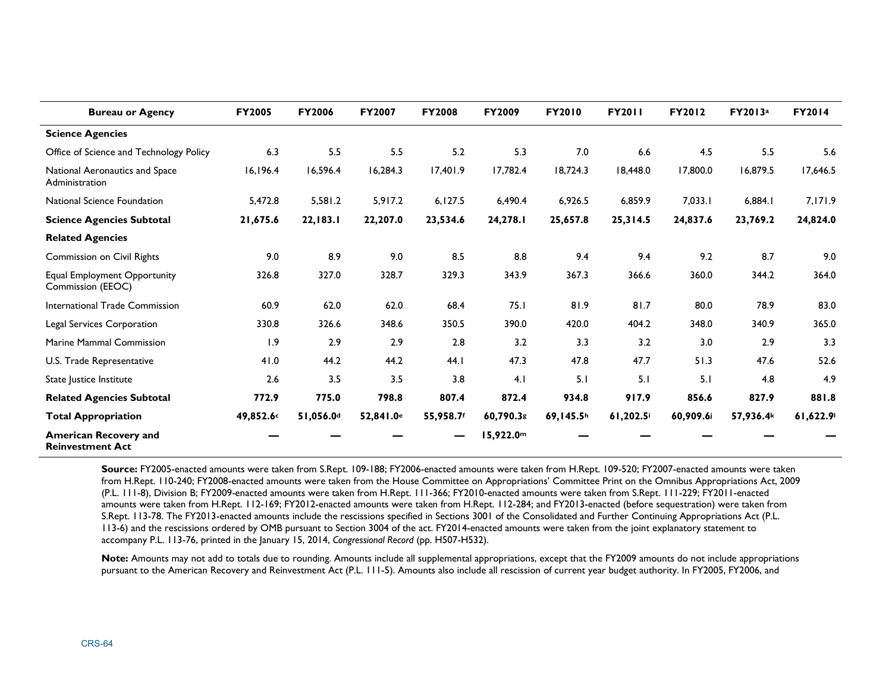| Bureau or Agency | FY2005 | FY2006 | FY2007 | FY2008 | FY2009 | FY2010 | FY2011 | FY2012 | FY2013[a] | FY2014 |
|---|---|---|---|---|---|---|---|---|---|---|
| **Science Agencies** | | | | | | | | | | |
| Office of Science and Technology Policy | 6.3 | 5.5 | 5.5 | 5.2 | 5.3 | 7.0 | 6.6 | 4.5 | 5.5 | 5.6 |
| National Aeronautics and Space Administration | 16,196.4 | 16,596.4 | 16,284.3 | 17,401.9 | 17,782.4 | 18,724.3 | 18,448.0 | 17,800.0 | 16,879.5 | 17,646.5 |
| National Science Foundation | 5,472.8 | 5,581.2 | 5,917.2 | 6,127.5 | 6,490.4 | 6,926.5 | 6,859.9 | 7,033.1 | 6,884.1 | 7,171.9 |
| **Science Agencies Subtotal** | **21,675.6** | **22,183.1** | **22,207.0** | **23,534.6** | **24,278.1** | **25,657.8** | **25,314.5** | **24,837.6** | **23,769.2** | **24,824.0** |
| **Related Agencies** | | | | | | | | | | |
| Commission on Civil Rights | 9.0 | 8.9 | 9.0 | 8.5 | 8.8 | 9.4 | 9.4 | 9.2 | 8.7 | 9.0 |
| Equal Employment Opportunity Commission (EEOC) | 326.8 | 327.0 | 328.7 | 329.3 | 343.9 | 367.3 | 366.6 | 360.0 | 344.2 | 364.0 |
| International Trade Commission | 60.9 | 62.0 | 62.0 | 68.4 | 75.1 | 81.9 | 81.7 | 80.0 | 78.9 | 83.0 |
| Legal Services Corporation | 330.8 | 326.6 | 348.6 | 350.5 | 390.0 | 420.0 | 404.2 | 348.0 | 340.9 | 365.0 |
| Marine Mammal Commission | 1.9 | 2.9 | 2.9 | 2.8 | 3.2 | 3.3 | 3.2 | 3.0 | 2.9 | 3.3 |
| U.S. Trade Representative | 41.0 | 44.2 | 44.2 | 44.1 | 47.3 | 47.8 | 47.7 | 51.3 | 47.6 | 52.6 |
| State Justice Institute | 2.6 | 3.5 | 3.5 | 3.8 | 4.1 | 5.1 | 5.1 | 5.1 | 4.8 | 4.9 |
| **Related Agencies Subtotal** | **772.9** | **775.0** | **798.8** | **807.4** | **872.4** | **934.8** | **917.9** | **856.6** | **827.9** | **881.8** |
| **Total Appropriation** | **49,852.6**[c] | **51,056.0**[d] | **52,841.0**[e] | **55,958.7**[f] | **60,790.3**[g] | **69,145.5**[h] | **61,202.5**[i] | **60,909.6**[j] | **57,936.4**[k] | **61,622.9**[l] |
| **American Recovery and Reinvestment Act** | — | — | — | — | **15,922.0**[m] | — | — | — | — | — |

**Source:** FY2005-enacted amounts were taken from S.Rept. 109-188; FY2006-enacted amounts were taken from H.Rept. 109-520; FY2007-enacted amounts were taken from H.Rept. 110-240; FY2008-enacted amounts were taken from the House Committee on Appropriations' Committee Print on the Omnibus Appropriations Act, 2009 (P.L. 111-8), Division B; FY2009-enacted amounts were taken from H.Rept. 111-366; FY2010-enacted amounts were taken from S.Rept. 111-229; FY2011-enacted amounts were taken from H.Rept. 112-169; FY2012-enacted amounts were taken from H.Rept. 112-284; and FY2013-enacted (before sequestration) were taken from S.Rept. 113-78. The FY2013-enacted amounts include the rescissions specified in Sections 3001 of the Consolidated and Further Continuing Appropriations Act (P.L. 113-6) and the rescissions ordered by OMB pursuant to Section 3004 of the act. FY2014-enacted amounts were taken from the joint explanatory statement to accompany P.L. 113-76, printed in the January 15, 2014, *Congressional Record* (pp. H507-H532).

**Note:** Amounts may not add to totals due to rounding. Amounts include all supplemental appropriations, except that the FY2009 amounts do not include appropriations pursuant to the American Recovery and Reinvestment Act (P.L. 111-5). Amounts also include all rescission of current year budget authority. In FY2005, FY2006, and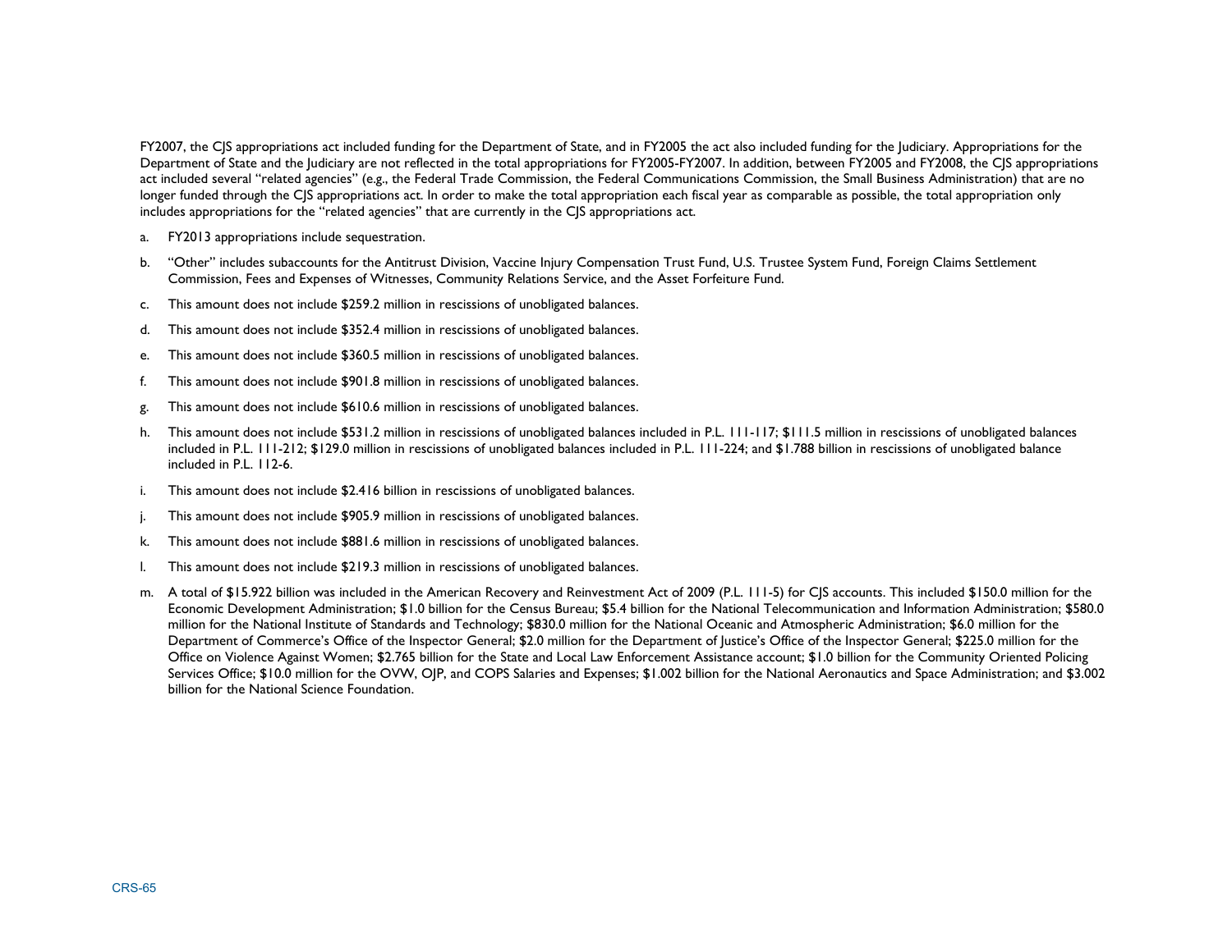FY2007, the CJS appropriations act included funding for the Department of State, and in FY2005 the act also included funding for the Judiciary. Appropriations for the Department of State and the Judiciary are not reflected in the total appropriations for FY2005-FY2007. In addition, between FY2005 and FY2008, the CJS appropriations act included several "related agencies" (e.g., the Federal Trade Commission, the Federal Communications Commission, the Small Business Administration) that are no longer funded through the CJS appropriations act. In order to make the total appropriation each fiscal year as comparable as possible, the total appropriation only includes appropriations for the "related agencies" that are currently in the CJS appropriations act.

a. FY2013 appropriations include sequestration.

b. "Other" includes subaccounts for the Antitrust Division, Vaccine Injury Compensation Trust Fund, U.S. Trustee System Fund, Foreign Claims Settlement Commission, Fees and Expenses of Witnesses, Community Relations Service, and the Asset Forfeiture Fund.

c. This amount does not include $259.2 million in rescissions of unobligated balances.

d. This amount does not include $352.4 million in rescissions of unobligated balances.

e. This amount does not include $360.5 million in rescissions of unobligated balances.

f. This amount does not include $901.8 million in rescissions of unobligated balances.

g. This amount does not include $610.6 million in rescissions of unobligated balances.

h. This amount does not include $531.2 million in rescissions of unobligated balances included in P.L. 111-117; $111.5 million in rescissions of unobligated balances included in P.L. 111-212; $129.0 million in rescissions of unobligated balances included in P.L. 111-224; and $1.788 billion in rescissions of unobligated balance included in P.L. 112-6.

i. This amount does not include $2.416 billion in rescissions of unobligated balances.

j. This amount does not include $905.9 million in rescissions of unobligated balances.

k. This amount does not include $881.6 million in rescissions of unobligated balances.

l. This amount does not include $219.3 million in rescissions of unobligated balances.

m. A total of $15.922 billion was included in the American Recovery and Reinvestment Act of 2009 (P.L. 111-5) for CJS accounts. This included $150.0 million for the Economic Development Administration; $1.0 billion for the Census Bureau; $5.4 billion for the National Telecommunication and Information Administration; $580.0 million for the National Institute of Standards and Technology; $830.0 million for the National Oceanic and Atmospheric Administration; $6.0 million for the Department of Commerce's Office of the Inspector General; $2.0 million for the Department of Justice's Office of the Inspector General; $225.0 million for the Office on Violence Against Women; $2.765 billion for the State and Local Law Enforcement Assistance account; $1.0 billion for the Community Oriented Policing Services Office; $10.0 million for the OVW, OJP, and COPS Salaries and Expenses; $1.002 billion for the National Aeronautics and Space Administration; and $3.002 billion for the National Science Foundation.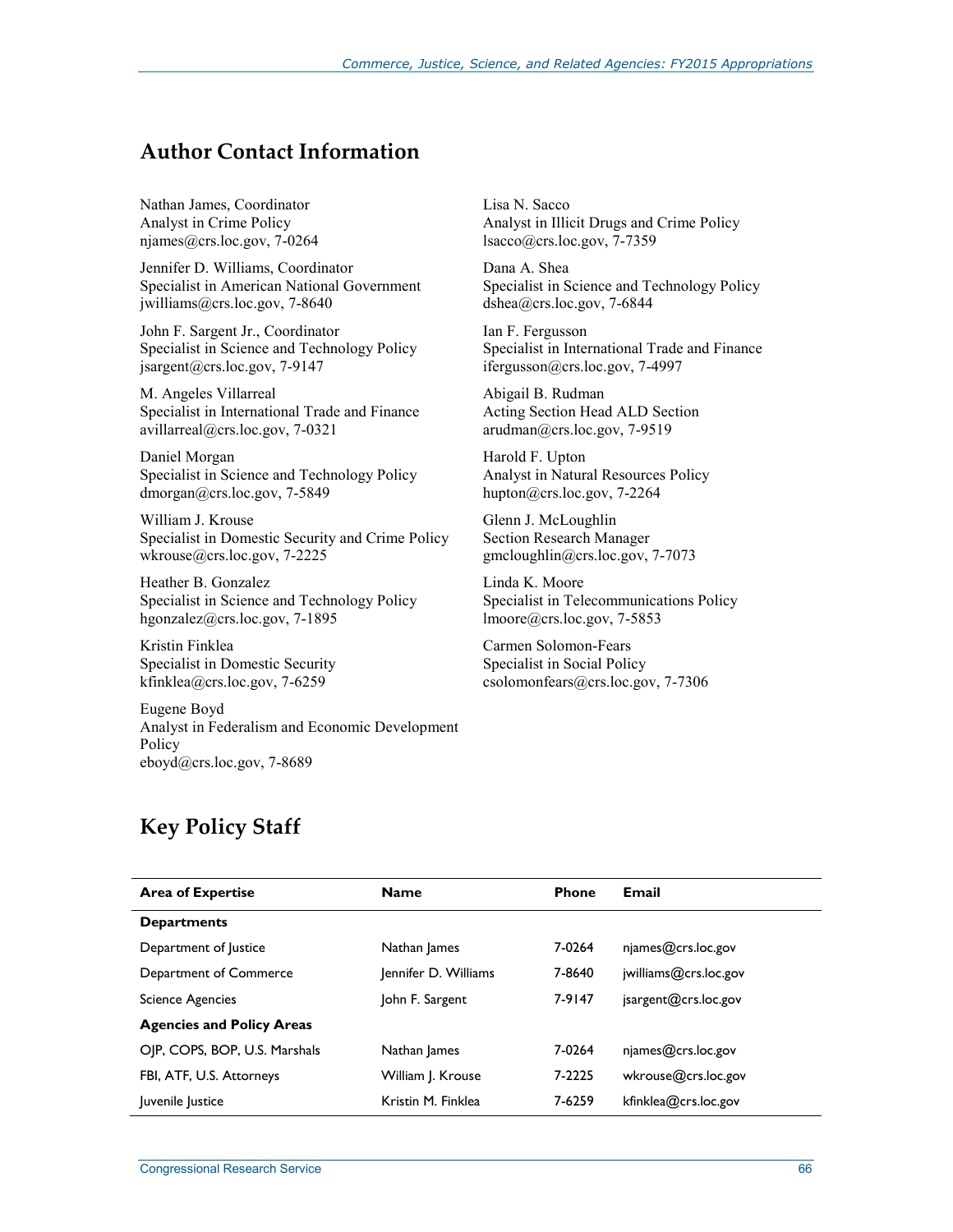## Author Contact Information

Nathan James, Coordinator
Analyst in Crime Policy
njames@crs.loc.gov, 7-0264

Jennifer D. Williams, Coordinator
Specialist in American National Government
jwilliams@crs.loc.gov, 7-8640

John F. Sargent Jr., Coordinator
Specialist in Science and Technology Policy
jsargent@crs.loc.gov, 7-9147

M. Angeles Villarreal
Specialist in International Trade and Finance
avillarreal@crs.loc.gov, 7-0321

Daniel Morgan
Specialist in Science and Technology Policy
dmorgan@crs.loc.gov, 7-5849

William J. Krouse
Specialist in Domestic Security and Crime Policy
wkrouse@crs.loc.gov, 7-2225

Heather B. Gonzalez
Specialist in Science and Technology Policy
hgonzalez@crs.loc.gov, 7-1895

Kristin Finklea
Specialist in Domestic Security
kfinklea@crs.loc.gov, 7-6259

Eugene Boyd
Analyst in Federalism and Economic Development Policy
eboyd@crs.loc.gov, 7-8689

Lisa N. Sacco
Analyst in Illicit Drugs and Crime Policy
lsacco@crs.loc.gov, 7-7359

Dana A. Shea
Specialist in Science and Technology Policy
dshea@crs.loc.gov, 7-6844

Ian F. Fergusson
Specialist in International Trade and Finance
ifergusson@crs.loc.gov, 7-4997

Abigail B. Rudman
Acting Section Head ALD Section
arudman@crs.loc.gov, 7-9519

Harold F. Upton
Analyst in Natural Resources Policy
hupton@crs.loc.gov, 7-2264

Glenn J. McLoughlin
Section Research Manager
gmcloughlin@crs.loc.gov, 7-7073

Linda K. Moore
Specialist in Telecommunications Policy
lmoore@crs.loc.gov, 7-5853

Carmen Solomon-Fears
Specialist in Social Policy
csolomonfears@crs.loc.gov, 7-7306

## Key Policy Staff

| Area of Expertise | Name | Phone | Email |
|---|---|---|---|
| **Departments** | | | |
| Department of Justice | Nathan James | 7-0264 | njames@crs.loc.gov |
| Department of Commerce | Jennifer D. Williams | 7-8640 | jwilliams@crs.loc.gov |
| Science Agencies | John F. Sargent | 7-9147 | jsargent@crs.loc.gov |
| **Agencies and Policy Areas** | | | |
| OJP, COPS, BOP, U.S. Marshals | Nathan James | 7-0264 | njames@crs.loc.gov |
| FBI, ATF, U.S. Attorneys | William J. Krouse | 7-2225 | wkrouse@crs.loc.gov |
| Juvenile Justice | Kristin M. Finklea | 7-6259 | kfinklea@crs.loc.gov |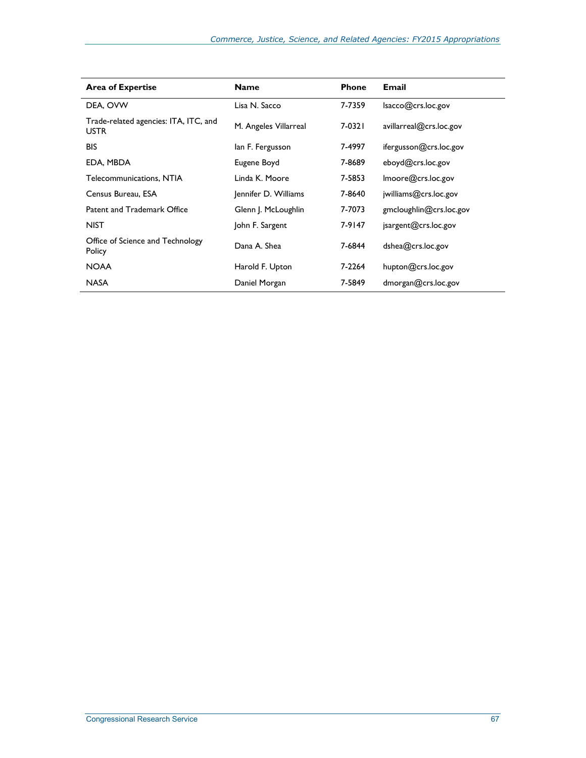| Area of Expertise | Name | Phone | Email |
|---|---|---|---|
| DEA, OVW | Lisa N. Sacco | 7-7359 | lsacco@crs.loc.gov |
| Trade-related agencies: ITA, ITC, and USTR | M. Angeles Villarreal | 7-0321 | avillarreal@crs.loc.gov |
| BIS | Ian F. Fergusson | 7-4997 | ifergusson@crs.loc.gov |
| EDA, MBDA | Eugene Boyd | 7-8689 | eboyd@crs.loc.gov |
| Telecommunications, NTIA | Linda K. Moore | 7-5853 | lmoore@crs.loc.gov |
| Census Bureau, ESA | Jennifer D. Williams | 7-8640 | jwilliams@crs.loc.gov |
| Patent and Trademark Office | Glenn J. McLoughlin | 7-7073 | gmcloughlin@crs.loc.gov |
| NIST | John F. Sargent | 7-9147 | jsargent@crs.loc.gov |
| Office of Science and Technology Policy | Dana A. Shea | 7-6844 | dshea@crs.loc.gov |
| NOAA | Harold F. Upton | 7-2264 | hupton@crs.loc.gov |
| NASA | Daniel Morgan | 7-5849 | dmorgan@crs.loc.gov |